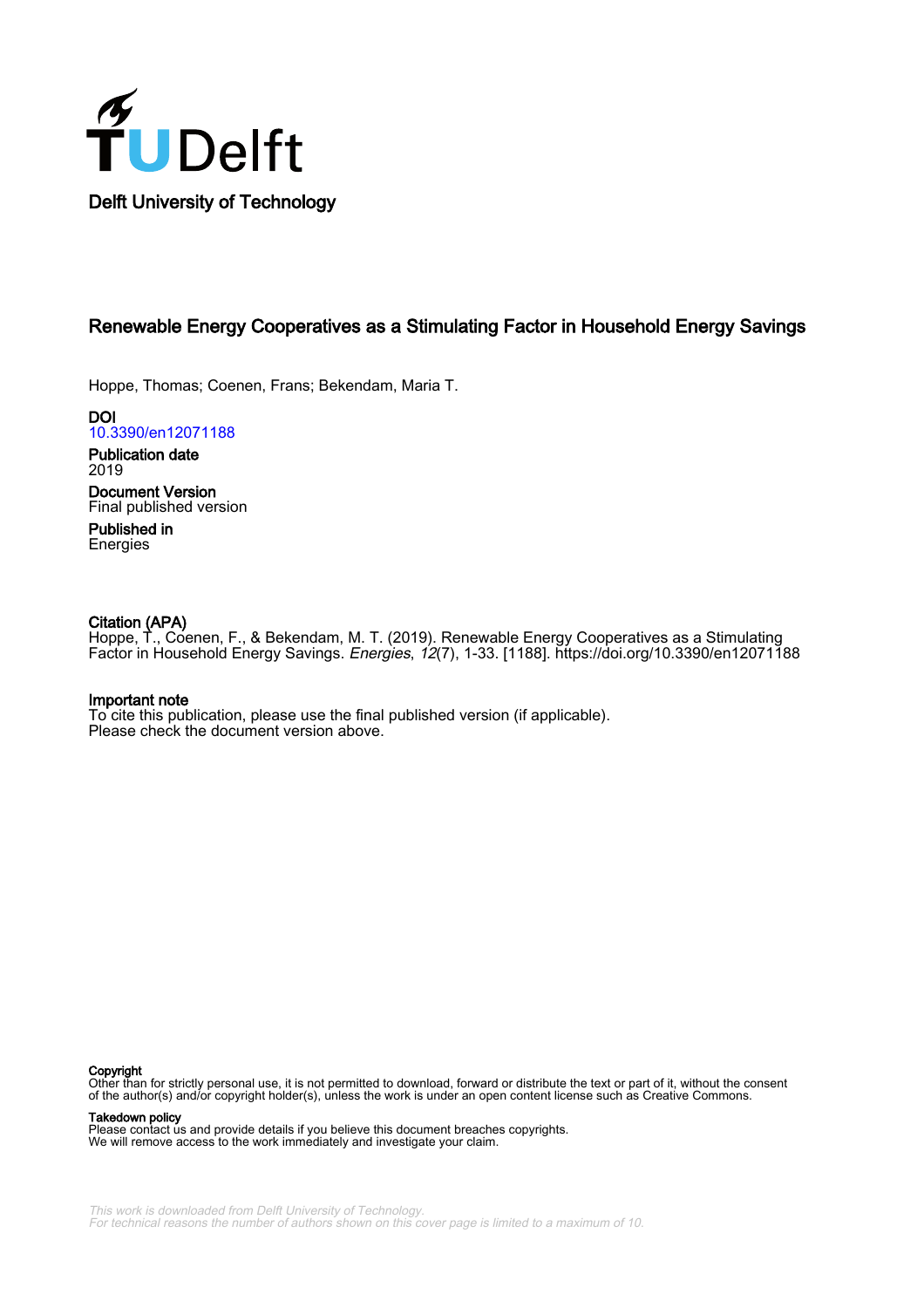Delft University of Technology

# Renewable Energy Cooperatives as a Stimulating Factor in Household Energy Savings

Hoppe, Thomas; Coenen, Frans; Bekendam, Maria T.

**DOI**
10.3390/en12071188

**Publication date**
2019

**Document Version**
Final published version

**Published in**
Energies

**Citation (APA)**
Hoppe, T., Coenen, F., & Bekendam, M. T. (2019). Renewable Energy Cooperatives as a Stimulating Factor in Household Energy Savings. *Energies*, *12*(7), 1-33. [1188]. https://doi.org/10.3390/en12071188

**Important note**
To cite this publication, please use the final published version (if applicable).
Please check the document version above.

**Copyright**
Other than for strictly personal use, it is not permitted to download, forward or distribute the text or part of it, without the consent of the author(s) and/or copyright holder(s), unless the work is under an open content license such as Creative Commons.

**Takedown policy**
Please contact us and provide details if you believe this document breaches copyrights.
We will remove access to the work immediately and investigate your claim.

*This work is downloaded from Delft University of Technology.*
*For technical reasons the number of authors shown on this cover page is limited to a maximum of 10.*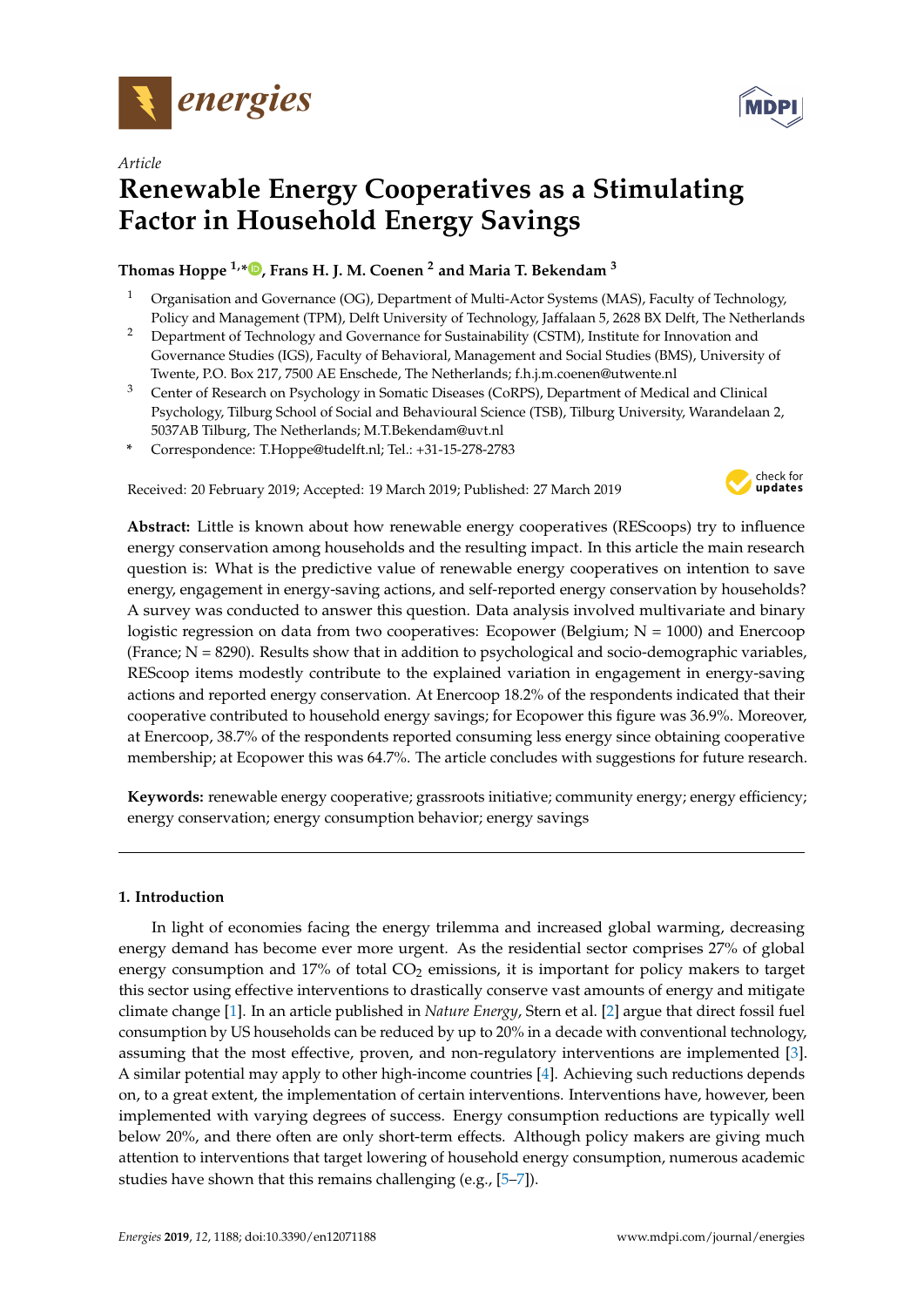# Renewable Energy Cooperatives as a Stimulating Factor in Household Energy Savings

**Thomas Hoppe [1,*], Frans H. J. M. Coenen [2] and Maria T. Bekendam [3]**

[1] Organisation and Governance (OG), Department of Multi-Actor Systems (MAS), Faculty of Technology, Policy and Management (TPM), Delft University of Technology, Jaffalaan 5, 2628 BX Delft, The Netherlands

[2] Department of Technology and Governance for Sustainability (CSTM), Institute for Innovation and Governance Studies (IGS), Faculty of Behavioral, Management and Social Studies (BMS), University of Twente, P.O. Box 217, 7500 AE Enschede, The Netherlands; f.h.j.m.coenen@utwente.nl

[3] Center of Research on Psychology in Somatic Diseases (CoRPS), Department of Medical and Clinical Psychology, Tilburg School of Social and Behavioural Science (TSB), Tilburg University, Warandelaan 2, 5037AB Tilburg, The Netherlands; M.T.Bekendam@uvt.nl

\* Correspondence: T.Hoppe@tudelft.nl; Tel.: +31-15-278-2783

Received: 20 February 2019; Accepted: 19 March 2019; Published: 27 March 2019

**Abstract:** Little is known about how renewable energy cooperatives (REScoops) try to influence energy conservation among households and the resulting impact. In this article the main research question is: What is the predictive value of renewable energy cooperatives on intention to save energy, engagement in energy-saving actions, and self-reported energy conservation by households? A survey was conducted to answer this question. Data analysis involved multivariate and binary logistic regression on data from two cooperatives: Ecopower (Belgium; N = 1000) and Enercoop (France; N = 8290). Results show that in addition to psychological and socio-demographic variables, REScoop items modestly contribute to the explained variation in engagement in energy-saving actions and reported energy conservation. At Enercoop 18.2% of the respondents indicated that their cooperative contributed to household energy savings; for Ecopower this figure was 36.9%. Moreover, at Enercoop, 38.7% of the respondents reported consuming less energy since obtaining cooperative membership; at Ecopower this was 64.7%. The article concludes with suggestions for future research.

**Keywords:** renewable energy cooperative; grassroots initiative; community energy; energy efficiency; energy conservation; energy consumption behavior; energy savings

## 1. Introduction

In light of economies facing the energy trilemma and increased global warming, decreasing energy demand has become ever more urgent. As the residential sector comprises 27% of global energy consumption and 17% of total $CO_2$ emissions, it is important for policy makers to target this sector using effective interventions to drastically conserve vast amounts of energy and mitigate climate change [1]. In an article published in *Nature Energy*, Stern et al. [2] argue that direct fossil fuel consumption by US households can be reduced by up to 20% in a decade with conventional technology, assuming that the most effective, proven, and non-regulatory interventions are implemented [3]. A similar potential may apply to other high-income countries [4]. Achieving such reductions depends on, to a great extent, the implementation of certain interventions. Interventions have, however, been implemented with varying degrees of success. Energy consumption reductions are typically well below 20%, and there often are only short-term effects. Although policy makers are giving much attention to interventions that target lowering of household energy consumption, numerous academic studies have shown that this remains challenging (e.g., [5–7]).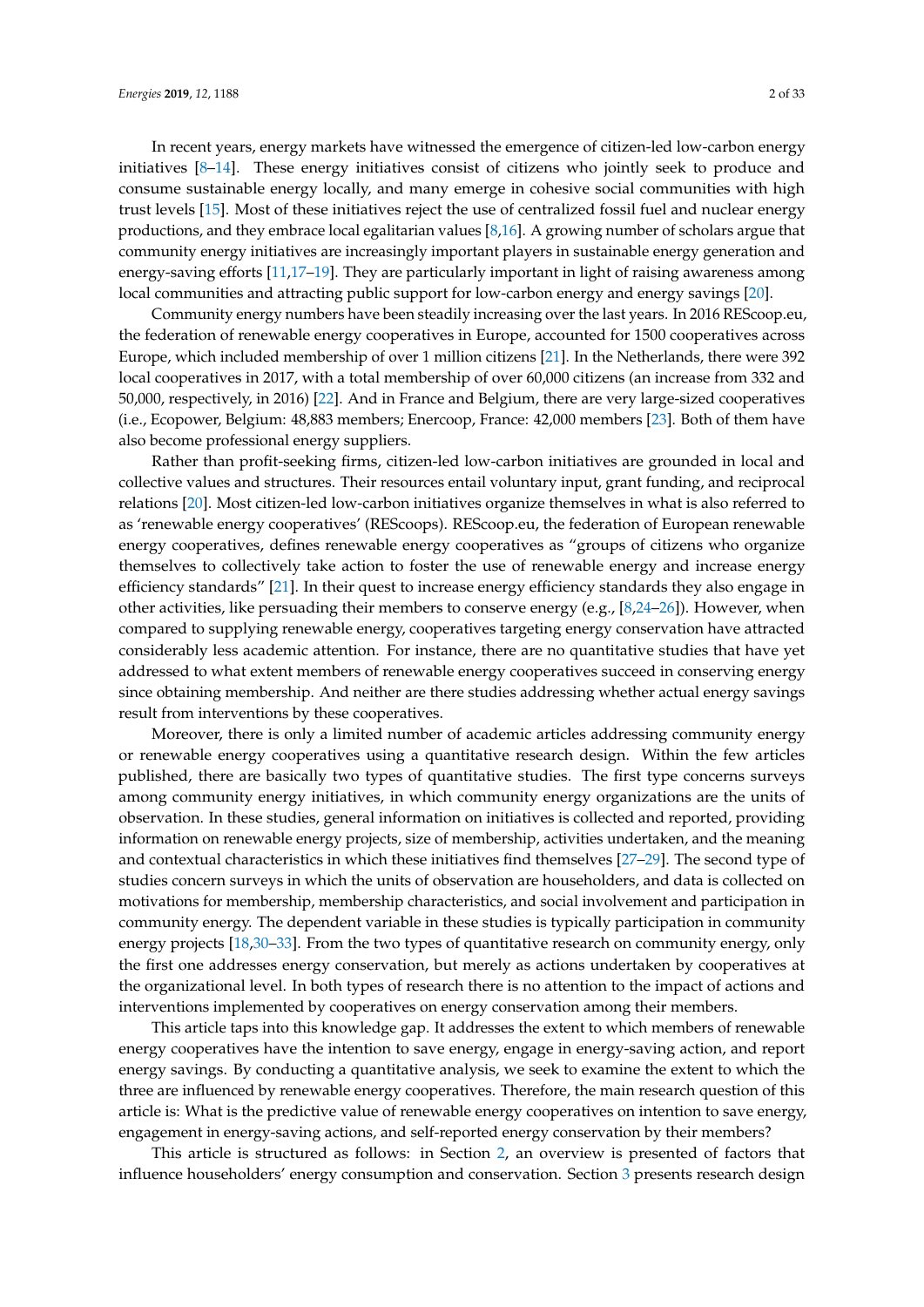In recent years, energy markets have witnessed the emergence of citizen-led low-carbon energy initiatives [8–14]. These energy initiatives consist of citizens who jointly seek to produce and consume sustainable energy locally, and many emerge in cohesive social communities with high trust levels [15]. Most of these initiatives reject the use of centralized fossil fuel and nuclear energy productions, and they embrace local egalitarian values [8,16]. A growing number of scholars argue that community energy initiatives are increasingly important players in sustainable energy generation and energy-saving efforts [11,17–19]. They are particularly important in light of raising awareness among local communities and attracting public support for low-carbon energy and energy savings [20].

Community energy numbers have been steadily increasing over the last years. In 2016 REScoop.eu, the federation of renewable energy cooperatives in Europe, accounted for 1500 cooperatives across Europe, which included membership of over 1 million citizens [21]. In the Netherlands, there were 392 local cooperatives in 2017, with a total membership of over 60,000 citizens (an increase from 332 and 50,000, respectively, in 2016) [22]. And in France and Belgium, there are very large-sized cooperatives (i.e., Ecopower, Belgium: 48,883 members; Enercoop, France: 42,000 members [23]. Both of them have also become professional energy suppliers.

Rather than profit-seeking firms, citizen-led low-carbon initiatives are grounded in local and collective values and structures. Their resources entail voluntary input, grant funding, and reciprocal relations [20]. Most citizen-led low-carbon initiatives organize themselves in what is also referred to as 'renewable energy cooperatives' (REScoops). REScoop.eu, the federation of European renewable energy cooperatives, defines renewable energy cooperatives as "groups of citizens who organize themselves to collectively take action to foster the use of renewable energy and increase energy efficiency standards" [21]. In their quest to increase energy efficiency standards they also engage in other activities, like persuading their members to conserve energy (e.g., [8,24–26]). However, when compared to supplying renewable energy, cooperatives targeting energy conservation have attracted considerably less academic attention. For instance, there are no quantitative studies that have yet addressed to what extent members of renewable energy cooperatives succeed in conserving energy since obtaining membership. And neither are there studies addressing whether actual energy savings result from interventions by these cooperatives.

Moreover, there is only a limited number of academic articles addressing community energy or renewable energy cooperatives using a quantitative research design. Within the few articles published, there are basically two types of quantitative studies. The first type concerns surveys among community energy initiatives, in which community energy organizations are the units of observation. In these studies, general information on initiatives is collected and reported, providing information on renewable energy projects, size of membership, activities undertaken, and the meaning and contextual characteristics in which these initiatives find themselves [27–29]. The second type of studies concern surveys in which the units of observation are householders, and data is collected on motivations for membership, membership characteristics, and social involvement and participation in community energy. The dependent variable in these studies is typically participation in community energy projects [18,30–33]. From the two types of quantitative research on community energy, only the first one addresses energy conservation, but merely as actions undertaken by cooperatives at the organizational level. In both types of research there is no attention to the impact of actions and interventions implemented by cooperatives on energy conservation among their members.

This article taps into this knowledge gap. It addresses the extent to which members of renewable energy cooperatives have the intention to save energy, engage in energy-saving action, and report energy savings. By conducting a quantitative analysis, we seek to examine the extent to which the three are influenced by renewable energy cooperatives. Therefore, the main research question of this article is: What is the predictive value of renewable energy cooperatives on intention to save energy, engagement in energy-saving actions, and self-reported energy conservation by their members?

This article is structured as follows: in Section 2, an overview is presented of factors that influence householders' energy consumption and conservation. Section 3 presents research design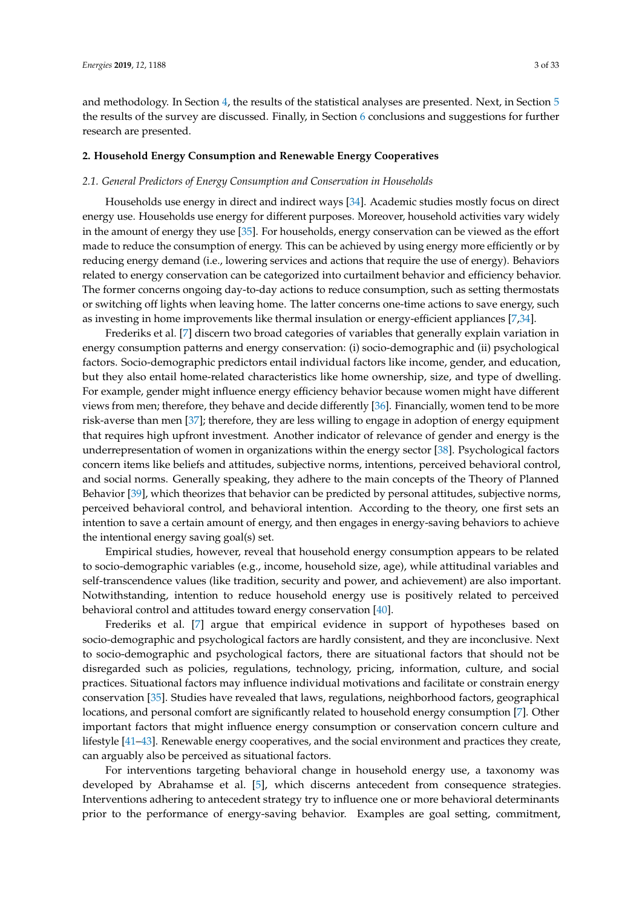and methodology. In Section 4, the results of the statistical analyses are presented. Next, in Section 5 the results of the survey are discussed. Finally, in Section 6 conclusions and suggestions for further research are presented.

## 2. Household Energy Consumption and Renewable Energy Cooperatives

### *2.1. General Predictors of Energy Consumption and Conservation in Households*

Households use energy in direct and indirect ways [34]. Academic studies mostly focus on direct energy use. Households use energy for different purposes. Moreover, household activities vary widely in the amount of energy they use [35]. For households, energy conservation can be viewed as the effort made to reduce the consumption of energy. This can be achieved by using energy more efficiently or by reducing energy demand (i.e., lowering services and actions that require the use of energy). Behaviors related to energy conservation can be categorized into curtailment behavior and efficiency behavior. The former concerns ongoing day-to-day actions to reduce consumption, such as setting thermostats or switching off lights when leaving home. The latter concerns one-time actions to save energy, such as investing in home improvements like thermal insulation or energy-efficient appliances [7,34].

Frederiks et al. [7] discern two broad categories of variables that generally explain variation in energy consumption patterns and energy conservation: (i) socio-demographic and (ii) psychological factors. Socio-demographic predictors entail individual factors like income, gender, and education, but they also entail home-related characteristics like home ownership, size, and type of dwelling. For example, gender might influence energy efficiency behavior because women might have different views from men; therefore, they behave and decide differently [36]. Financially, women tend to be more risk-averse than men [37]; therefore, they are less willing to engage in adoption of energy equipment that requires high upfront investment. Another indicator of relevance of gender and energy is the underrepresentation of women in organizations within the energy sector [38]. Psychological factors concern items like beliefs and attitudes, subjective norms, intentions, perceived behavioral control, and social norms. Generally speaking, they adhere to the main concepts of the Theory of Planned Behavior [39], which theorizes that behavior can be predicted by personal attitudes, subjective norms, perceived behavioral control, and behavioral intention. According to the theory, one first sets an intention to save a certain amount of energy, and then engages in energy-saving behaviors to achieve the intentional energy saving goal(s) set.

Empirical studies, however, reveal that household energy consumption appears to be related to socio-demographic variables (e.g., income, household size, age), while attitudinal variables and self-transcendence values (like tradition, security and power, and achievement) are also important. Notwithstanding, intention to reduce household energy use is positively related to perceived behavioral control and attitudes toward energy conservation [40].

Frederiks et al. [7] argue that empirical evidence in support of hypotheses based on socio-demographic and psychological factors are hardly consistent, and they are inconclusive. Next to socio-demographic and psychological factors, there are situational factors that should not be disregarded such as policies, regulations, technology, pricing, information, culture, and social practices. Situational factors may influence individual motivations and facilitate or constrain energy conservation [35]. Studies have revealed that laws, regulations, neighborhood factors, geographical locations, and personal comfort are significantly related to household energy consumption [7]. Other important factors that might influence energy consumption or conservation concern culture and lifestyle [41–43]. Renewable energy cooperatives, and the social environment and practices they create, can arguably also be perceived as situational factors.

For interventions targeting behavioral change in household energy use, a taxonomy was developed by Abrahamse et al. [5], which discerns antecedent from consequence strategies. Interventions adhering to antecedent strategy try to influence one or more behavioral determinants prior to the performance of energy-saving behavior. Examples are goal setting, commitment,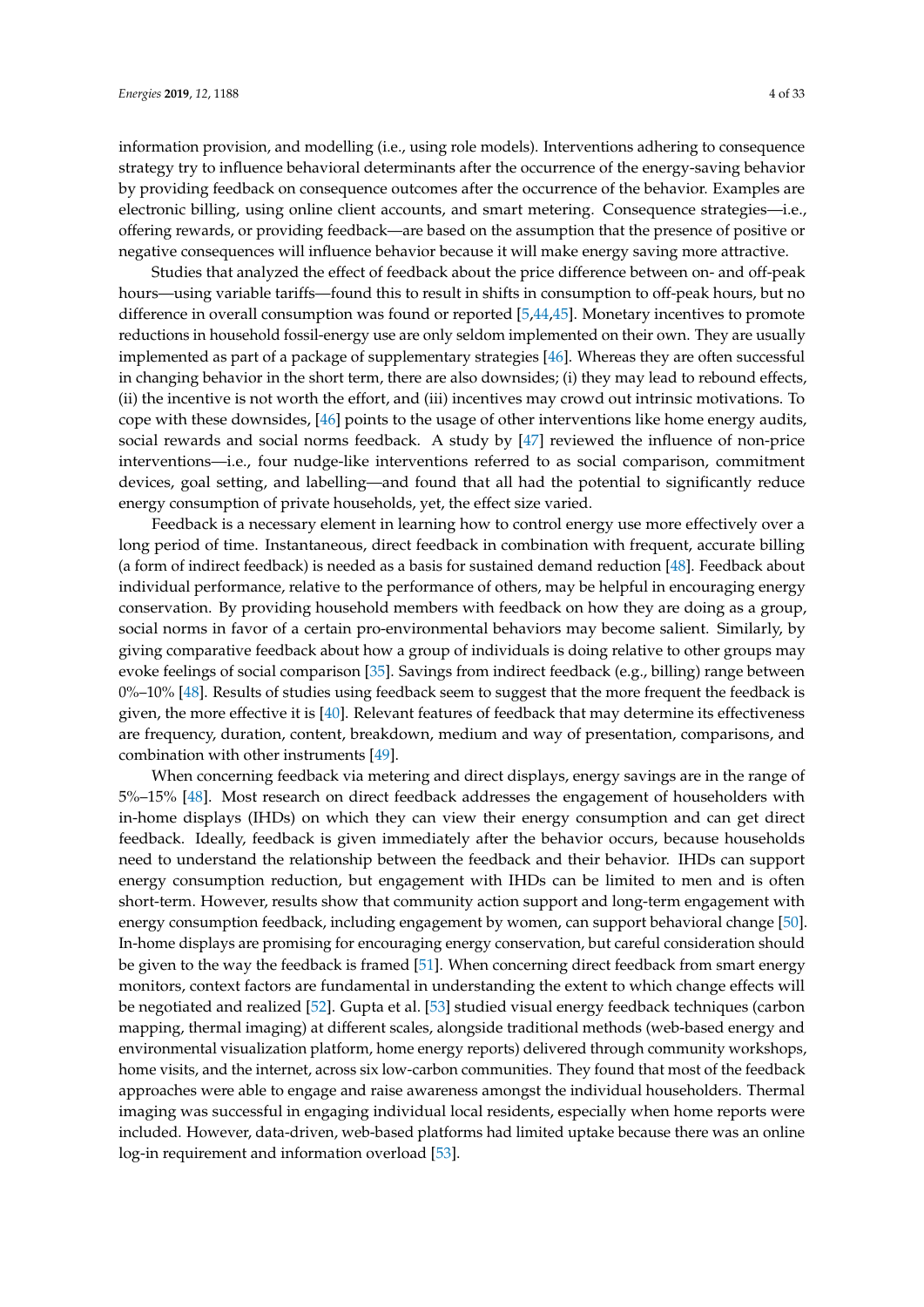information provision, and modelling (i.e., using role models). Interventions adhering to consequence strategy try to influence behavioral determinants after the occurrence of the energy-saving behavior by providing feedback on consequence outcomes after the occurrence of the behavior. Examples are electronic billing, using online client accounts, and smart metering. Consequence strategies—i.e., offering rewards, or providing feedback—are based on the assumption that the presence of positive or negative consequences will influence behavior because it will make energy saving more attractive.

Studies that analyzed the effect of feedback about the price difference between on- and off-peak hours—using variable tariffs—found this to result in shifts in consumption to off-peak hours, but no difference in overall consumption was found or reported [5,44,45]. Monetary incentives to promote reductions in household fossil-energy use are only seldom implemented on their own. They are usually implemented as part of a package of supplementary strategies [46]. Whereas they are often successful in changing behavior in the short term, there are also downsides; (i) they may lead to rebound effects, (ii) the incentive is not worth the effort, and (iii) incentives may crowd out intrinsic motivations. To cope with these downsides, [46] points to the usage of other interventions like home energy audits, social rewards and social norms feedback. A study by [47] reviewed the influence of non-price interventions—i.e., four nudge-like interventions referred to as social comparison, commitment devices, goal setting, and labelling—and found that all had the potential to significantly reduce energy consumption of private households, yet, the effect size varied.

Feedback is a necessary element in learning how to control energy use more effectively over a long period of time. Instantaneous, direct feedback in combination with frequent, accurate billing (a form of indirect feedback) is needed as a basis for sustained demand reduction [48]. Feedback about individual performance, relative to the performance of others, may be helpful in encouraging energy conservation. By providing household members with feedback on how they are doing as a group, social norms in favor of a certain pro-environmental behaviors may become salient. Similarly, by giving comparative feedback about how a group of individuals is doing relative to other groups may evoke feelings of social comparison [35]. Savings from indirect feedback (e.g., billing) range between 0%–10% [48]. Results of studies using feedback seem to suggest that the more frequent the feedback is given, the more effective it is [40]. Relevant features of feedback that may determine its effectiveness are frequency, duration, content, breakdown, medium and way of presentation, comparisons, and combination with other instruments [49].

When concerning feedback via metering and direct displays, energy savings are in the range of 5%–15% [48]. Most research on direct feedback addresses the engagement of householders with in-home displays (IHDs) on which they can view their energy consumption and can get direct feedback. Ideally, feedback is given immediately after the behavior occurs, because households need to understand the relationship between the feedback and their behavior. IHDs can support energy consumption reduction, but engagement with IHDs can be limited to men and is often short-term. However, results show that community action support and long-term engagement with energy consumption feedback, including engagement by women, can support behavioral change [50]. In-home displays are promising for encouraging energy conservation, but careful consideration should be given to the way the feedback is framed [51]. When concerning direct feedback from smart energy monitors, context factors are fundamental in understanding the extent to which change effects will be negotiated and realized [52]. Gupta et al. [53] studied visual energy feedback techniques (carbon mapping, thermal imaging) at different scales, alongside traditional methods (web-based energy and environmental visualization platform, home energy reports) delivered through community workshops, home visits, and the internet, across six low-carbon communities. They found that most of the feedback approaches were able to engage and raise awareness amongst the individual householders. Thermal imaging was successful in engaging individual local residents, especially when home reports were included. However, data-driven, web-based platforms had limited uptake because there was an online log-in requirement and information overload [53].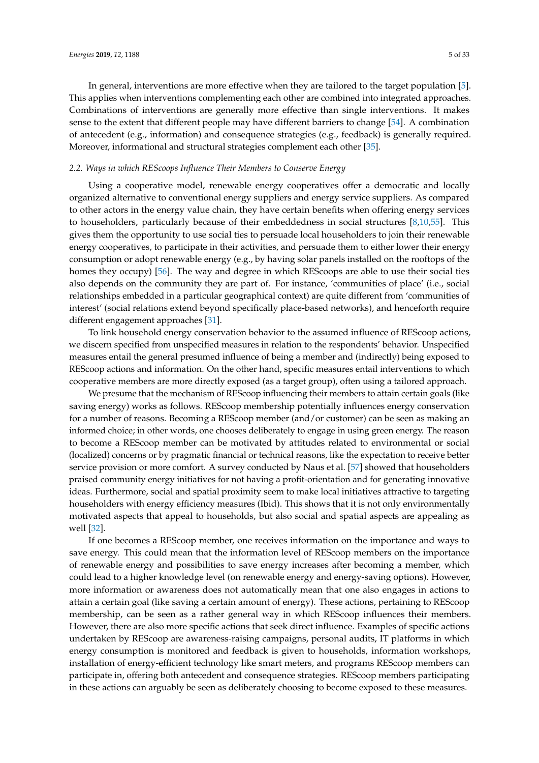In general, interventions are more effective when they are tailored to the target population [5]. This applies when interventions complementing each other are combined into integrated approaches. Combinations of interventions are generally more effective than single interventions. It makes sense to the extent that different people may have different barriers to change [54]. A combination of antecedent (e.g., information) and consequence strategies (e.g., feedback) is generally required. Moreover, informational and structural strategies complement each other [35].

### 2.2. Ways in which REScoops Influence Their Members to Conserve Energy

Using a cooperative model, renewable energy cooperatives offer a democratic and locally organized alternative to conventional energy suppliers and energy service suppliers. As compared to other actors in the energy value chain, they have certain benefits when offering energy services to householders, particularly because of their embeddedness in social structures [8,10,55]. This gives them the opportunity to use social ties to persuade local householders to join their renewable energy cooperatives, to participate in their activities, and persuade them to either lower their energy consumption or adopt renewable energy (e.g., by having solar panels installed on the rooftops of the homes they occupy) [56]. The way and degree in which REScoops are able to use their social ties also depends on the community they are part of. For instance, 'communities of place' (i.e., social relationships embedded in a particular geographical context) are quite different from 'communities of interest' (social relations extend beyond specifically place-based networks), and henceforth require different engagement approaches [31].

To link household energy conservation behavior to the assumed influence of REScoop actions, we discern specified from unspecified measures in relation to the respondents' behavior. Unspecified measures entail the general presumed influence of being a member and (indirectly) being exposed to REScoop actions and information. On the other hand, specific measures entail interventions to which cooperative members are more directly exposed (as a target group), often using a tailored approach.

We presume that the mechanism of REScoop influencing their members to attain certain goals (like saving energy) works as follows. REScoop membership potentially influences energy conservation for a number of reasons. Becoming a REScoop member (and/or customer) can be seen as making an informed choice; in other words, one chooses deliberately to engage in using green energy. The reason to become a REScoop member can be motivated by attitudes related to environmental or social (localized) concerns or by pragmatic financial or technical reasons, like the expectation to receive better service provision or more comfort. A survey conducted by Naus et al. [57] showed that householders praised community energy initiatives for not having a profit-orientation and for generating innovative ideas. Furthermore, social and spatial proximity seem to make local initiatives attractive to targeting householders with energy efficiency measures (Ibid). This shows that it is not only environmentally motivated aspects that appeal to households, but also social and spatial aspects are appealing as well [32].

If one becomes a REScoop member, one receives information on the importance and ways to save energy. This could mean that the information level of REScoop members on the importance of renewable energy and possibilities to save energy increases after becoming a member, which could lead to a higher knowledge level (on renewable energy and energy-saving options). However, more information or awareness does not automatically mean that one also engages in actions to attain a certain goal (like saving a certain amount of energy). These actions, pertaining to REScoop membership, can be seen as a rather general way in which REScoop influences their members. However, there are also more specific actions that seek direct influence. Examples of specific actions undertaken by REScoop are awareness-raising campaigns, personal audits, IT platforms in which energy consumption is monitored and feedback is given to households, information workshops, installation of energy-efficient technology like smart meters, and programs REScoop members can participate in, offering both antecedent and consequence strategies. REScoop members participating in these actions can arguably be seen as deliberately choosing to become exposed to these measures.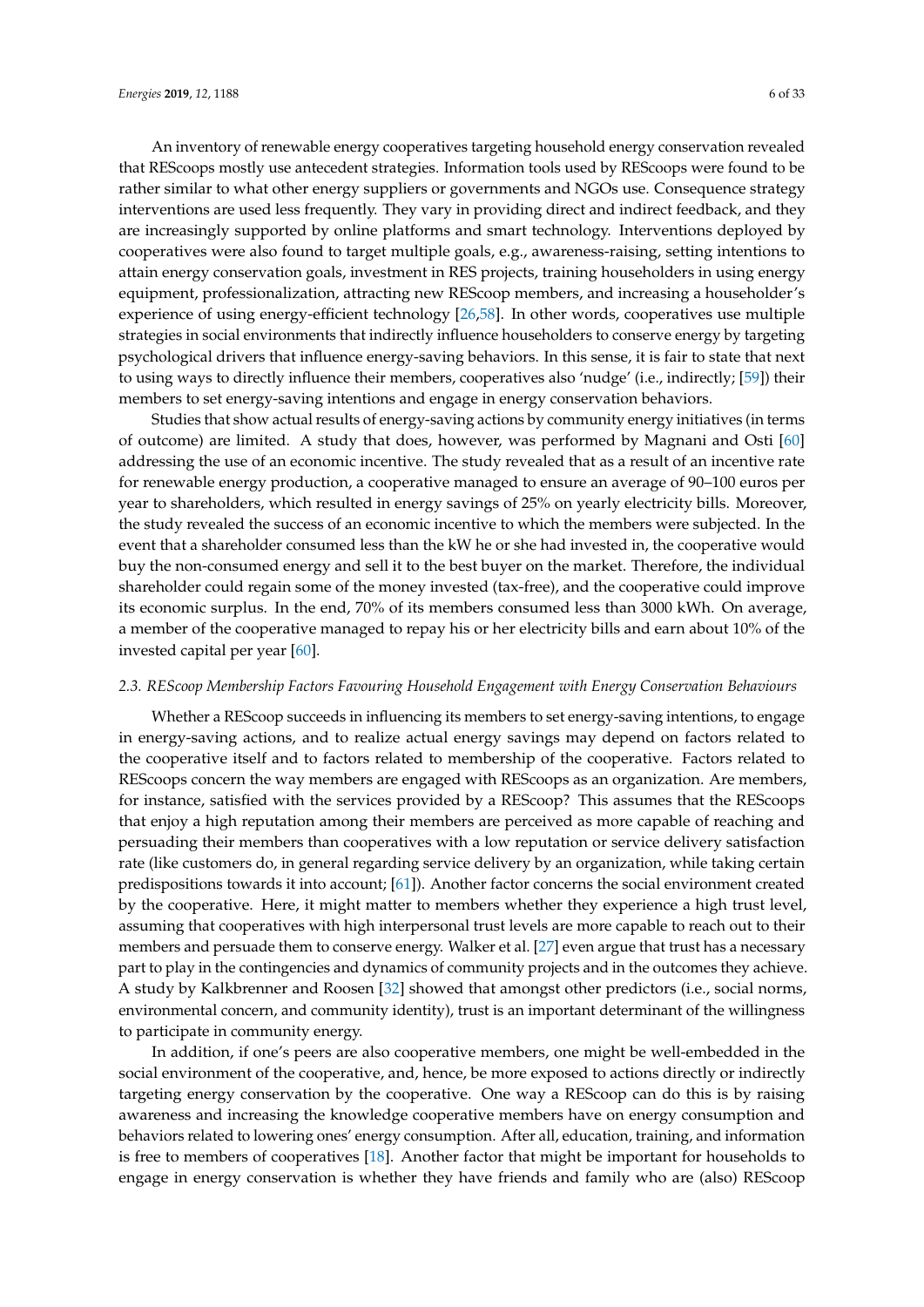An inventory of renewable energy cooperatives targeting household energy conservation revealed that RESCoops mostly use antecedent strategies. Information tools used by RESCoops were found to be rather similar to what other energy suppliers or governments and NGOs use. Consequence strategy interventions are used less frequently. They vary in providing direct and indirect feedback, and they are increasingly supported by online platforms and smart technology. Interventions deployed by cooperatives were also found to target multiple goals, e.g., awareness-raising, setting intentions to attain energy conservation goals, investment in RES projects, training householders in using energy equipment, professionalization, attracting new REScoop members, and increasing a householder's experience of using energy-efficient technology [26,58]. In other words, cooperatives use multiple strategies in social environments that indirectly influence householders to conserve energy by targeting psychological drivers that influence energy-saving behaviors. In this sense, it is fair to state that next to using ways to directly influence their members, cooperatives also 'nudge' (i.e., indirectly; [59]) their members to set energy-saving intentions and engage in energy conservation behaviors.

Studies that show actual results of energy-saving actions by community energy initiatives (in terms of outcome) are limited. A study that does, however, was performed by Magnani and Osti [60] addressing the use of an economic incentive. The study revealed that as a result of an incentive rate for renewable energy production, a cooperative managed to ensure an average of 90–100 euros per year to shareholders, which resulted in energy savings of 25% on yearly electricity bills. Moreover, the study revealed the success of an economic incentive to which the members were subjected. In the event that a shareholder consumed less than the kW he or she had invested in, the cooperative would buy the non-consumed energy and sell it to the best buyer on the market. Therefore, the individual shareholder could regain some of the money invested (tax-free), and the cooperative could improve its economic surplus. In the end, 70% of its members consumed less than 3000 kWh. On average, a member of the cooperative managed to repay his or her electricity bills and earn about 10% of the invested capital per year [60].

### *2.3. REScoop Membership Factors Favouring Household Engagement with Energy Conservation Behaviours*

Whether a REScoop succeeds in influencing its members to set energy-saving intentions, to engage in energy-saving actions, and to realize actual energy savings may depend on factors related to the cooperative itself and to factors related to membership of the cooperative. Factors related to REScoops concern the way members are engaged with REScoops as an organization. Are members, for instance, satisfied with the services provided by a REScoop? This assumes that the REScoops that enjoy a high reputation among their members are perceived as more capable of reaching and persuading their members than cooperatives with a low reputation or service delivery satisfaction rate (like customers do, in general regarding service delivery by an organization, while taking certain predispositions towards it into account; [61]). Another factor concerns the social environment created by the cooperative. Here, it might matter to members whether they experience a high trust level, assuming that cooperatives with high interpersonal trust levels are more capable to reach out to their members and persuade them to conserve energy. Walker et al. [27] even argue that trust has a necessary part to play in the contingencies and dynamics of community projects and in the outcomes they achieve. A study by Kalkbrenner and Roosen [32] showed that amongst other predictors (i.e., social norms, environmental concern, and community identity), trust is an important determinant of the willingness to participate in community energy.

In addition, if one's peers are also cooperative members, one might be well-embedded in the social environment of the cooperative, and, hence, be more exposed to actions directly or indirectly targeting energy conservation by the cooperative. One way a REScoop can do this is by raising awareness and increasing the knowledge cooperative members have on energy consumption and behaviors related to lowering ones' energy consumption. After all, education, training, and information is free to members of cooperatives [18]. Another factor that might be important for households to engage in energy conservation is whether they have friends and family who are (also) REScoop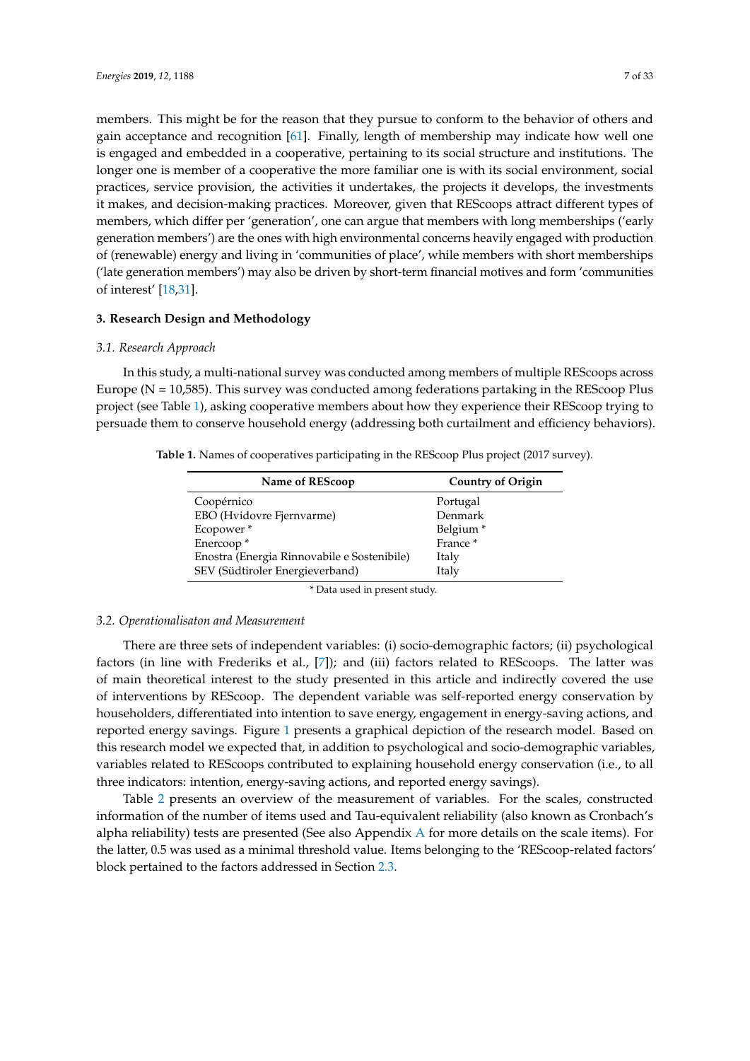members. This might be for the reason that they pursue to conform to the behavior of others and gain acceptance and recognition [61]. Finally, length of membership may indicate how well one is engaged and embedded in a cooperative, pertaining to its social structure and institutions. The longer one is member of a cooperative the more familiar one is with its social environment, social practices, service provision, the activities it undertakes, the projects it develops, the investments it makes, and decision-making practices. Moreover, given that REScoops attract different types of members, which differ per 'generation', one can argue that members with long memberships ('early generation members') are the ones with high environmental concerns heavily engaged with production of (renewable) energy and living in 'communities of place', while members with short memberships ('late generation members') may also be driven by short-term financial motives and form 'communities of interest' [18,31].

## 3. Research Design and Methodology

### 3.1. Research Approach

In this study, a multi-national survey was conducted among members of multiple REScoops across Europe (N = 10,585). This survey was conducted among federations partaking in the REScoop Plus project (see Table 1), asking cooperative members about how they experience their REScoop trying to persuade them to conserve household energy (addressing both curtailment and efficiency behaviors).

**Table 1.** Names of cooperatives participating in the REScoop Plus project (2017 survey).

| Name of REScoop | Country of Origin |
| --- | --- |
| Coopérnico | Portugal |
| EBO (Hvidovre Fjernvarme) | Denmark |
| Ecopower * | Belgium * |
| Enercoop * | France * |
| Enostra (Energia Rinnovabile e Sostenibile) | Italy |
| SEV (Südtiroler Energieverband) | Italy |

\* Data used in present study.

### 3.2. Operationalisaton and Measurement

There are three sets of independent variables: (i) socio-demographic factors; (ii) psychological factors (in line with Frederiks et al., [7]); and (iii) factors related to REScoops. The latter was of main theoretical interest to the study presented in this article and indirectly covered the use of interventions by REScoop. The dependent variable was self-reported energy conservation by householders, differentiated into intention to save energy, engagement in energy-saving actions, and reported energy savings. Figure 1 presents a graphical depiction of the research model. Based on this research model we expected that, in addition to psychological and socio-demographic variables, variables related to REScoops contributed to explaining household energy conservation (i.e., to all three indicators: intention, energy-saving actions, and reported energy savings).

Table 2 presents an overview of the measurement of variables. For the scales, constructed information of the number of items used and Tau-equivalent reliability (also known as Cronbach's alpha reliability) tests are presented (See also Appendix A for more details on the scale items). For the latter, 0.5 was used as a minimal threshold value. Items belonging to the 'REScoop-related factors' block pertained to the factors addressed in Section 2.3.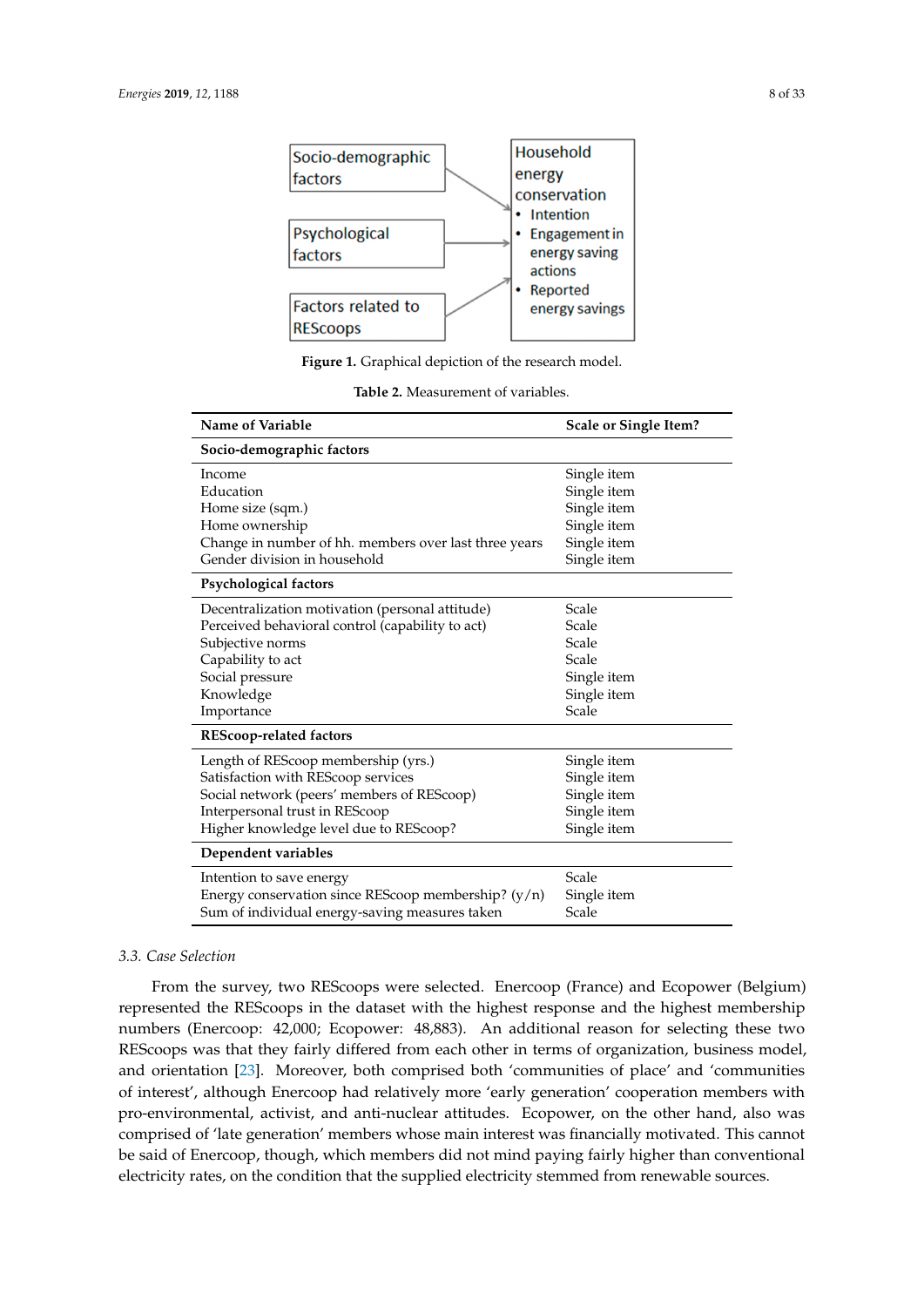Socio-demographic factors

Psychological factors

Factors related to REScoops

Household energy conservation
- Intention
- Engagement in energy saving actions
- Reported energy savings

**Figure 1.** Graphical depiction of the research model.

**Table 2.** Measurement of variables.

| Name of Variable | Scale or Single Item? |
|---|---|
| **Socio-demographic factors** | |
| Income | Single item |
| Education | Single item |
| Home size (sqm.) | Single item |
| Home ownership | Single item |
| Change in number of hh. members over last three years | Single item |
| Gender division in household | Single item |
| **Psychological factors** | |
| Decentralization motivation (personal attitude) | Scale |
| Perceived behavioral control (capability to act) | Scale |
| Subjective norms | Scale |
| Capability to act | Scale |
| Social pressure | Single item |
| Knowledge | Single item |
| Importance | Scale |
| **REScoop-related factors** | |
| Length of REScoop membership (yrs.) | Single item |
| Satisfaction with REScoop services | Single item |
| Social network (peers' members of REScoop) | Single item |
| Interpersonal trust in REScoop | Single item |
| Higher knowledge level due to REScoop? | Single item |
| **Dependent variables** | |
| Intention to save energy | Scale |
| Energy conservation since REScoop membership? (y/n) | Single item |
| Sum of individual energy-saving measures taken | Scale |

### *3.3. Case Selection*

From the survey, two REScoops were selected. Enercoop (France) and Ecopower (Belgium) represented the REScoops in the dataset with the highest response and the highest membership numbers (Enercoop: 42,000; Ecopower: 48,883). An additional reason for selecting these two REScoops was that they fairly differed from each other in terms of organization, business model, and orientation [23]. Moreover, both comprised both 'communities of place' and 'communities of interest', although Enercoop had relatively more 'early generation' cooperation members with pro-environmental, activist, and anti-nuclear attitudes. Ecopower, on the other hand, also was comprised of 'late generation' members whose main interest was financially motivated. This cannot be said of Enercoop, though, which members did not mind paying fairly higher than conventional electricity rates, on the condition that the supplied electricity stemmed from renewable sources.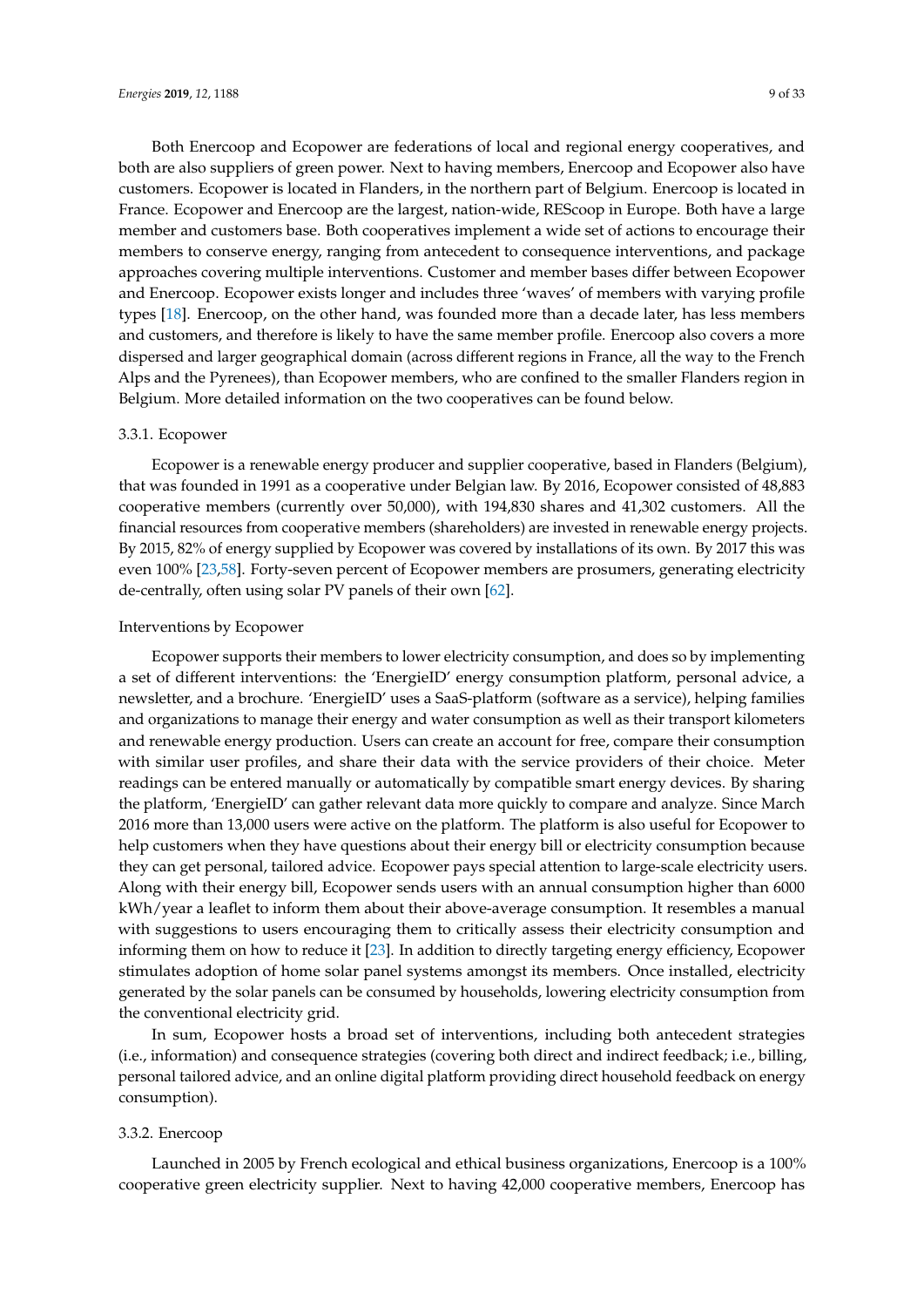Both Enercoop and Ecopower are federations of local and regional energy cooperatives, and both are also suppliers of green power. Next to having members, Enercoop and Ecopower also have customers. Ecopower is located in Flanders, in the northern part of Belgium. Enercoop is located in France. Ecopower and Enercoop are the largest, nation-wide, REScoop in Europe. Both have a large member and customers base. Both cooperatives implement a wide set of actions to encourage their members to conserve energy, ranging from antecedent to consequence interventions, and package approaches covering multiple interventions. Customer and member bases differ between Ecopower and Enercoop. Ecopower exists longer and includes three 'waves' of members with varying profile types [18]. Enercoop, on the other hand, was founded more than a decade later, has less members and customers, and therefore is likely to have the same member profile. Enercoop also covers a more dispersed and larger geographical domain (across different regions in France, all the way to the French Alps and the Pyrenees), than Ecopower members, who are confined to the smaller Flanders region in Belgium. More detailed information on the two cooperatives can be found below.

### 3.3.1. Ecopower

Ecopower is a renewable energy producer and supplier cooperative, based in Flanders (Belgium), that was founded in 1991 as a cooperative under Belgian law. By 2016, Ecopower consisted of 48,883 cooperative members (currently over 50,000), with 194,830 shares and 41,302 customers. All the financial resources from cooperative members (shareholders) are invested in renewable energy projects. By 2015, 82% of energy supplied by Ecopower was covered by installations of its own. By 2017 this was even 100% [23,58]. Forty-seven percent of Ecopower members are prosumers, generating electricity de-centrally, often using solar PV panels of their own [62].

#### Interventions by Ecopower

Ecopower supports their members to lower electricity consumption, and does so by implementing a set of different interventions: the 'EnergieID' energy consumption platform, personal advice, a newsletter, and a brochure. 'EnergieID' uses a SaaS-platform (software as a service), helping families and organizations to manage their energy and water consumption as well as their transport kilometers and renewable energy production. Users can create an account for free, compare their consumption with similar user profiles, and share their data with the service providers of their choice. Meter readings can be entered manually or automatically by compatible smart energy devices. By sharing the platform, 'EnergieID' can gather relevant data more quickly to compare and analyze. Since March 2016 more than 13,000 users were active on the platform. The platform is also useful for Ecopower to help customers when they have questions about their energy bill or electricity consumption because they can get personal, tailored advice. Ecopower pays special attention to large-scale electricity users. Along with their energy bill, Ecopower sends users with an annual consumption higher than 6000 kWh/year a leaflet to inform them about their above-average consumption. It resembles a manual with suggestions to users encouraging them to critically assess their electricity consumption and informing them on how to reduce it [23]. In addition to directly targeting energy efficiency, Ecopower stimulates adoption of home solar panel systems amongst its members. Once installed, electricity generated by the solar panels can be consumed by households, lowering electricity consumption from the conventional electricity grid.

In sum, Ecopower hosts a broad set of interventions, including both antecedent strategies (i.e., information) and consequence strategies (covering both direct and indirect feedback; i.e., billing, personal tailored advice, and an online digital platform providing direct household feedback on energy consumption).

### 3.3.2. Enercoop

Launched in 2005 by French ecological and ethical business organizations, Enercoop is a 100% cooperative green electricity supplier. Next to having 42,000 cooperative members, Enercoop has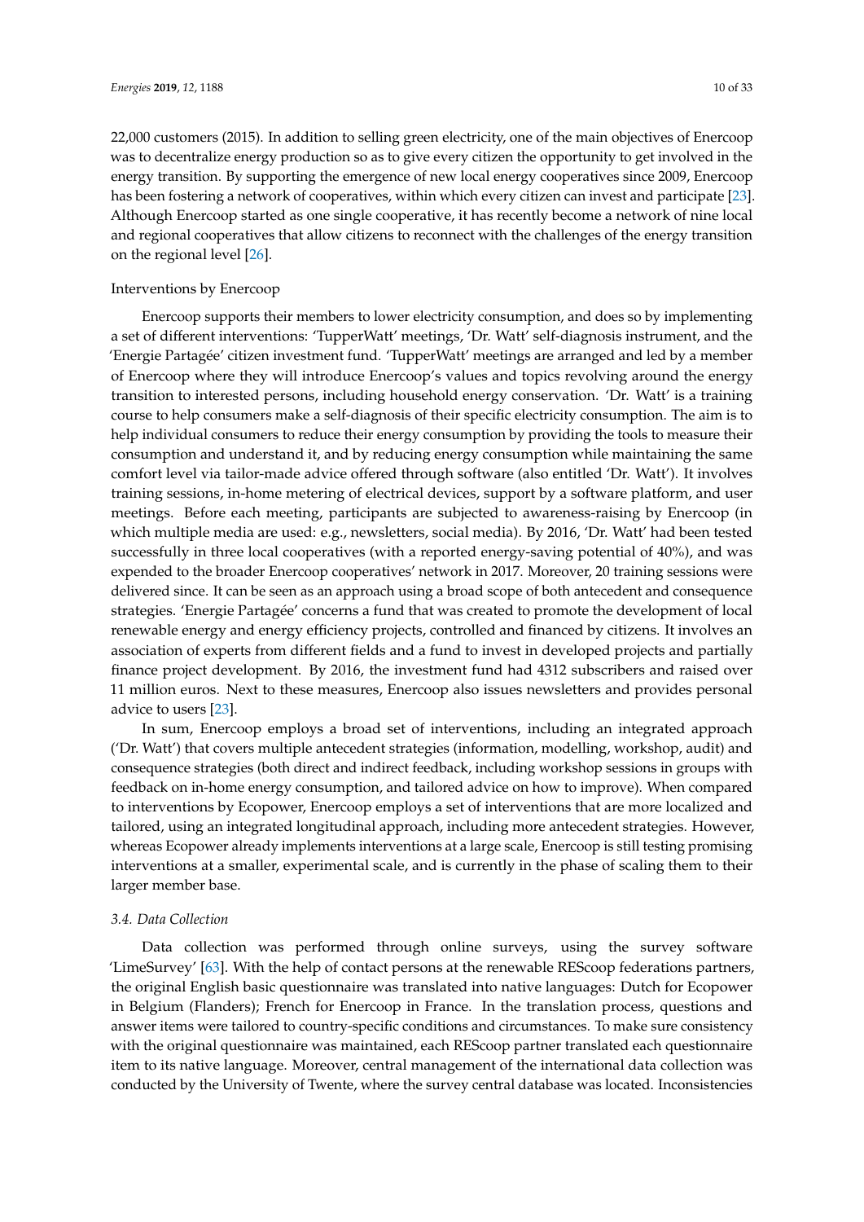22,000 customers (2015). In addition to selling green electricity, one of the main objectives of Enercoop was to decentralize energy production so as to give every citizen the opportunity to get involved in the energy transition. By supporting the emergence of new local energy cooperatives since 2009, Enercoop has been fostering a network of cooperatives, within which every citizen can invest and participate [23]. Although Enercoop started as one single cooperative, it has recently become a network of nine local and regional cooperatives that allow citizens to reconnect with the challenges of the energy transition on the regional level [26].

Interventions by Enercoop

Enercoop supports their members to lower electricity consumption, and does so by implementing a set of different interventions: 'TupperWatt' meetings, 'Dr. Watt' self-diagnosis instrument, and the 'Energie Partagée' citizen investment fund. 'TupperWatt' meetings are arranged and led by a member of Enercoop where they will introduce Enercoop's values and topics revolving around the energy transition to interested persons, including household energy conservation. 'Dr. Watt' is a training course to help consumers make a self-diagnosis of their specific electricity consumption. The aim is to help individual consumers to reduce their energy consumption by providing the tools to measure their consumption and understand it, and by reducing energy consumption while maintaining the same comfort level via tailor-made advice offered through software (also entitled 'Dr. Watt'). It involves training sessions, in-home metering of electrical devices, support by a software platform, and user meetings. Before each meeting, participants are subjected to awareness-raising by Enercoop (in which multiple media are used: e.g., newsletters, social media). By 2016, 'Dr. Watt' had been tested successfully in three local cooperatives (with a reported energy-saving potential of 40%), and was expended to the broader Enercoop cooperatives' network in 2017. Moreover, 20 training sessions were delivered since. It can be seen as an approach using a broad scope of both antecedent and consequence strategies. 'Energie Partagée' concerns a fund that was created to promote the development of local renewable energy and energy efficiency projects, controlled and financed by citizens. It involves an association of experts from different fields and a fund to invest in developed projects and partially finance project development. By 2016, the investment fund had 4312 subscribers and raised over 11 million euros. Next to these measures, Enercoop also issues newsletters and provides personal advice to users [23].

In sum, Enercoop employs a broad set of interventions, including an integrated approach ('Dr. Watt') that covers multiple antecedent strategies (information, modelling, workshop, audit) and consequence strategies (both direct and indirect feedback, including workshop sessions in groups with feedback on in-home energy consumption, and tailored advice on how to improve). When compared to interventions by Ecopower, Enercoop employs a set of interventions that are more localized and tailored, using an integrated longitudinal approach, including more antecedent strategies. However, whereas Ecopower already implements interventions at a large scale, Enercoop is still testing promising interventions at a smaller, experimental scale, and is currently in the phase of scaling them to their larger member base.

### *3.4. Data Collection*

Data collection was performed through online surveys, using the survey software 'LimeSurvey' [63]. With the help of contact persons at the renewable REScoop federations partners, the original English basic questionnaire was translated into native languages: Dutch for Ecopower in Belgium (Flanders); French for Enercoop in France. In the translation process, questions and answer items were tailored to country-specific conditions and circumstances. To make sure consistency with the original questionnaire was maintained, each REScoop partner translated each questionnaire item to its native language. Moreover, central management of the international data collection was conducted by the University of Twente, where the survey central database was located. Inconsistencies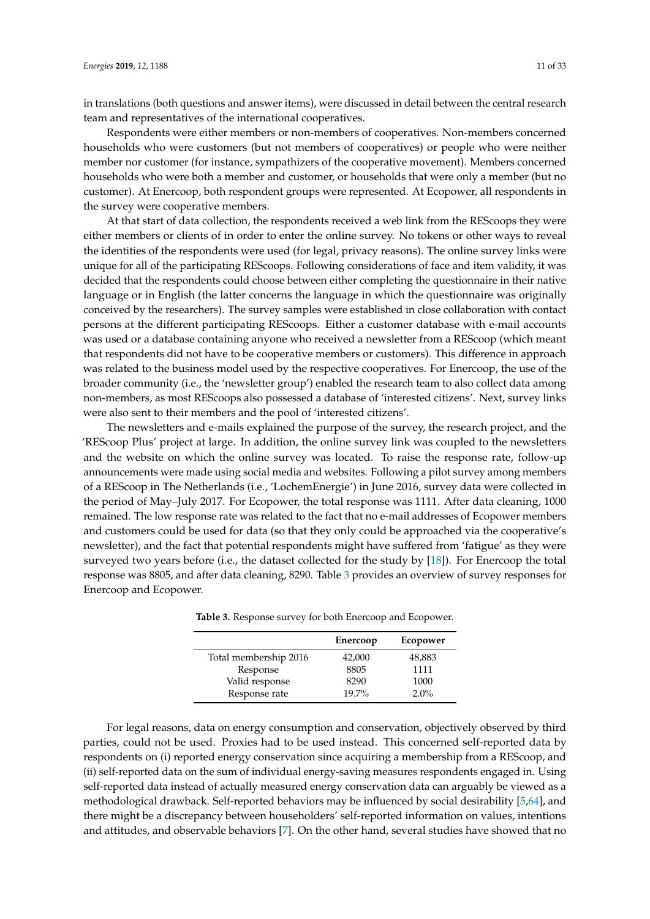in translations (both questions and answer items), were discussed in detail between the central research team and representatives of the international cooperatives.

Respondents were either members or non-members of cooperatives. Non-members concerned households who were customers (but not members of cooperatives) or people who were neither member nor customer (for instance, sympathizers of the cooperative movement). Members concerned households who were both a member and customer, or households that were only a member (but no customer). At Enercoop, both respondent groups were represented. At Ecopower, all respondents in the survey were cooperative members.

At that start of data collection, the respondents received a web link from the REScoops they were either members or clients of in order to enter the online survey. No tokens or other ways to reveal the identities of the respondents were used (for legal, privacy reasons). The online survey links were unique for all of the participating REScoops. Following considerations of face and item validity, it was decided that the respondents could choose between either completing the questionnaire in their native language or in English (the latter concerns the language in which the questionnaire was originally conceived by the researchers). The survey samples were established in close collaboration with contact persons at the different participating REScoops. Either a customer database with e-mail accounts was used or a database containing anyone who received a newsletter from a REScoop (which meant that respondents did not have to be cooperative members or customers). This difference in approach was related to the business model used by the respective cooperatives. For Enercoop, the use of the broader community (i.e., the 'newsletter group') enabled the research team to also collect data among non-members, as most REScoops also possessed a database of 'interested citizens'. Next, survey links were also sent to their members and the pool of 'interested citizens'.

The newsletters and e-mails explained the purpose of the survey, the research project, and the 'REScoop Plus' project at large. In addition, the online survey link was coupled to the newsletters and the website on which the online survey was located. To raise the response rate, follow-up announcements were made using social media and websites. Following a pilot survey among members of a REScoop in The Netherlands (i.e., 'LochemEnergie') in June 2016, survey data were collected in the period of May–July 2017. For Ecopower, the total response was 1111. After data cleaning, 1000 remained. The low response rate was related to the fact that no e-mail addresses of Ecopower members and customers could be used for data (so that they only could be approached via the cooperative's newsletter), and the fact that potential respondents might have suffered from 'fatigue' as they were surveyed two years before (i.e., the dataset collected for the study by [18]). For Enercoop the total response was 8805, and after data cleaning, 8290. Table 3 provides an overview of survey responses for Enercoop and Ecopower.

**Table 3.** Response survey for both Enercoop and Ecopower.

| | Enercoop | Ecopower |
|---|---|---|
| Total membership 2016 | 42,000 | 48,883 |
| Response | 8805 | 1111 |
| Valid response | 8290 | 1000 |
| Response rate | 19.7% | 2.0% |

For legal reasons, data on energy consumption and conservation, objectively observed by third parties, could not be used. Proxies had to be used instead. This concerned self-reported data by respondents on (i) reported energy conservation since acquiring a membership from a REScoop, and (ii) self-reported data on the sum of individual energy-saving measures respondents engaged in. Using self-reported data instead of actually measured energy conservation data can arguably be viewed as a methodological drawback. Self-reported behaviors may be influenced by social desirability [5,64], and there might be a discrepancy between householders' self-reported information on values, intentions and attitudes, and observable behaviors [7]. On the other hand, several studies have showed that no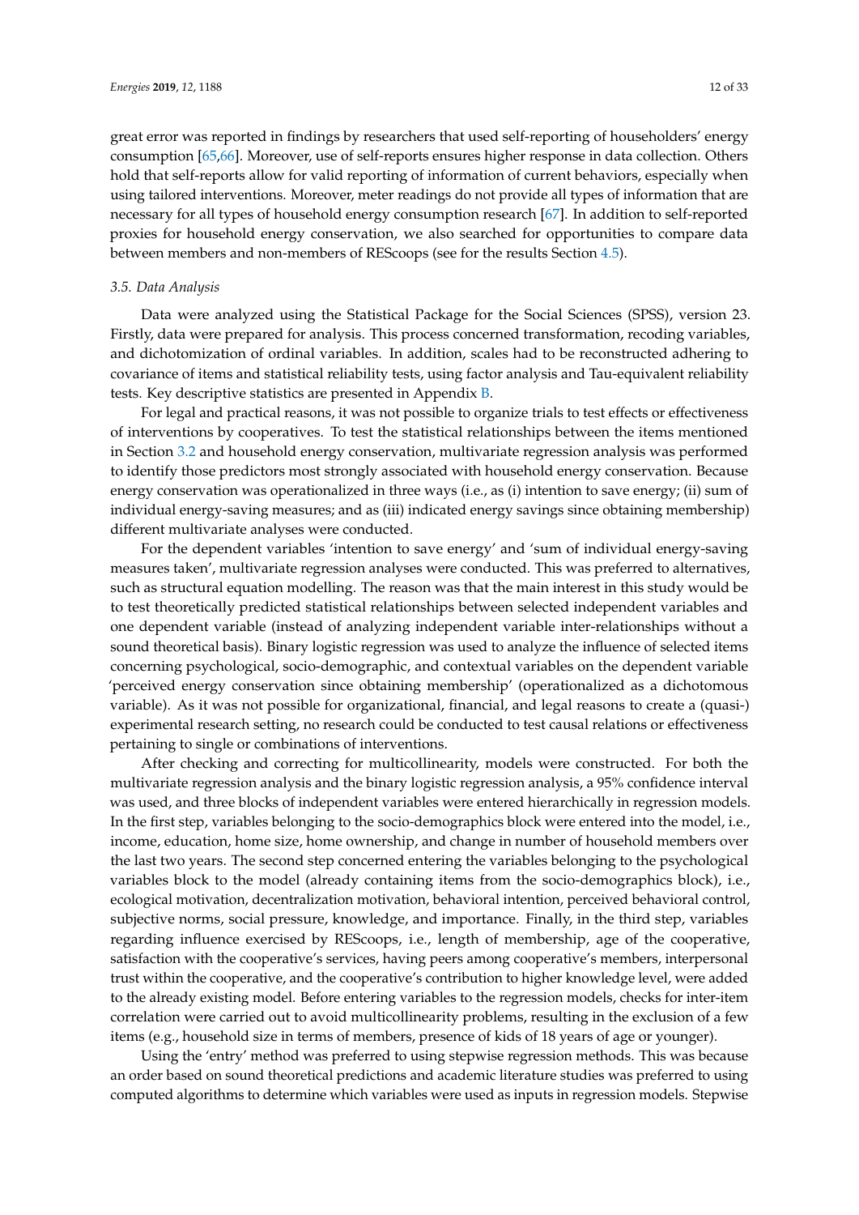great error was reported in findings by researchers that used self-reporting of householders' energy consumption [65,66]. Moreover, use of self-reports ensures higher response in data collection. Others hold that self-reports allow for valid reporting of information of current behaviors, especially when using tailored interventions. Moreover, meter readings do not provide all types of information that are necessary for all types of household energy consumption research [67]. In addition to self-reported proxies for household energy conservation, we also searched for opportunities to compare data between members and non-members of REScoops (see for the results Section 4.5).

### 3.5. Data Analysis

Data were analyzed using the Statistical Package for the Social Sciences (SPSS), version 23. Firstly, data were prepared for analysis. This process concerned transformation, recoding variables, and dichotomization of ordinal variables. In addition, scales had to be reconstructed adhering to covariance of items and statistical reliability tests, using factor analysis and Tau-equivalent reliability tests. Key descriptive statistics are presented in Appendix B.

For legal and practical reasons, it was not possible to organize trials to test effects or effectiveness of interventions by cooperatives. To test the statistical relationships between the items mentioned in Section 3.2 and household energy conservation, multivariate regression analysis was performed to identify those predictors most strongly associated with household energy conservation. Because energy conservation was operationalized in three ways (i.e., as (i) intention to save energy; (ii) sum of individual energy-saving measures; and as (iii) indicated energy savings since obtaining membership) different multivariate analyses were conducted.

For the dependent variables 'intention to save energy' and 'sum of individual energy-saving measures taken', multivariate regression analyses were conducted. This was preferred to alternatives, such as structural equation modelling. The reason was that the main interest in this study would be to test theoretically predicted statistical relationships between selected independent variables and one dependent variable (instead of analyzing independent variable inter-relationships without a sound theoretical basis). Binary logistic regression was used to analyze the influence of selected items concerning psychological, socio-demographic, and contextual variables on the dependent variable 'perceived energy conservation since obtaining membership' (operationalized as a dichotomous variable). As it was not possible for organizational, financial, and legal reasons to create a (quasi-) experimental research setting, no research could be conducted to test causal relations or effectiveness pertaining to single or combinations of interventions.

After checking and correcting for multicollinearity, models were constructed. For both the multivariate regression analysis and the binary logistic regression analysis, a 95% confidence interval was used, and three blocks of independent variables were entered hierarchically in regression models. In the first step, variables belonging to the socio-demographics block were entered into the model, i.e., income, education, home size, home ownership, and change in number of household members over the last two years. The second step concerned entering the variables belonging to the psychological variables block to the model (already containing items from the socio-demographics block), i.e., ecological motivation, decentralization motivation, behavioral intention, perceived behavioral control, subjective norms, social pressure, knowledge, and importance. Finally, in the third step, variables regarding influence exercised by REScoops, i.e., length of membership, age of the cooperative, satisfaction with the cooperative's services, having peers among cooperative's members, interpersonal trust within the cooperative, and the cooperative's contribution to higher knowledge level, were added to the already existing model. Before entering variables to the regression models, checks for inter-item correlation were carried out to avoid multicollinearity problems, resulting in the exclusion of a few items (e.g., household size in terms of members, presence of kids of 18 years of age or younger).

Using the 'entry' method was preferred to using stepwise regression methods. This was because an order based on sound theoretical predictions and academic literature studies was preferred to using computed algorithms to determine which variables were used as inputs in regression models. Stepwise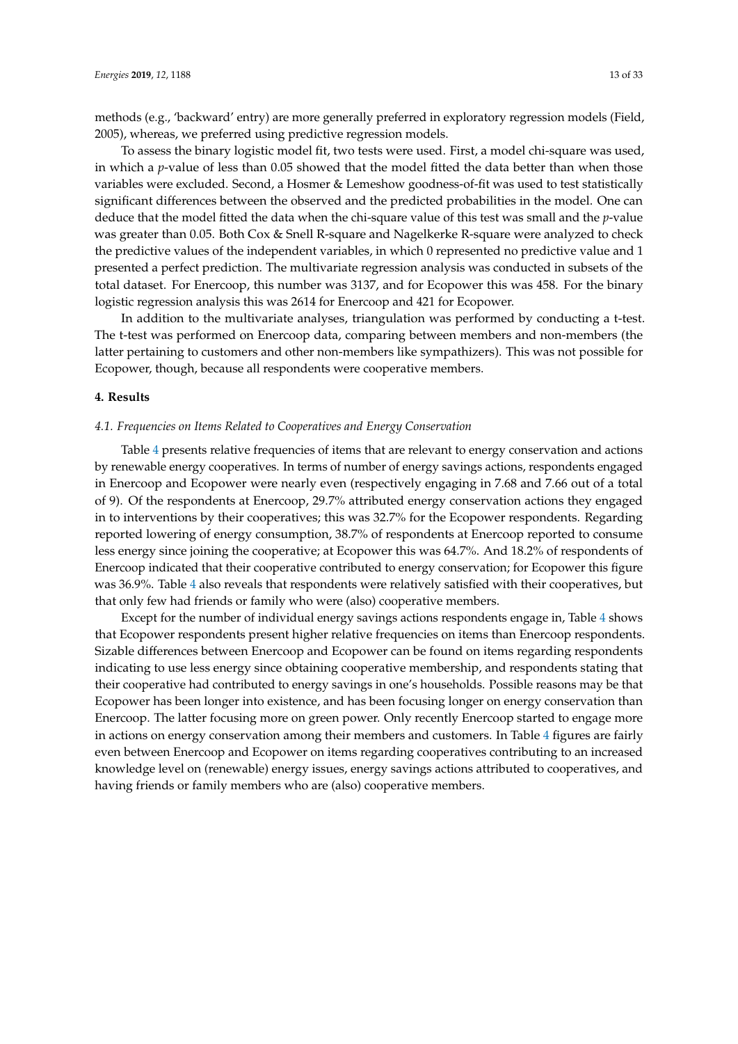methods (e.g., 'backward' entry) are more generally preferred in exploratory regression models (Field, 2005), whereas, we preferred using predictive regression models.

To assess the binary logistic model fit, two tests were used. First, a model chi-square was used, in which a $p$-value of less than 0.05 showed that the model fitted the data better than when those variables were excluded. Second, a Hosmer & Lemeshow goodness-of-fit was used to test statistically significant differences between the observed and the predicted probabilities in the model. One can deduce that the model fitted the data when the chi-square value of this test was small and the $p$-value was greater than 0.05. Both Cox & Snell R-square and Nagelkerke R-square were analyzed to check the predictive values of the independent variables, in which 0 represented no predictive value and 1 presented a perfect prediction. The multivariate regression analysis was conducted in subsets of the total dataset. For Enercoop, this number was 3137, and for Ecopower this was 458. For the binary logistic regression analysis this was 2614 for Enercoop and 421 for Ecopower.

In addition to the multivariate analyses, triangulation was performed by conducting a t-test. The t-test was performed on Enercoop data, comparing between members and non-members (the latter pertaining to customers and other non-members like sympathizers). This was not possible for Ecopower, though, because all respondents were cooperative members.

## 4. Results

### *4.1. Frequencies on Items Related to Cooperatives and Energy Conservation*

Table 4 presents relative frequencies of items that are relevant to energy conservation and actions by renewable energy cooperatives. In terms of number of energy savings actions, respondents engaged in Enercoop and Ecopower were nearly even (respectively engaging in 7.68 and 7.66 out of a total of 9). Of the respondents at Enercoop, 29.7% attributed energy conservation actions they engaged in to interventions by their cooperatives; this was 32.7% for the Ecopower respondents. Regarding reported lowering of energy consumption, 38.7% of respondents at Enercoop reported to consume less energy since joining the cooperative; at Ecopower this was 64.7%. And 18.2% of respondents of Enercoop indicated that their cooperative contributed to energy conservation; for Ecopower this figure was 36.9%. Table 4 also reveals that respondents were relatively satisfied with their cooperatives, but that only few had friends or family who were (also) cooperative members.

Except for the number of individual energy savings actions respondents engage in, Table 4 shows that Ecopower respondents present higher relative frequencies on items than Enercoop respondents. Sizable differences between Enercoop and Ecopower can be found on items regarding respondents indicating to use less energy since obtaining cooperative membership, and respondents stating that their cooperative had contributed to energy savings in one's households. Possible reasons may be that Ecopower has been longer into existence, and has been focusing longer on energy conservation than Enercoop. The latter focusing more on green power. Only recently Enercoop started to engage more in actions on energy conservation among their members and customers. In Table 4 figures are fairly even between Enercoop and Ecopower on items regarding cooperatives contributing to an increased knowledge level on (renewable) energy issues, energy savings actions attributed to cooperatives, and having friends or family members who are (also) cooperative members.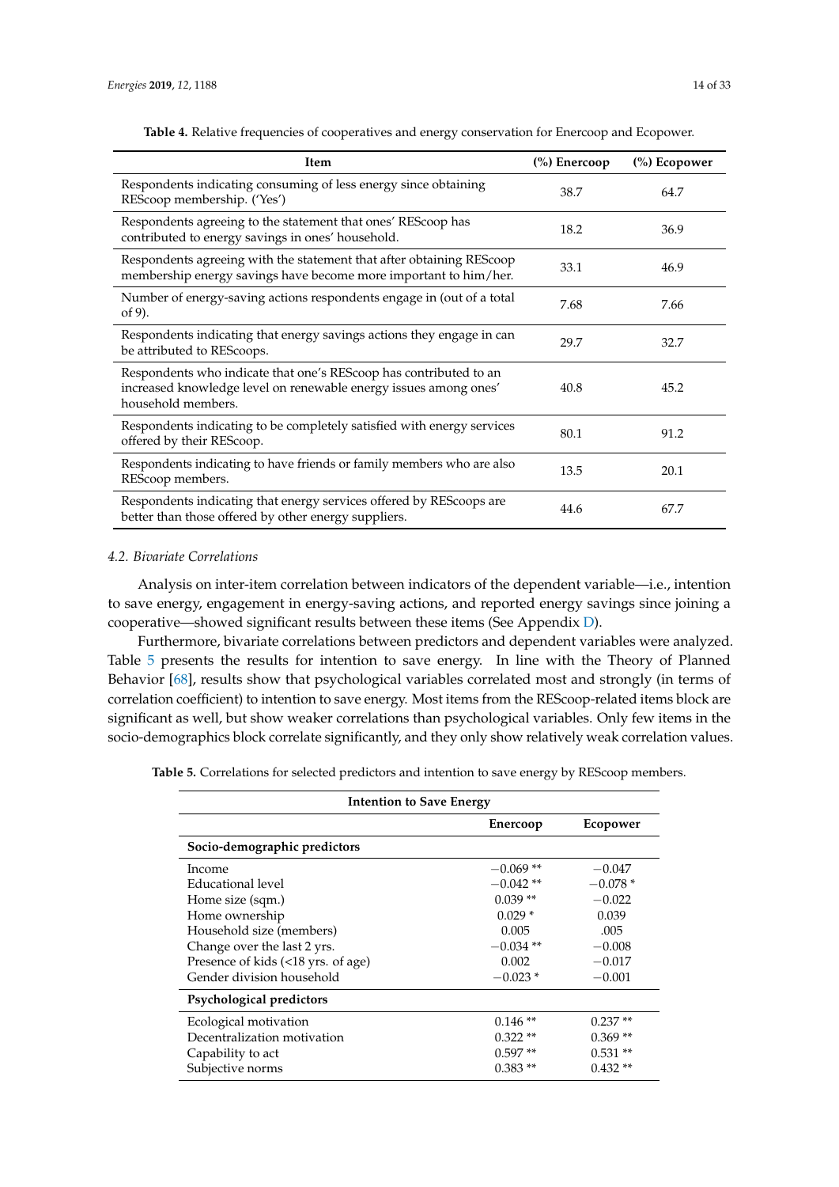**Table 4.** Relative frequencies of cooperatives and energy conservation for Enercoop and Ecopower.

| Item | (%) Enercoop | (%) Ecopower |
|---|---|---|
| Respondents indicating consuming of less energy since obtaining REScoop membership. ('Yes') | 38.7 | 64.7 |
| Respondents agreeing to the statement that ones' REScoop has contributed to energy savings in ones' household. | 18.2 | 36.9 |
| Respondents agreeing with the statement that after obtaining REScoop membership energy savings have become more important to him/her. | 33.1 | 46.9 |
| Number of energy-saving actions respondents engage in (out of a total of 9). | 7.68 | 7.66 |
| Respondents indicating that energy savings actions they engage in can be attributed to REScoops. | 29.7 | 32.7 |
| Respondents who indicate that one's REScoop has contributed to an increased knowledge level on renewable energy issues among ones' household members. | 40.8 | 45.2 |
| Respondents indicating to be completely satisfied with energy services offered by their REScoop. | 80.1 | 91.2 |
| Respondents indicating to have friends or family members who are also REScoop members. | 13.5 | 20.1 |
| Respondents indicating that energy services offered by REScoops are better than those offered by other energy suppliers. | 44.6 | 67.7 |

### *4.2. Bivariate Correlations*

Analysis on inter-item correlation between indicators of the dependent variable—i.e., intention to save energy, engagement in energy-saving actions, and reported energy savings since joining a cooperative—showed significant results between these items (See Appendix D).

Furthermore, bivariate correlations between predictors and dependent variables were analyzed. Table 5 presents the results for intention to save energy. In line with the Theory of Planned Behavior [68], results show that psychological variables correlated most and strongly (in terms of correlation coefficient) to intention to save energy. Most items from the REScoop-related items block are significant as well, but show weaker correlations than psychological variables. Only few items in the socio-demographics block correlate significantly, and they only show relatively weak correlation values.

**Table 5.** Correlations for selected predictors and intention to save energy by REScoop members.

| Intention to Save Energy | | |
|---|---|---|
| | **Enercoop** | **Ecopower** |
| **Socio-demographic predictors** | | |
| Income | −0.069 ** | −0.047 |
| Educational level | −0.042 ** | −0.078 * |
| Home size (sqm.) | 0.039 ** | −0.022 |
| Home ownership | 0.029 * | 0.039 |
| Household size (members) | 0.005 | .005 |
| Change over the last 2 yrs. | −0.034 ** | −0.008 |
| Presence of kids (<18 yrs. of age) | 0.002 | −0.017 |
| Gender division household | −0.023 * | −0.001 |
| **Psychological predictors** | | |
| Ecological motivation | 0.146 ** | 0.237 ** |
| Decentralization motivation | 0.322 ** | 0.369 ** |
| Capability to act | 0.597 ** | 0.531 ** |
| Subjective norms | 0.383 ** | 0.432 ** |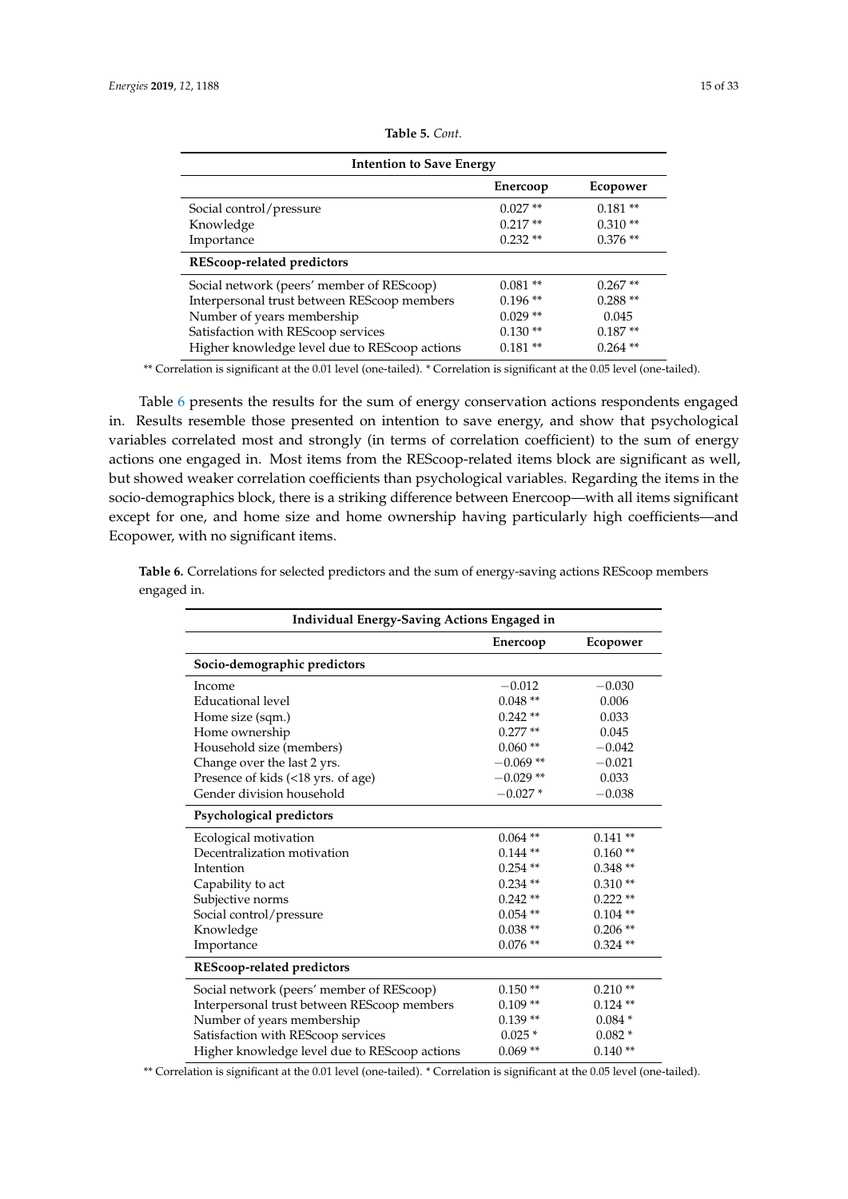**Table 5.** *Cont.*

| Intention to Save Energy | | |
|---|---|---|
| | **Enercoop** | **Ecopower** |
| Social control/pressure | 0.027 ** | 0.181 ** |
| Knowledge | 0.217 ** | 0.310 ** |
| Importance | 0.232 ** | 0.376 ** |
| **REScoop-related predictors** | | |
| Social network (peers' member of REScoop) | 0.081 ** | 0.267 ** |
| Interpersonal trust between REScoop members | 0.196 ** | 0.288 ** |
| Number of years membership | 0.029 ** | 0.045 |
| Satisfaction with REScoop services | 0.130 ** | 0.187 ** |
| Higher knowledge level due to REScoop actions | 0.181 ** | 0.264 ** |

** Correlation is significant at the 0.01 level (one-tailed). * Correlation is significant at the 0.05 level (one-tailed).

Table 6 presents the results for the sum of energy conservation actions respondents engaged in. Results resemble those presented on intention to save energy, and show that psychological variables correlated most and strongly (in terms of correlation coefficient) to the sum of energy actions one engaged in. Most items from the REScoop-related items block are significant as well, but showed weaker correlation coefficients than psychological variables. Regarding the items in the socio-demographics block, there is a striking difference between Enercoop—with all items significant except for one, and home size and home ownership having particularly high coefficients—and Ecopower, with no significant items.

**Table 6.** Correlations for selected predictors and the sum of energy-saving actions REScoop members engaged in.

| Individual Energy-Saving Actions Engaged in | | |
|---|---|---|
| | **Enercoop** | **Ecopower** |
| **Socio-demographic predictors** | | |
| Income | −0.012 | −0.030 |
| Educational level | 0.048 ** | 0.006 |
| Home size (sqm.) | 0.242 ** | 0.033 |
| Home ownership | 0.277 ** | 0.045 |
| Household size (members) | 0.060 ** | −0.042 |
| Change over the last 2 yrs. | −0.069 ** | −0.021 |
| Presence of kids (<18 yrs. of age) | −0.029 ** | 0.033 |
| Gender division household | −0.027 * | −0.038 |
| **Psychological predictors** | | |
| Ecological motivation | 0.064 ** | 0.141 ** |
| Decentralization motivation | 0.144 ** | 0.160 ** |
| Intention | 0.254 ** | 0.348 ** |
| Capability to act | 0.234 ** | 0.310 ** |
| Subjective norms | 0.242 ** | 0.222 ** |
| Social control/pressure | 0.054 ** | 0.104 ** |
| Knowledge | 0.038 ** | 0.206 ** |
| Importance | 0.076 ** | 0.324 ** |
| **REScoop-related predictors** | | |
| Social network (peers' member of REScoop) | 0.150 ** | 0.210 ** |
| Interpersonal trust between REScoop members | 0.109 ** | 0.124 ** |
| Number of years membership | 0.139 ** | 0.084 * |
| Satisfaction with REScoop services | 0.025 * | 0.082 * |
| Higher knowledge level due to REScoop actions | 0.069 ** | 0.140 ** |

** Correlation is significant at the 0.01 level (one-tailed). * Correlation is significant at the 0.05 level (one-tailed).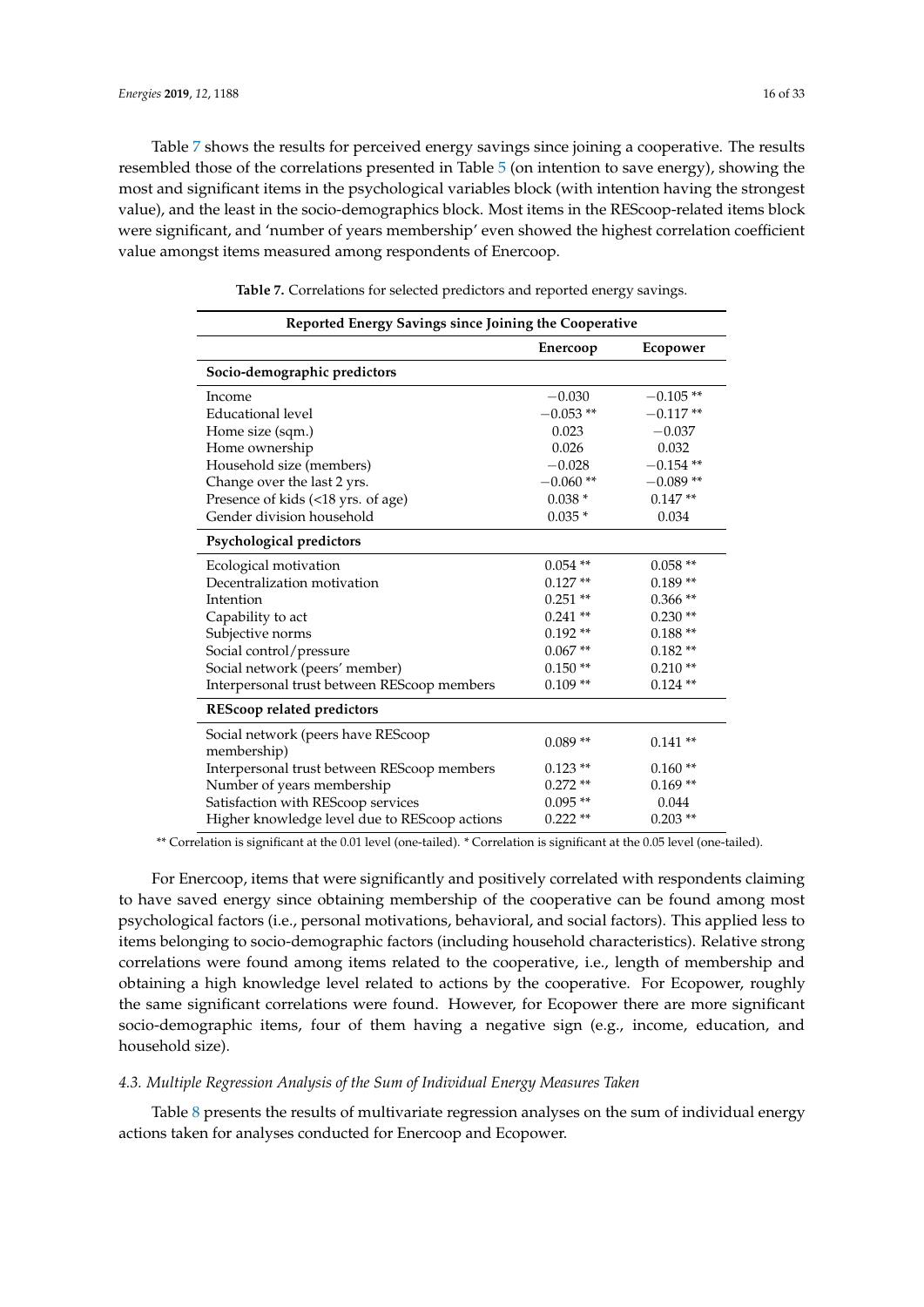Table 7 shows the results for perceived energy savings since joining a cooperative. The results resembled those of the correlations presented in Table 5 (on intention to save energy), showing the most and significant items in the psychological variables block (with intention having the strongest value), and the least in the socio-demographics block. Most items in the REScoop-related items block were significant, and 'number of years membership' even showed the highest correlation coefficient value amongst items measured among respondents of Enercoop.

**Table 7.** Correlations for selected predictors and reported energy savings.

| Reported Energy Savings since Joining the Cooperative | | |
|---|---|---|
| | **Enercoop** | **Ecopower** |
| **Socio-demographic predictors** | | |
| Income | −0.030 | −0.105 ** |
| Educational level | −0.053 ** | −0.117 ** |
| Home size (sqm.) | 0.023 | −0.037 |
| Home ownership | 0.026 | 0.032 |
| Household size (members) | −0.028 | −0.154 ** |
| Change over the last 2 yrs. | −0.060 ** | −0.089 ** |
| Presence of kids (<18 yrs. of age) | 0.038 * | 0.147 ** |
| Gender division household | 0.035 * | 0.034 |
| **Psychological predictors** | | |
| Ecological motivation | 0.054 ** | 0.058 ** |
| Decentralization motivation | 0.127 ** | 0.189 ** |
| Intention | 0.251 ** | 0.366 ** |
| Capability to act | 0.241 ** | 0.230 ** |
| Subjective norms | 0.192 ** | 0.188 ** |
| Social control/pressure | 0.067 ** | 0.182 ** |
| Social network (peers' member) | 0.150 ** | 0.210 ** |
| Interpersonal trust between REScoop members | 0.109 ** | 0.124 ** |
| **REScoop related predictors** | | |
| Social network (peers have REScoop membership) | 0.089 ** | 0.141 ** |
| Interpersonal trust between REScoop members | 0.123 ** | 0.160 ** |
| Number of years membership | 0.272 ** | 0.169 ** |
| Satisfaction with REScoop services | 0.095 ** | 0.044 |
| Higher knowledge level due to REScoop actions | 0.222 ** | 0.203 ** |

** Correlation is significant at the 0.01 level (one-tailed). * Correlation is significant at the 0.05 level (one-tailed).

For Enercoop, items that were significantly and positively correlated with respondents claiming to have saved energy since obtaining membership of the cooperative can be found among most psychological factors (i.e., personal motivations, behavioral, and social factors). This applied less to items belonging to socio-demographic factors (including household characteristics). Relative strong correlations were found among items related to the cooperative, i.e., length of membership and obtaining a high knowledge level related to actions by the cooperative. For Ecopower, roughly the same significant correlations were found. However, for Ecopower there are more significant socio-demographic items, four of them having a negative sign (e.g., income, education, and household size).

### *4.3. Multiple Regression Analysis of the Sum of Individual Energy Measures Taken*

Table 8 presents the results of multivariate regression analyses on the sum of individual energy actions taken for analyses conducted for Enercoop and Ecopower.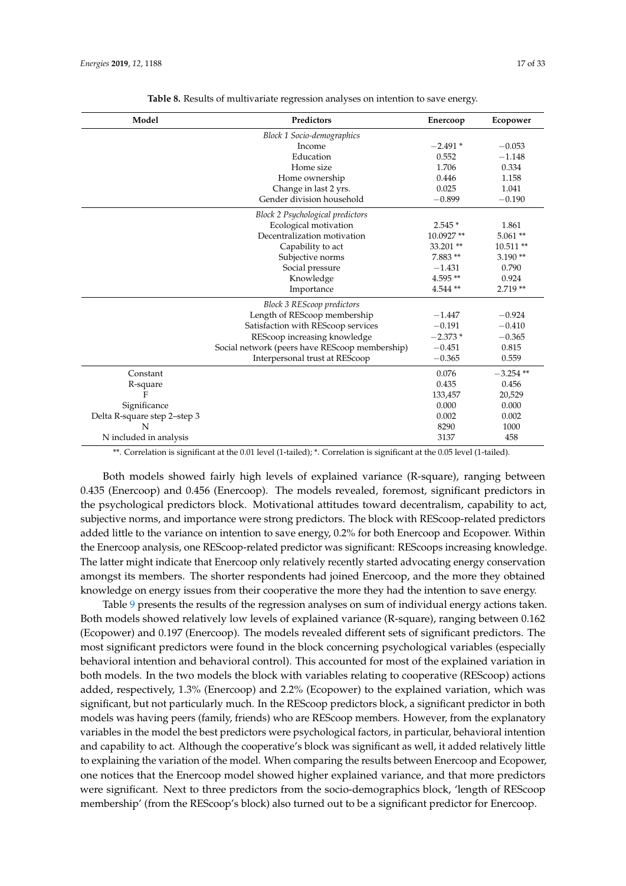**Table 8.** Results of multivariate regression analyses on intention to save energy.

| Model | Predictors | Enercoop | Ecopower |
|---|---|---|---|
| | *Block 1 Socio-demographics* | | |
| | Income | −2.491 * | −0.053 |
| | Education | 0.552 | −1.148 |
| | Home size | 1.706 | 0.334 |
| | Home ownership | 0.446 | 1.158 |
| | Change in last 2 yrs. | 0.025 | 1.041 |
| | Gender division household | −0.899 | −0.190 |
| | *Block 2 Psychological predictors* | | |
| | Ecological motivation | 2.545 * | 1.861 |
| | Decentralization motivation | 10.0927 ** | 5.061 ** |
| | Capability to act | 33.201 ** | 10.511 ** |
| | Subjective norms | 7.883 ** | 3.190 ** |
| | Social pressure | −1.431 | 0.790 |
| | Knowledge | 4.595 ** | 0.924 |
| | Importance | 4.544 ** | 2.719 ** |
| | *Block 3 REScoop predictors* | | |
| | Length of REScoop membership | −1.447 | −0.924 |
| | Satisfaction with REScoop services | −0.191 | −0.410 |
| | REScoop increasing knowledge | −2.373 * | −0.365 |
| | Social network (peers have REScoop membership) | −0.451 | 0.815 |
| | Interpersonal trust at REScoop | −0.365 | 0.559 |
| Constant | | 0.076 | −3.254 ** |
| R-square | | 0.435 | 0.456 |
| F | | 133,457 | 20,529 |
| Significance | | 0.000 | 0.000 |
| Delta R-square step 2–step 3 | | 0.002 | 0.002 |
| N | | 8290 | 1000 |
| N included in analysis | | 3137 | 458 |

**. Correlation is significant at the 0.01 level (1-tailed); *. Correlation is significant at the 0.05 level (1-tailed).

Both models showed fairly high levels of explained variance (R-square), ranging between 0.435 (Enercoop) and 0.456 (Enercoop). The models revealed, foremost, significant predictors in the psychological predictors block. Motivational attitudes toward decentralism, capability to act, subjective norms, and importance were strong predictors. The block with REScoop-related predictors added little to the variance on intention to save energy, 0.2% for both Enercoop and Ecopower. Within the Enercoop analysis, one REScoop-related predictor was significant: REScoops increasing knowledge. The latter might indicate that Enercoop only relatively recently started advocating energy conservation amongst its members. The shorter respondents had joined Enercoop, and the more they obtained knowledge on energy issues from their cooperative the more they had the intention to save energy.

Table 9 presents the results of the regression analyses on sum of individual energy actions taken. Both models showed relatively low levels of explained variance (R-square), ranging between 0.162 (Ecopower) and 0.197 (Enercoop). The models revealed different sets of significant predictors. The most significant predictors were found in the block concerning psychological variables (especially behavioral intention and behavioral control). This accounted for most of the explained variation in both models. In the two models the block with variables relating to cooperative (REScoop) actions added, respectively, 1.3% (Enercoop) and 2.2% (Ecopower) to the explained variation, which was significant, but not particularly much. In the REScoop predictors block, a significant predictor in both models was having peers (family, friends) who are REScoop members. However, from the explanatory variables in the model the best predictors were psychological factors, in particular, behavioral intention and capability to act. Although the cooperative's block was significant as well, it added relatively little to explaining the variation of the model. When comparing the results between Enercoop and Ecopower, one notices that the Enercoop model showed higher explained variance, and that more predictors were significant. Next to three predictors from the socio-demographics block, 'length of REScoop membership' (from the REScoop's block) also turned out to be a significant predictor for Enercoop.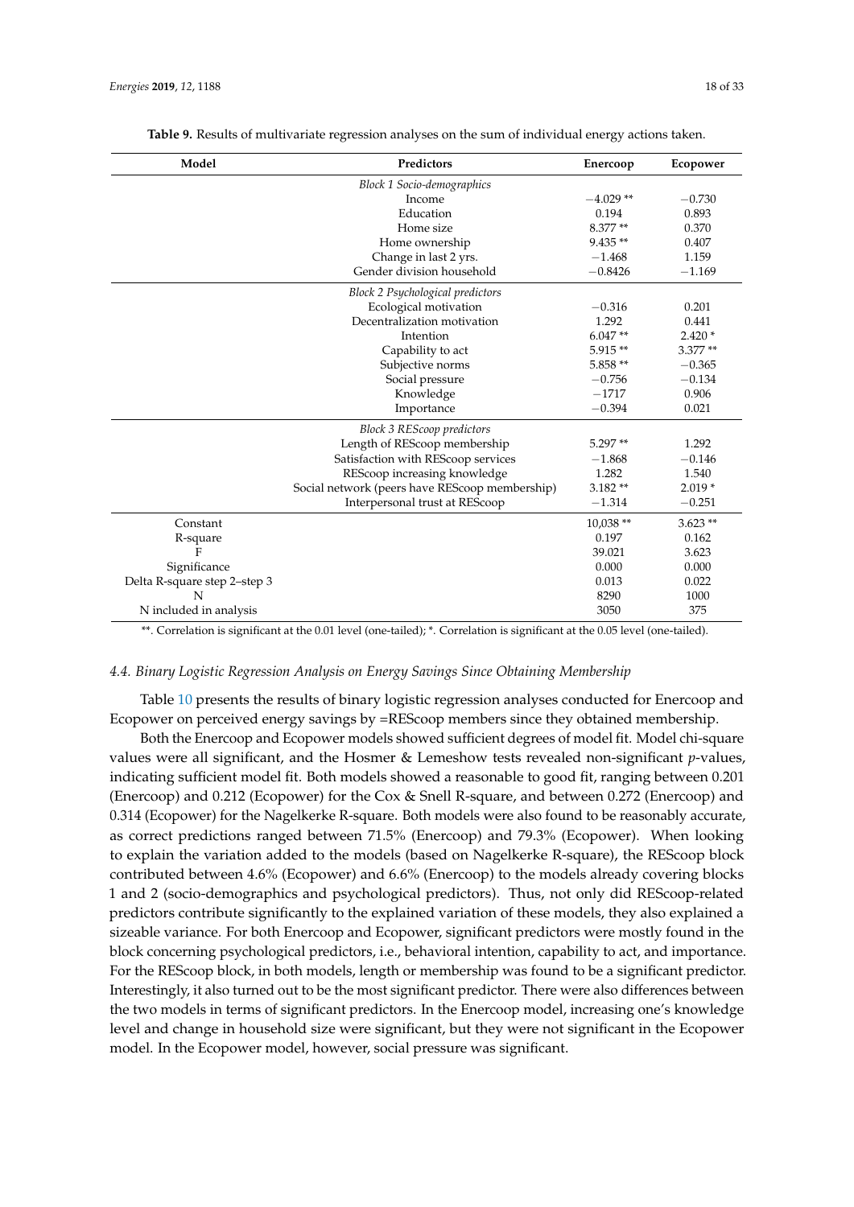**Table 9.** Results of multivariate regression analyses on the sum of individual energy actions taken.

| Model | Predictors | Enercoop | Ecopower |
|---|---|---|---|
| | *Block 1 Socio-demographics* | | |
| | Income | −4.029 ** | −0.730 |
| | Education | 0.194 | 0.893 |
| | Home size | 8.377 ** | 0.370 |
| | Home ownership | 9.435 ** | 0.407 |
| | Change in last 2 yrs. | −1.468 | 1.159 |
| | Gender division household | −0.8426 | −1.169 |
| | *Block 2 Psychological predictors* | | |
| | Ecological motivation | −0.316 | 0.201 |
| | Decentralization motivation | 1.292 | 0.441 |
| | Intention | 6.047 ** | 2.420 * |
| | Capability to act | 5.915 ** | 3.377 ** |
| | Subjective norms | 5.858 ** | −0.365 |
| | Social pressure | −0.756 | −0.134 |
| | Knowledge | −1717 | 0.906 |
| | Importance | −0.394 | 0.021 |
| | *Block 3 REScoop predictors* | | |
| | Length of REScoop membership | 5.297 ** | 1.292 |
| | Satisfaction with REScoop services | −1.868 | −0.146 |
| | REScoop increasing knowledge | 1.282 | 1.540 |
| | Social network (peers have REScoop membership) | 3.182 ** | 2.019 * |
| | Interpersonal trust at REScoop | −1.314 | −0.251 |
| Constant | | 10,038 ** | 3.623 ** |
| R-square | | 0.197 | 0.162 |
| F | | 39.021 | 3.623 |
| Significance | | 0.000 | 0.000 |
| Delta R-square step 2–step 3 | | 0.013 | 0.022 |
| N | | 8290 | 1000 |
| N included in analysis | | 3050 | 375 |

**. Correlation is significant at the 0.01 level (one-tailed); *. Correlation is significant at the 0.05 level (one-tailed).

### 4.4. Binary Logistic Regression Analysis on Energy Savings Since Obtaining Membership

Table 10 presents the results of binary logistic regression analyses conducted for Enercoop and Ecopower on perceived energy savings by =REScoop members since they obtained membership.

Both the Enercoop and Ecopower models showed sufficient degrees of model fit. Model chi-square values were all significant, and the Hosmer & Lemeshow tests revealed non-significant $p$-values, indicating sufficient model fit. Both models showed a reasonable to good fit, ranging between 0.201 (Enercoop) and 0.212 (Ecopower) for the Cox & Snell R-square, and between 0.272 (Enercoop) and 0.314 (Ecopower) for the Nagelkerke R-square. Both models were also found to be reasonably accurate, as correct predictions ranged between 71.5% (Enercoop) and 79.3% (Ecopower). When looking to explain the variation added to the models (based on Nagelkerke R-square), the REScoop block contributed between 4.6% (Ecopower) and 6.6% (Enercoop) to the models already covering blocks 1 and 2 (socio-demographics and psychological predictors). Thus, not only did REScoop-related predictors contribute significantly to the explained variation of these models, they also explained a sizeable variance. For both Enercoop and Ecopower, significant predictors were mostly found in the block concerning psychological predictors, i.e., behavioral intention, capability to act, and importance. For the REScoop block, in both models, length or membership was found to be a significant predictor. Interestingly, it also turned out to be the most significant predictor. There were also differences between the two models in terms of significant predictors. In the Enercoop model, increasing one's knowledge level and change in household size were significant, but they were not significant in the Ecopower model. In the Ecopower model, however, social pressure was significant.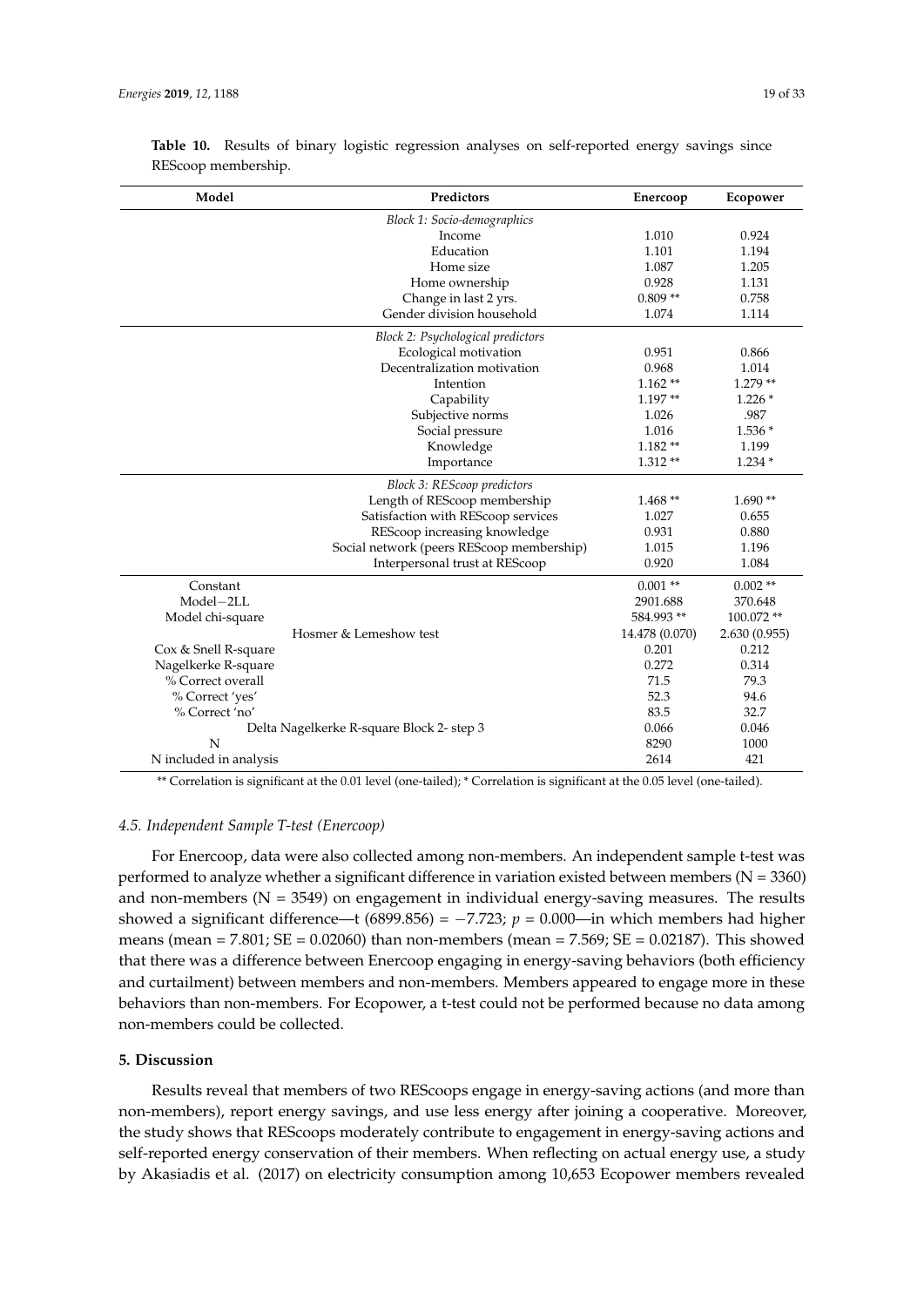**Table 10.** Results of binary logistic regression analyses on self-reported energy savings since REScoop membership.

| Model | Predictors | Enercoop | Ecopower |
|---|---|---|---|
| | *Block 1: Socio-demographics* | | |
| | Income | 1.010 | 0.924 |
| | Education | 1.101 | 1.194 |
| | Home size | 1.087 | 1.205 |
| | Home ownership | 0.928 | 1.131 |
| | Change in last 2 yrs. | 0.809 ** | 0.758 |
| | Gender division household | 1.074 | 1.114 |
| | *Block 2: Psychological predictors* | | |
| | Ecological motivation | 0.951 | 0.866 |
| | Decentralization motivation | 0.968 | 1.014 |
| | Intention | 1.162 ** | 1.279 ** |
| | Capability | 1.197 ** | 1.226 * |
| | Subjective norms | 1.026 | .987 |
| | Social pressure | 1.016 | 1.536 * |
| | Knowledge | 1.182 ** | 1.199 |
| | Importance | 1.312 ** | 1.234 * |
| | *Block 3: REScoop predictors* | | |
| | Length of REScoop membership | 1.468 ** | 1.690 ** |
| | Satisfaction with REScoop services | 1.027 | 0.655 |
| | REScoop increasing knowledge | 0.931 | 0.880 |
| | Social network (peers REScoop membership) | 1.015 | 1.196 |
| | Interpersonal trust at REScoop | 0.920 | 1.084 |
| Constant | | 0.001 ** | 0.002 ** |
| Model−2LL | | 2901.688 | 370.648 |
| Model chi-square | | 584.993 ** | 100.072 ** |
| | Hosmer & Lemeshow test | 14.478 (0.070) | 2.630 (0.955) |
| Cox & Snell R-square | | 0.201 | 0.212 |
| Nagelkerke R-square | | 0.272 | 0.314 |
| % Correct overall | | 71.5 | 79.3 |
| % Correct 'yes' | | 52.3 | 94.6 |
| % Correct 'no' | | 83.5 | 32.7 |
| | Delta Nagelkerke R-square Block 2- step 3 | 0.066 | 0.046 |
| N | | 8290 | 1000 |
| N included in analysis | | 2614 | 421 |

** Correlation is significant at the 0.01 level (one-tailed); * Correlation is significant at the 0.05 level (one-tailed).

### 4.5. Independent Sample T-test (Enercoop)

For Enercoop, data were also collected among non-members. An independent sample t-test was performed to analyze whether a significant difference in variation existed between members (N = 3360) and non-members (N = 3549) on engagement in individual energy-saving measures. The results showed a significant difference—t (6899.856) = −7.723; $p$ = 0.000—in which members had higher means (mean = 7.801; SE = 0.02060) than non-members (mean = 7.569; SE = 0.02187). This showed that there was a difference between Enercoop engaging in energy-saving behaviors (both efficiency and curtailment) between members and non-members. Members appeared to engage more in these behaviors than non-members. For Ecopower, a t-test could not be performed because no data among non-members could be collected.

## 5. Discussion

Results reveal that members of two REScoops engage in energy-saving actions (and more than non-members), report energy savings, and use less energy after joining a cooperative. Moreover, the study shows that REScoops moderately contribute to engagement in energy-saving actions and self-reported energy conservation of their members. When reflecting on actual energy use, a study by Akasiadis et al. (2017) on electricity consumption among 10,653 Ecopower members revealed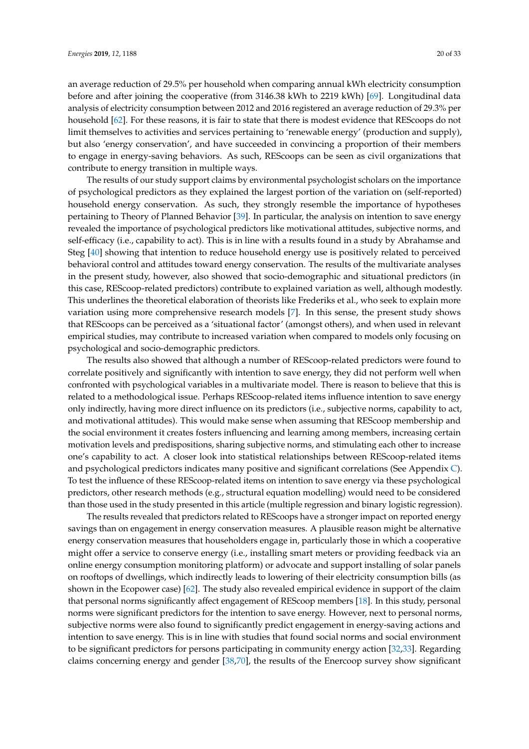an average reduction of 29.5% per household when comparing annual kWh electricity consumption before and after joining the cooperative (from 3146.38 kWh to 2219 kWh) [69]. Longitudinal data analysis of electricity consumption between 2012 and 2016 registered an average reduction of 29.3% per household [62]. For these reasons, it is fair to state that there is modest evidence that REScoops do not limit themselves to activities and services pertaining to 'renewable energy' (production and supply), but also 'energy conservation', and have succeeded in convincing a proportion of their members to engage in energy-saving behaviors. As such, REScoops can be seen as civil organizations that contribute to energy transition in multiple ways.

The results of our study support claims by environmental psychologist scholars on the importance of psychological predictors as they explained the largest portion of the variation on (self-reported) household energy conservation. As such, they strongly resemble the importance of hypotheses pertaining to Theory of Planned Behavior [39]. In particular, the analysis on intention to save energy revealed the importance of psychological predictors like motivational attitudes, subjective norms, and self-efficacy (i.e., capability to act). This is in line with a results found in a study by Abrahamse and Steg [40] showing that intention to reduce household energy use is positively related to perceived behavioral control and attitudes toward energy conservation. The results of the multivariate analyses in the present study, however, also showed that socio-demographic and situational predictors (in this case, REScoop-related predictors) contribute to explained variation as well, although modestly. This underlines the theoretical elaboration of theorists like Frederiks et al., who seek to explain more variation using more comprehensive research models [7]. In this sense, the present study shows that REScoops can be perceived as a 'situational factor' (amongst others), and when used in relevant empirical studies, may contribute to increased variation when compared to models only focusing on psychological and socio-demographic predictors.

The results also showed that although a number of REScoop-related predictors were found to correlate positively and significantly with intention to save energy, they did not perform well when confronted with psychological variables in a multivariate model. There is reason to believe that this is related to a methodological issue. Perhaps REScoop-related items influence intention to save energy only indirectly, having more direct influence on its predictors (i.e., subjective norms, capability to act, and motivational attitudes). This would make sense when assuming that REScoop membership and the social environment it creates fosters influencing and learning among members, increasing certain motivation levels and predispositions, sharing subjective norms, and stimulating each other to increase one's capability to act. A closer look into statistical relationships between REScoop-related items and psychological predictors indicates many positive and significant correlations (See Appendix C). To test the influence of these REScoop-related items on intention to save energy via these psychological predictors, other research methods (e.g., structural equation modelling) would need to be considered than those used in the study presented in this article (multiple regression and binary logistic regression).

The results revealed that predictors related to REScoops have a stronger impact on reported energy savings than on engagement in energy conservation measures. A plausible reason might be alternative energy conservation measures that householders engage in, particularly those in which a cooperative might offer a service to conserve energy (i.e., installing smart meters or providing feedback via an online energy consumption monitoring platform) or advocate and support installing of solar panels on rooftops of dwellings, which indirectly leads to lowering of their electricity consumption bills (as shown in the Ecopower case) [62]. The study also revealed empirical evidence in support of the claim that personal norms significantly affect engagement of REScoop members [18]. In this study, personal norms were significant predictors for the intention to save energy. However, next to personal norms, subjective norms were also found to significantly predict engagement in energy-saving actions and intention to save energy. This is in line with studies that found social norms and social environment to be significant predictors for persons participating in community energy action [32,33]. Regarding claims concerning energy and gender [38,70], the results of the Enercoop survey show significant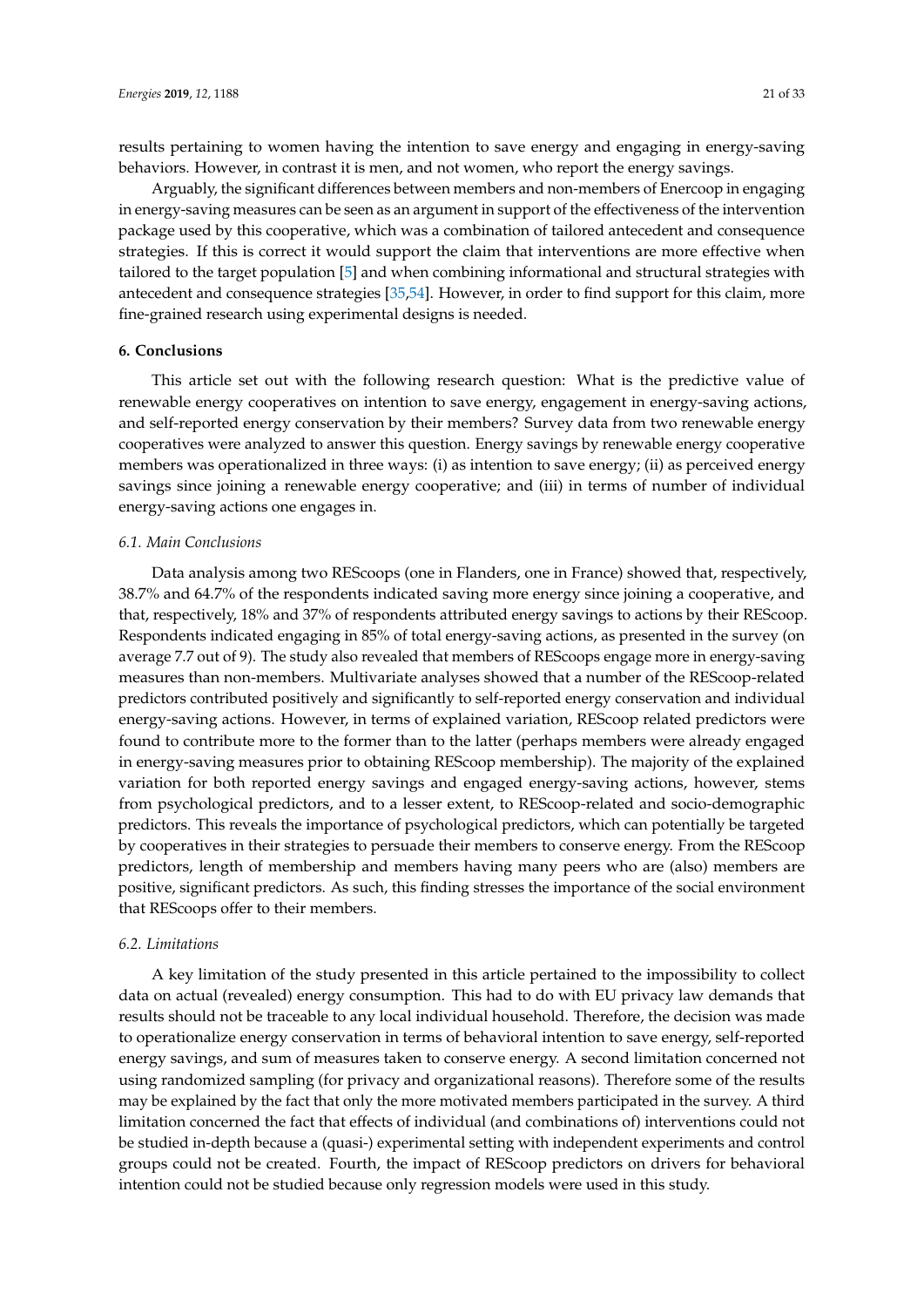results pertaining to women having the intention to save energy and engaging in energy-saving behaviors. However, in contrast it is men, and not women, who report the energy savings.

Arguably, the significant differences between members and non-members of Enercoop in engaging in energy-saving measures can be seen as an argument in support of the effectiveness of the intervention package used by this cooperative, which was a combination of tailored antecedent and consequence strategies. If this is correct it would support the claim that interventions are more effective when tailored to the target population [5] and when combining informational and structural strategies with antecedent and consequence strategies [35,54]. However, in order to find support for this claim, more fine-grained research using experimental designs is needed.

## 6. Conclusions

This article set out with the following research question: What is the predictive value of renewable energy cooperatives on intention to save energy, engagement in energy-saving actions, and self-reported energy conservation by their members? Survey data from two renewable energy cooperatives were analyzed to answer this question. Energy savings by renewable energy cooperative members was operationalized in three ways: (i) as intention to save energy; (ii) as perceived energy savings since joining a renewable energy cooperative; and (iii) in terms of number of individual energy-saving actions one engages in.

### *6.1. Main Conclusions*

Data analysis among two REScoops (one in Flanders, one in France) showed that, respectively, 38.7% and 64.7% of the respondents indicated saving more energy since joining a cooperative, and that, respectively, 18% and 37% of respondents attributed energy savings to actions by their REScoop. Respondents indicated engaging in 85% of total energy-saving actions, as presented in the survey (on average 7.7 out of 9). The study also revealed that members of REScoops engage more in energy-saving measures than non-members. Multivariate analyses showed that a number of the REScoop-related predictors contributed positively and significantly to self-reported energy conservation and individual energy-saving actions. However, in terms of explained variation, REScoop related predictors were found to contribute more to the former than to the latter (perhaps members were already engaged in energy-saving measures prior to obtaining REScoop membership). The majority of the explained variation for both reported energy savings and engaged energy-saving actions, however, stems from psychological predictors, and to a lesser extent, to REScoop-related and socio-demographic predictors. This reveals the importance of psychological predictors, which can potentially be targeted by cooperatives in their strategies to persuade their members to conserve energy. From the REScoop predictors, length of membership and members having many peers who are (also) members are positive, significant predictors. As such, this finding stresses the importance of the social environment that REScoops offer to their members.

### *6.2. Limitations*

A key limitation of the study presented in this article pertained to the impossibility to collect data on actual (revealed) energy consumption. This had to do with EU privacy law demands that results should not be traceable to any local individual household. Therefore, the decision was made to operationalize energy conservation in terms of behavioral intention to save energy, self-reported energy savings, and sum of measures taken to conserve energy. A second limitation concerned not using randomized sampling (for privacy and organizational reasons). Therefore some of the results may be explained by the fact that only the more motivated members participated in the survey. A third limitation concerned the fact that effects of individual (and combinations of) interventions could not be studied in-depth because a (quasi-) experimental setting with independent experiments and control groups could not be created. Fourth, the impact of REScoop predictors on drivers for behavioral intention could not be studied because only regression models were used in this study.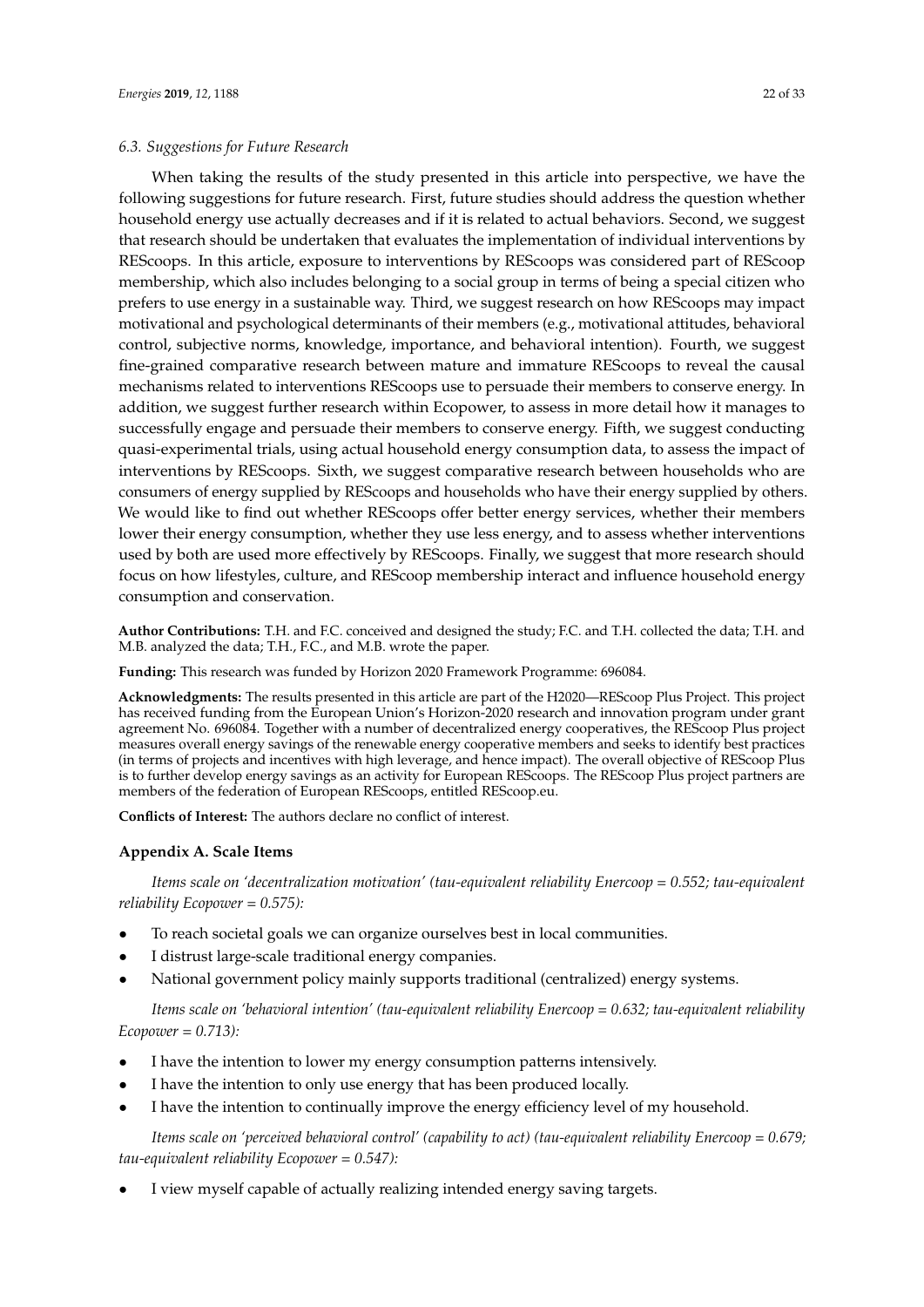### 6.3. Suggestions for Future Research

When taking the results of the study presented in this article into perspective, we have the following suggestions for future research. First, future studies should address the question whether household energy use actually decreases and if it is related to actual behaviors. Second, we suggest that research should be undertaken that evaluates the implementation of individual interventions by REScoops. In this article, exposure to interventions by REScoops was considered part of REScoop membership, which also includes belonging to a social group in terms of being a special citizen who prefers to use energy in a sustainable way. Third, we suggest research on how REScoops may impact motivational and psychological determinants of their members (e.g., motivational attitudes, behavioral control, subjective norms, knowledge, importance, and behavioral intention). Fourth, we suggest fine-grained comparative research between mature and immature REScoops to reveal the causal mechanisms related to interventions REScoops use to persuade their members to conserve energy. In addition, we suggest further research within Ecopower, to assess in more detail how it manages to successfully engage and persuade their members to conserve energy. Fifth, we suggest conducting quasi-experimental trials, using actual household energy consumption data, to assess the impact of interventions by REScoops. Sixth, we suggest comparative research between households who are consumers of energy supplied by REScoops and households who have their energy supplied by others. We would like to find out whether REScoops offer better energy services, whether their members lower their energy consumption, whether they use less energy, and to assess whether interventions used by both are used more effectively by REScoops. Finally, we suggest that more research should focus on how lifestyles, culture, and REScoop membership interact and influence household energy consumption and conservation.

**Author Contributions:** T.H. and F.C. conceived and designed the study; F.C. and T.H. collected the data; T.H. and M.B. analyzed the data; T.H., F.C., and M.B. wrote the paper.

**Funding:** This research was funded by Horizon 2020 Framework Programme: 696084.

**Acknowledgments:** The results presented in this article are part of the H2020—REScoop Plus Project. This project has received funding from the European Union's Horizon-2020 research and innovation program under grant agreement No. 696084. Together with a number of decentralized energy cooperatives, the REScoop Plus project measures overall energy savings of the renewable energy cooperative members and seeks to identify best practices (in terms of projects and incentives with high leverage, and hence impact). The overall objective of REScoop Plus is to further develop energy savings as an activity for European REScoops. The REScoop Plus project partners are members of the federation of European REScoops, entitled REScoop.eu.

**Conflicts of Interest:** The authors declare no conflict of interest.

## Appendix A. Scale Items

*Items scale on 'decentralization motivation' (tau-equivalent reliability Enercoop = 0.552; tau-equivalent reliability Ecopower = 0.575):*

- To reach societal goals we can organize ourselves best in local communities.
- I distrust large-scale traditional energy companies.
- National government policy mainly supports traditional (centralized) energy systems.

*Items scale on 'behavioral intention' (tau-equivalent reliability Enercoop = 0.632; tau-equivalent reliability Ecopower = 0.713):*

- I have the intention to lower my energy consumption patterns intensively.
- I have the intention to only use energy that has been produced locally.
- I have the intention to continually improve the energy efficiency level of my household.

*Items scale on 'perceived behavioral control' (capability to act) (tau-equivalent reliability Enercoop = 0.679; tau-equivalent reliability Ecopower = 0.547):*

- I view myself capable of actually realizing intended energy saving targets.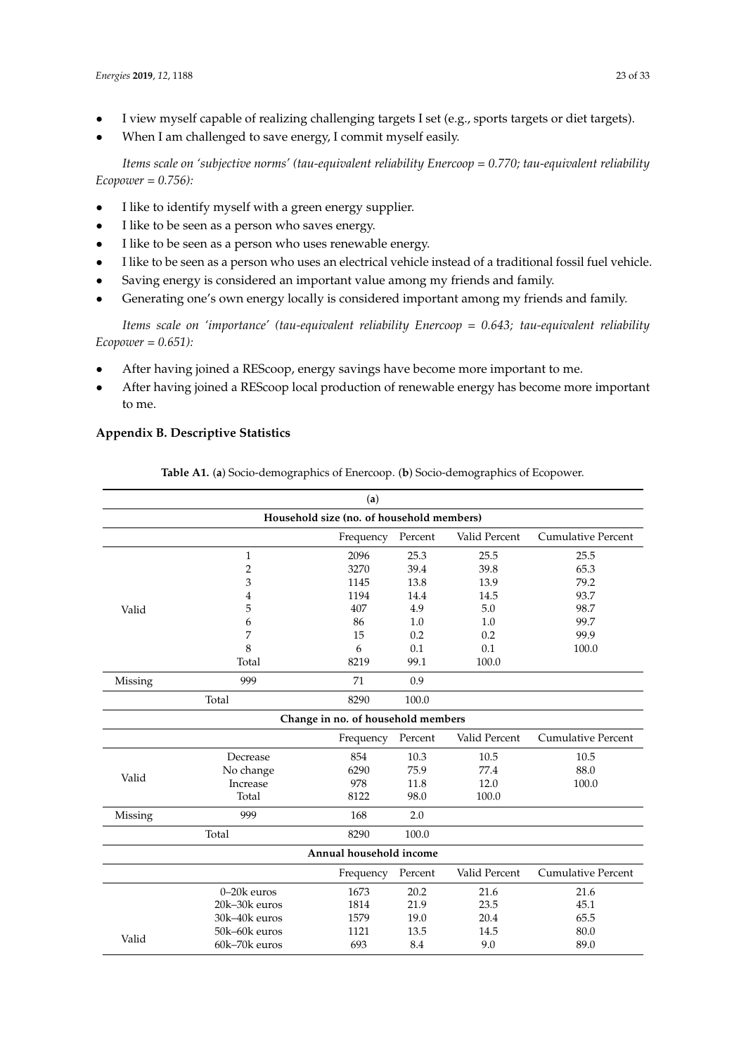- I view myself capable of realizing challenging targets I set (e.g., sports targets or diet targets).
- When I am challenged to save energy, I commit myself easily.

*Items scale on 'subjective norms' (tau-equivalent reliability Enercoop = 0.770; tau-equivalent reliability Ecopower = 0.756):*

- I like to identify myself with a green energy supplier.
- I like to be seen as a person who saves energy.
- I like to be seen as a person who uses renewable energy.
- I like to be seen as a person who uses an electrical vehicle instead of a traditional fossil fuel vehicle.
- Saving energy is considered an important value among my friends and family.
- Generating one's own energy locally is considered important among my friends and family.

*Items scale on 'importance' (tau-equivalent reliability Enercoop = 0.643; tau-equivalent reliability Ecopower = 0.651):*

- After having joined a REScoop, energy savings have become more important to me.
- After having joined a REScoop local production of renewable energy has become more important to me.

## Appendix B. Descriptive Statistics

**Table A1.** (**a**) Socio-demographics of Enercoop. (**b**) Socio-demographics of Ecopower.

| (**a**) | | | | | |
|---|---|---|---|---|---|
| **Household size (no. of household members)** | | | | | |
| | | Frequency | Percent | Valid Percent | Cumulative Percent |
| Valid | 1 | 2096 | 25.3 | 25.5 | 25.5 |
| | 2 | 3270 | 39.4 | 39.8 | 65.3 |
| | 3 | 1145 | 13.8 | 13.9 | 79.2 |
| | 4 | 1194 | 14.4 | 14.5 | 93.7 |
| | 5 | 407 | 4.9 | 5.0 | 98.7 |
| | 6 | 86 | 1.0 | 1.0 | 99.7 |
| | 7 | 15 | 0.2 | 0.2 | 99.9 |
| | 8 | 6 | 0.1 | 0.1 | 100.0 |
| | Total | 8219 | 99.1 | 100.0 | |
| Missing | 999 | 71 | 0.9 | | |
| | Total | 8290 | 100.0 | | |
| **Change in no. of household members** | | | | | |
| | | Frequency | Percent | Valid Percent | Cumulative Percent |
| Valid | Decrease | 854 | 10.3 | 10.5 | 10.5 |
| | No change | 6290 | 75.9 | 77.4 | 88.0 |
| | Increase | 978 | 11.8 | 12.0 | 100.0 |
| | Total | 8122 | 98.0 | 100.0 | |
| Missing | 999 | 168 | 2.0 | | |
| | Total | 8290 | 100.0 | | |
| **Annual household income** | | | | | |
| | | Frequency | Percent | Valid Percent | Cumulative Percent |
| Valid | 0–20k euros | 1673 | 20.2 | 21.6 | 21.6 |
| | 20k–30k euros | 1814 | 21.9 | 23.5 | 45.1 |
| | 30k–40k euros | 1579 | 19.0 | 20.4 | 65.5 |
| | 50k–60k euros | 1121 | 13.5 | 14.5 | 80.0 |
| | 60k–70k euros | 693 | 8.4 | 9.0 | 89.0 |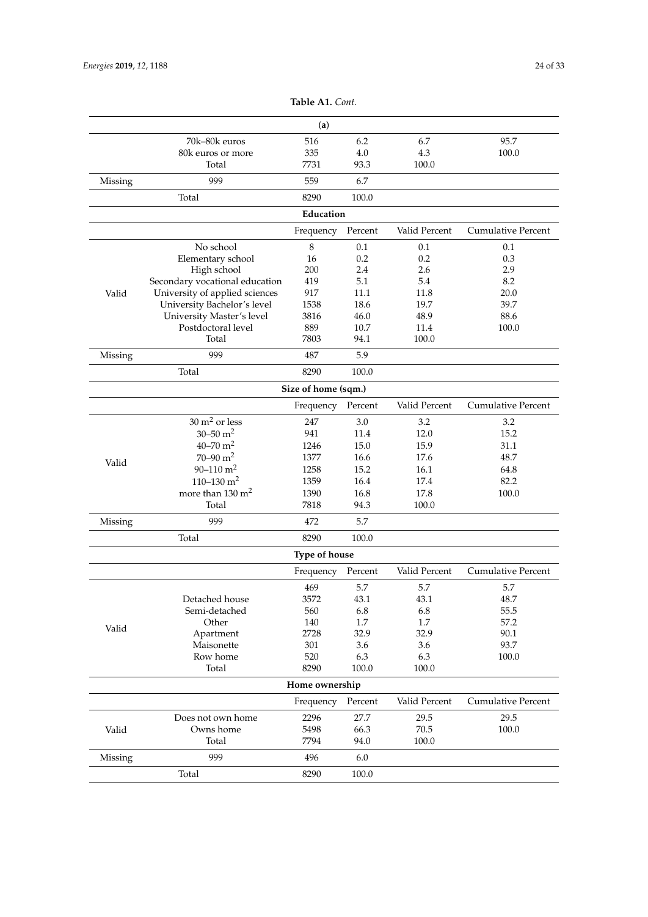**Table A1.** *Cont.*

| | (a) | | | | |
|---|---|---|---|---|---|
| | 70k–80k euros | 516 | 6.2 | 6.7 | 95.7 |
| | 80k euros or more | 335 | 4.0 | 4.3 | 100.0 |
| | Total | 7731 | 93.3 | 100.0 | |
| Missing | 999 | 559 | 6.7 | | |
| | Total | 8290 | 100.0 | | |
| | **Education** | | | | |
| | | Frequency | Percent | Valid Percent | Cumulative Percent |
| Valid | No school | 8 | 0.1 | 0.1 | 0.1 |
| | Elementary school | 16 | 0.2 | 0.2 | 0.3 |
| | High school | 200 | 2.4 | 2.6 | 2.9 |
| | Secondary vocational education | 419 | 5.1 | 5.4 | 8.2 |
| | University of applied sciences | 917 | 11.1 | 11.8 | 20.0 |
| | University Bachelor's level | 1538 | 18.6 | 19.7 | 39.7 |
| | University Master's level | 3816 | 46.0 | 48.9 | 88.6 |
| | Postdoctoral level | 889 | 10.7 | 11.4 | 100.0 |
| | Total | 7803 | 94.1 | 100.0 | |
| Missing | 999 | 487 | 5.9 | | |
| | Total | 8290 | 100.0 | | |
| | **Size of home (sqm.)** | | | | |
| | | Frequency | Percent | Valid Percent | Cumulative Percent |
| Valid | 30 $m^2$ or less | 247 | 3.0 | 3.2 | 3.2 |
| | 30–50 $m^2$ | 941 | 11.4 | 12.0 | 15.2 |
| | 40–70 $m^2$ | 1246 | 15.0 | 15.9 | 31.1 |
| | 70–90 $m^2$ | 1377 | 16.6 | 17.6 | 48.7 |
| | 90–110 $m^2$ | 1258 | 15.2 | 16.1 | 64.8 |
| | 110–130 $m^2$ | 1359 | 16.4 | 17.4 | 82.2 |
| | more than 130 $m^2$ | 1390 | 16.8 | 17.8 | 100.0 |
| | Total | 7818 | 94.3 | 100.0 | |
| Missing | 999 | 472 | 5.7 | | |
| | Total | 8290 | 100.0 | | |
| | **Type of house** | | | | |
| | | Frequency | Percent | Valid Percent | Cumulative Percent |
| Valid | | 469 | 5.7 | 5.7 | 5.7 |
| | Detached house | 3572 | 43.1 | 43.1 | 48.7 |
| | Semi-detached | 560 | 6.8 | 6.8 | 55.5 |
| | Other | 140 | 1.7 | 1.7 | 57.2 |
| | Apartment | 2728 | 32.9 | 32.9 | 90.1 |
| | Maisonette | 301 | 3.6 | 3.6 | 93.7 |
| | Row home | 520 | 6.3 | 6.3 | 100.0 |
| | Total | 8290 | 100.0 | 100.0 | |
| | **Home ownership** | | | | |
| | | Frequency | Percent | Valid Percent | Cumulative Percent |
| Valid | Does not own home | 2296 | 27.7 | 29.5 | 29.5 |
| | Owns home | 5498 | 66.3 | 70.5 | 100.0 |
| | Total | 7794 | 94.0 | 100.0 | |
| Missing | 999 | 496 | 6.0 | | |
| | Total | 8290 | 100.0 | | |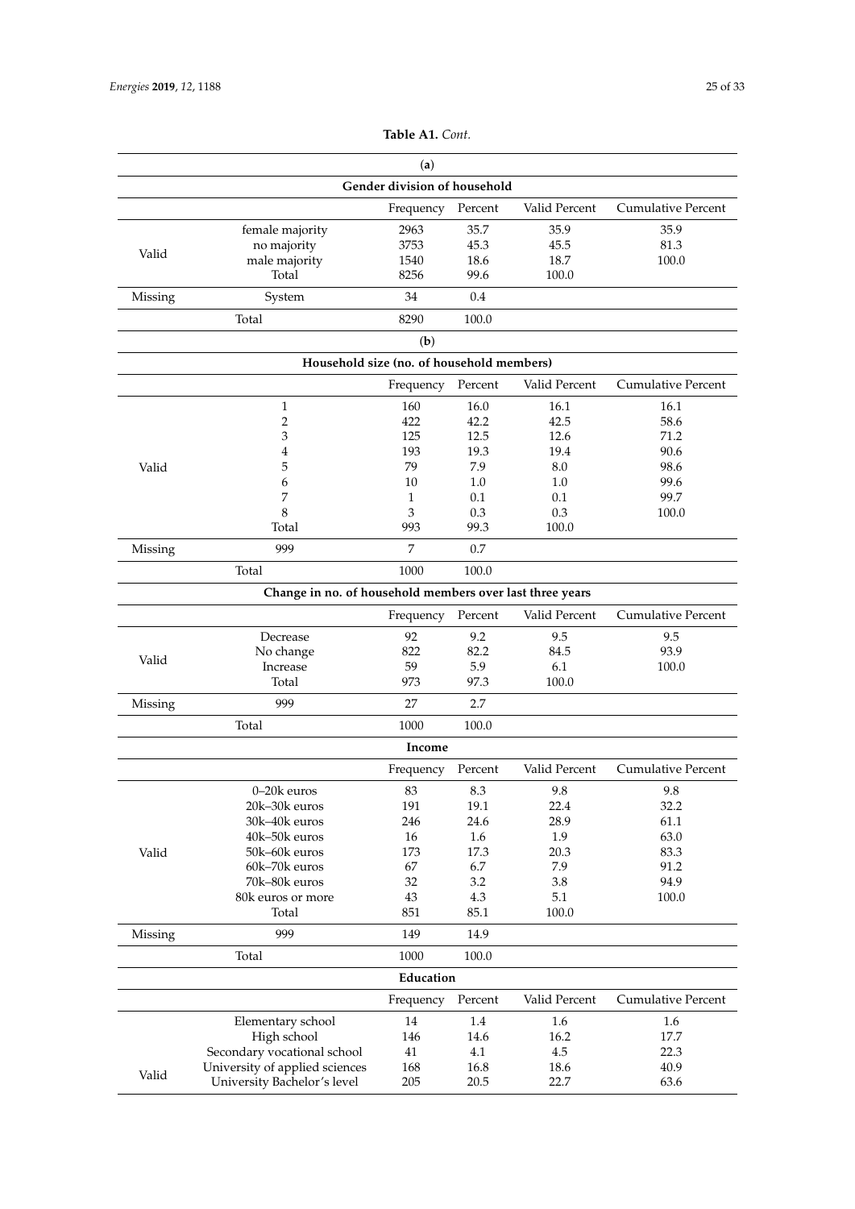**Table A1.** *Cont.*

| | | | | | |
|---|---|---|---|---|---|
| | | **(a)** | | | |
| | | **Gender division of household** | | | |
| | | Frequency | Percent | Valid Percent | Cumulative Percent |
| Valid | female majority | 2963 | 35.7 | 35.9 | 35.9 |
| | no majority | 3753 | 45.3 | 45.5 | 81.3 |
| | male majority | 1540 | 18.6 | 18.7 | 100.0 |
| | Total | 8256 | 99.6 | 100.0 | |
| Missing | System | 34 | 0.4 | | |
| | Total | 8290 | 100.0 | | |
| | | **(b)** | | | |
| | | **Household size (no. of household members)** | | | |
| | | Frequency | Percent | Valid Percent | Cumulative Percent |
| Valid | 1 | 160 | 16.0 | 16.1 | 16.1 |
| | 2 | 422 | 42.2 | 42.5 | 58.6 |
| | 3 | 125 | 12.5 | 12.6 | 71.2 |
| | 4 | 193 | 19.3 | 19.4 | 90.6 |
| | 5 | 79 | 7.9 | 8.0 | 98.6 |
| | 6 | 10 | 1.0 | 1.0 | 99.6 |
| | 7 | 1 | 0.1 | 0.1 | 99.7 |
| | 8 | 3 | 0.3 | 0.3 | 100.0 |
| | Total | 993 | 99.3 | 100.0 | |
| Missing | 999 | 7 | 0.7 | | |
| | Total | 1000 | 100.0 | | |
| | | **Change in no. of household members over last three years** | | | |
| | | Frequency | Percent | Valid Percent | Cumulative Percent |
| Valid | Decrease | 92 | 9.2 | 9.5 | 9.5 |
| | No change | 822 | 82.2 | 84.5 | 93.9 |
| | Increase | 59 | 5.9 | 6.1 | 100.0 |
| | Total | 973 | 97.3 | 100.0 | |
| Missing | 999 | 27 | 2.7 | | |
| | Total | 1000 | 100.0 | | |
| | | **Income** | | | |
| | | Frequency | Percent | Valid Percent | Cumulative Percent |
| Valid | 0–20k euros | 83 | 8.3 | 9.8 | 9.8 |
| | 20k–30k euros | 191 | 19.1 | 22.4 | 32.2 |
| | 30k–40k euros | 246 | 24.6 | 28.9 | 61.1 |
| | 40k–50k euros | 16 | 1.6 | 1.9 | 63.0 |
| | 50k–60k euros | 173 | 17.3 | 20.3 | 83.3 |
| | 60k–70k euros | 67 | 6.7 | 7.9 | 91.2 |
| | 70k–80k euros | 32 | 3.2 | 3.8 | 94.9 |
| | 80k euros or more | 43 | 4.3 | 5.1 | 100.0 |
| | Total | 851 | 85.1 | 100.0 | |
| Missing | 999 | 149 | 14.9 | | |
| | Total | 1000 | 100.0 | | |
| | | **Education** | | | |
| | | Frequency | Percent | Valid Percent | Cumulative Percent |
| Valid | Elementary school | 14 | 1.4 | 1.6 | 1.6 |
| | High school | 146 | 14.6 | 16.2 | 17.7 |
| | Secondary vocational school | 41 | 4.1 | 4.5 | 22.3 |
| | University of applied sciences | 168 | 16.8 | 18.6 | 40.9 |
| | University Bachelor's level | 205 | 20.5 | 22.7 | 63.6 |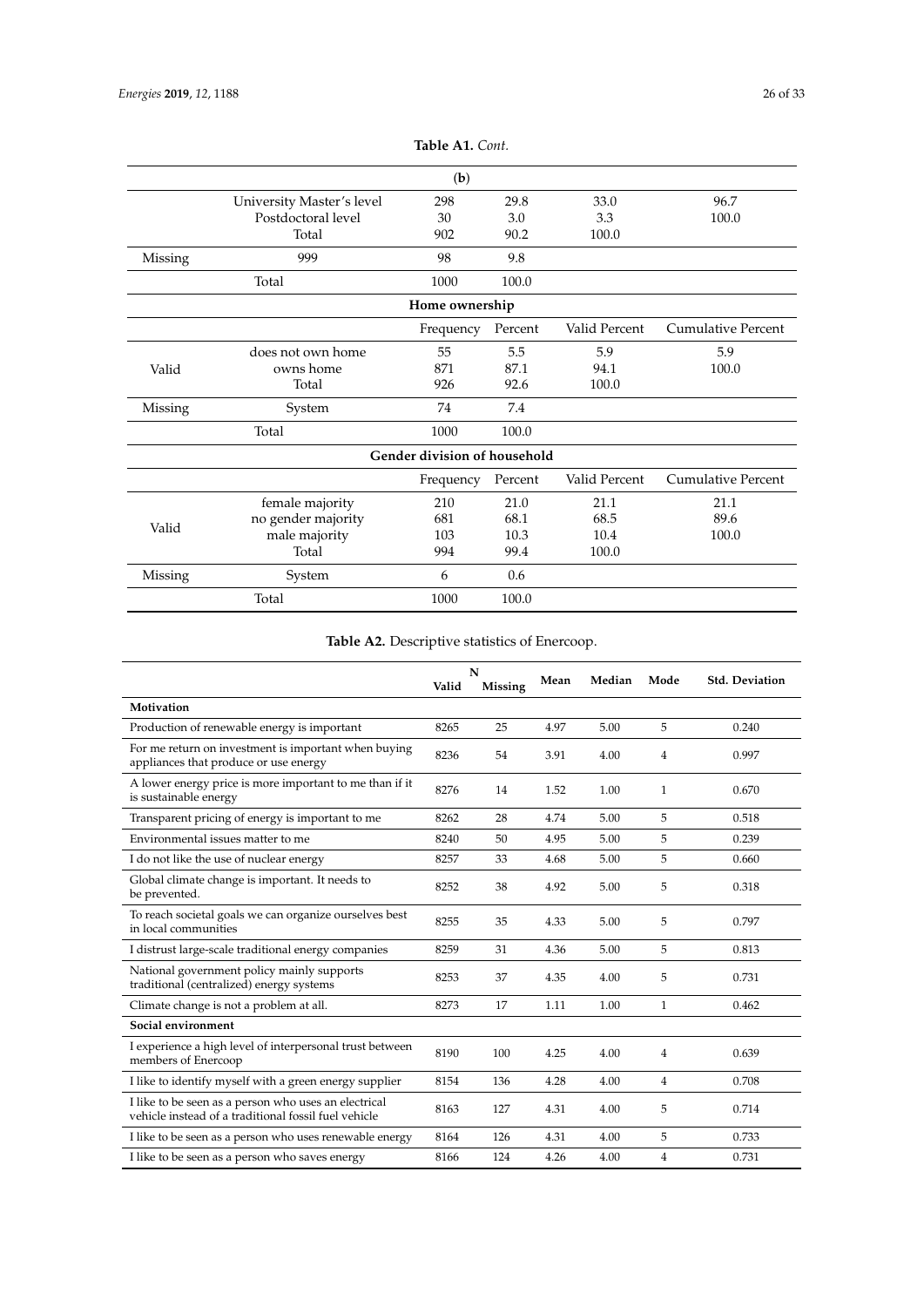**Table A1.** *Cont.*

| | | Frequency | Percent | Valid Percent | Cumulative Percent |
|---|---|---|---|---|---|
| | **(b)** | | | | |
| | University Master's level | 298 | 29.8 | 33.0 | 96.7 |
| | Postdoctoral level | 30 | 3.0 | 3.3 | 100.0 |
| | Total | 902 | 90.2 | 100.0 | |
| Missing | 999 | 98 | 9.8 | | |
| | Total | 1000 | 100.0 | | |
| | **Home ownership** | | | | |
| | | Frequency | Percent | Valid Percent | Cumulative Percent |
| Valid | does not own home | 55 | 5.5 | 5.9 | 5.9 |
| | owns home | 871 | 87.1 | 94.1 | 100.0 |
| | Total | 926 | 92.6 | 100.0 | |
| Missing | System | 74 | 7.4 | | |
| | Total | 1000 | 100.0 | | |
| | **Gender division of household** | | | | |
| | | Frequency | Percent | Valid Percent | Cumulative Percent |
| Valid | female majority | 210 | 21.0 | 21.1 | 21.1 |
| | no gender majority | 681 | 68.1 | 68.5 | 89.6 |
| | male majority | 103 | 10.3 | 10.4 | 100.0 |
| | Total | 994 | 99.4 | 100.0 | |
| Missing | System | 6 | 0.6 | | |
| | Total | 1000 | 100.0 | | |

**Table A2.** Descriptive statistics of Enercoop.

| | N | | Mean | Median | Mode | Std. Deviation |
|---|---|---|---|---|---|---|
| | Valid | Missing | | | | |
| **Motivation** | | | | | | |
| Production of renewable energy is important | 8265 | 25 | 4.97 | 5.00 | 5 | 0.240 |
| For me return on investment is important when buying appliances that produce or use energy | 8236 | 54 | 3.91 | 4.00 | 4 | 0.997 |
| A lower energy price is more important to me than if it is sustainable energy | 8276 | 14 | 1.52 | 1.00 | 1 | 0.670 |
| Transparent pricing of energy is important to me | 8262 | 28 | 4.74 | 5.00 | 5 | 0.518 |
| Environmental issues matter to me | 8240 | 50 | 4.95 | 5.00 | 5 | 0.239 |
| I do not like the use of nuclear energy | 8257 | 33 | 4.68 | 5.00 | 5 | 0.660 |
| Global climate change is important. It needs to be prevented. | 8252 | 38 | 4.92 | 5.00 | 5 | 0.318 |
| To reach societal goals we can organize ourselves best in local communities | 8255 | 35 | 4.33 | 5.00 | 5 | 0.797 |
| I distrust large-scale traditional energy companies | 8259 | 31 | 4.36 | 5.00 | 5 | 0.813 |
| National government policy mainly supports traditional (centralized) energy systems | 8253 | 37 | 4.35 | 4.00 | 5 | 0.731 |
| Climate change is not a problem at all. | 8273 | 17 | 1.11 | 1.00 | 1 | 0.462 |
| **Social environment** | | | | | | |
| I experience a high level of interpersonal trust between members of Enercoop | 8190 | 100 | 4.25 | 4.00 | 4 | 0.639 |
| I like to identify myself with a green energy supplier | 8154 | 136 | 4.28 | 4.00 | 4 | 0.708 |
| I like to be seen as a person who uses an electrical vehicle instead of a traditional fossil fuel vehicle | 8163 | 127 | 4.31 | 4.00 | 5 | 0.714 |
| I like to be seen as a person who uses renewable energy | 8164 | 126 | 4.31 | 4.00 | 5 | 0.733 |
| I like to be seen as a person who saves energy | 8166 | 124 | 4.26 | 4.00 | 4 | 0.731 |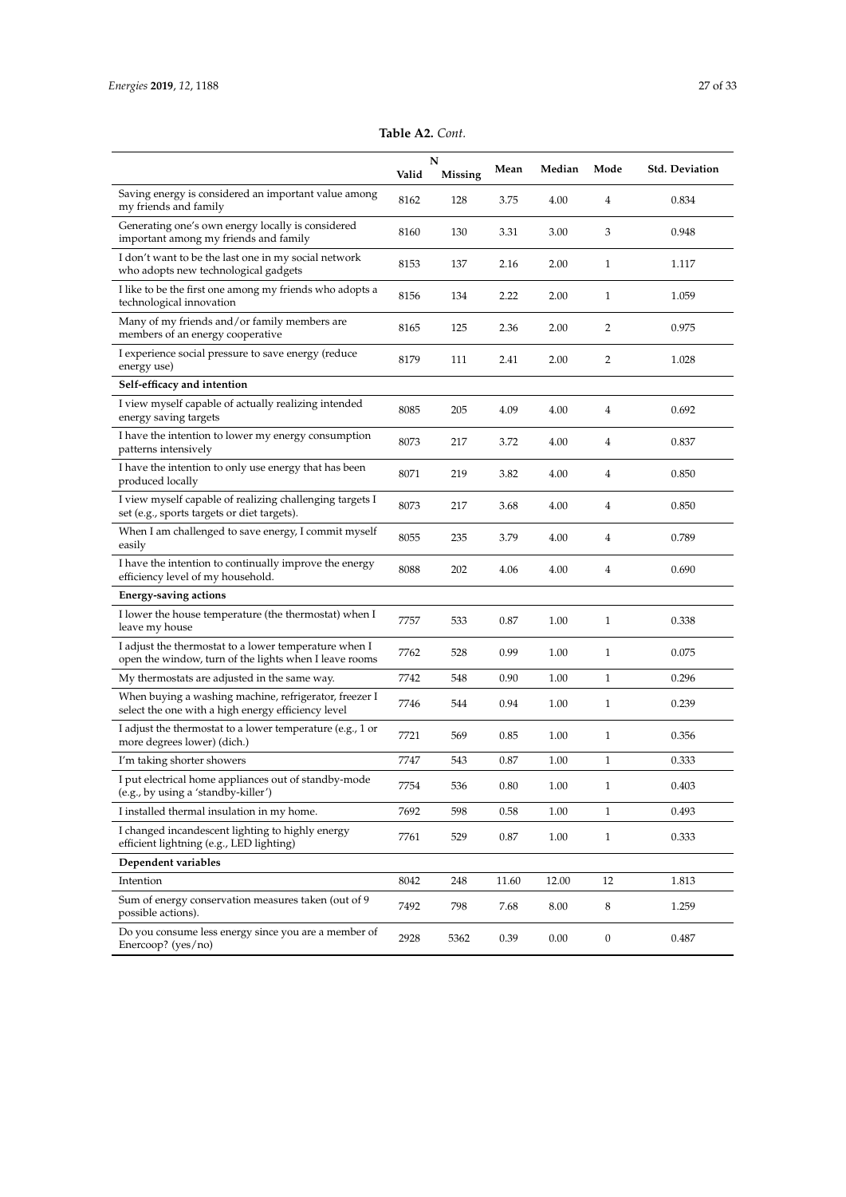**Table A2.** *Cont.*

| | N | | Mean | Median | Mode | Std. Deviation |
|---|---|---|---|---|---|---|
| | Valid | Missing | | | | |
| Saving energy is considered an important value among my friends and family | 8162 | 128 | 3.75 | 4.00 | 4 | 0.834 |
| Generating one's own energy locally is considered important among my friends and family | 8160 | 130 | 3.31 | 3.00 | 3 | 0.948 |
| I don't want to be the last one in my social network who adopts new technological gadgets | 8153 | 137 | 2.16 | 2.00 | 1 | 1.117 |
| I like to be the first one among my friends who adopts a technological innovation | 8156 | 134 | 2.22 | 2.00 | 1 | 1.059 |
| Many of my friends and/or family members are members of an energy cooperative | 8165 | 125 | 2.36 | 2.00 | 2 | 0.975 |
| I experience social pressure to save energy (reduce energy use) | 8179 | 111 | 2.41 | 2.00 | 2 | 1.028 |
| **Self-efficacy and intention** | | | | | | |
| I view myself capable of actually realizing intended energy saving targets | 8085 | 205 | 4.09 | 4.00 | 4 | 0.692 |
| I have the intention to lower my energy consumption patterns intensively | 8073 | 217 | 3.72 | 4.00 | 4 | 0.837 |
| I have the intention to only use energy that has been produced locally | 8071 | 219 | 3.82 | 4.00 | 4 | 0.850 |
| I view myself capable of realizing challenging targets I set (e.g., sports targets or diet targets). | 8073 | 217 | 3.68 | 4.00 | 4 | 0.850 |
| When I am challenged to save energy, I commit myself easily | 8055 | 235 | 3.79 | 4.00 | 4 | 0.789 |
| I have the intention to continually improve the energy efficiency level of my household. | 8088 | 202 | 4.06 | 4.00 | 4 | 0.690 |
| **Energy-saving actions** | | | | | | |
| I lower the house temperature (the thermostat) when I leave my house | 7757 | 533 | 0.87 | 1.00 | 1 | 0.338 |
| I adjust the thermostat to a lower temperature when I open the window, turn of the lights when I leave rooms | 7762 | 528 | 0.99 | 1.00 | 1 | 0.075 |
| My thermostats are adjusted in the same way. | 7742 | 548 | 0.90 | 1.00 | 1 | 0.296 |
| When buying a washing machine, refrigerator, freezer I select the one with a high energy efficiency level | 7746 | 544 | 0.94 | 1.00 | 1 | 0.239 |
| I adjust the thermostat to a lower temperature (e.g., 1 or more degrees lower) (dich.) | 7721 | 569 | 0.85 | 1.00 | 1 | 0.356 |
| I'm taking shorter showers | 7747 | 543 | 0.87 | 1.00 | 1 | 0.333 |
| I put electrical home appliances out of standby-mode (e.g., by using a 'standby-killer') | 7754 | 536 | 0.80 | 1.00 | 1 | 0.403 |
| I installed thermal insulation in my home. | 7692 | 598 | 0.58 | 1.00 | 1 | 0.493 |
| I changed incandescent lighting to highly energy efficient lightning (e.g., LED lighting) | 7761 | 529 | 0.87 | 1.00 | 1 | 0.333 |
| **Dependent variables** | | | | | | |
| Intention | 8042 | 248 | 11.60 | 12.00 | 12 | 1.813 |
| Sum of energy conservation measures taken (out of 9 possible actions). | 7492 | 798 | 7.68 | 8.00 | 8 | 1.259 |
| Do you consume less energy since you are a member of Enercoop? (yes/no) | 2928 | 5362 | 0.39 | 0.00 | 0 | 0.487 |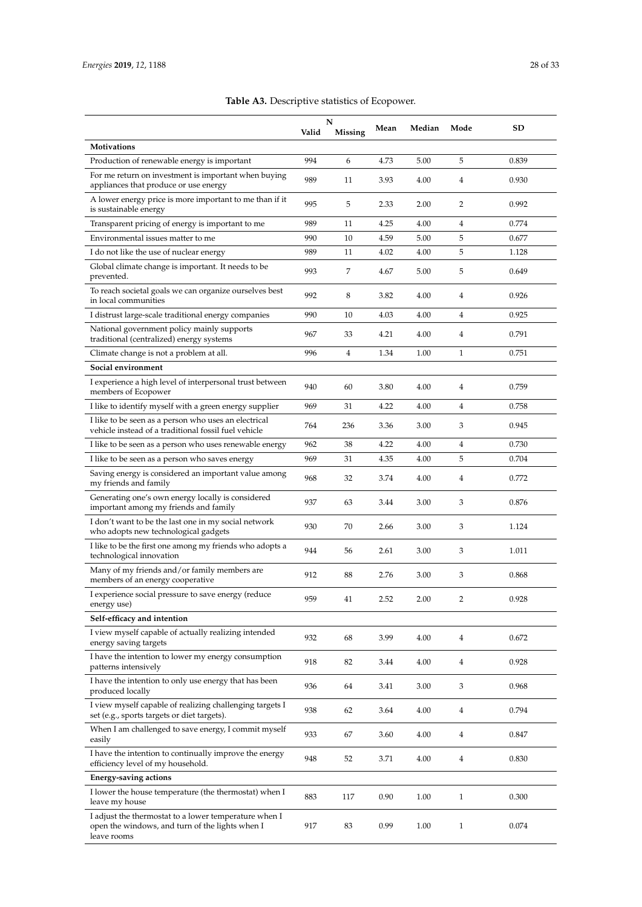**Table A3.** Descriptive statistics of Ecopower.

| | N | | Mean | Median | Mode | SD |
|---|---|---|---|---|---|---|
| | Valid | Missing | | | | |
| **Motivations** | | | | | | |
| Production of renewable energy is important | 994 | 6 | 4.73 | 5.00 | 5 | 0.839 |
| For me return on investment is important when buying appliances that produce or use energy | 989 | 11 | 3.93 | 4.00 | 4 | 0.930 |
| A lower energy price is more important to me than if it is sustainable energy | 995 | 5 | 2.33 | 2.00 | 2 | 0.992 |
| Transparent pricing of energy is important to me | 989 | 11 | 4.25 | 4.00 | 4 | 0.774 |
| Environmental issues matter to me | 990 | 10 | 4.59 | 5.00 | 5 | 0.677 |
| I do not like the use of nuclear energy | 989 | 11 | 4.02 | 4.00 | 5 | 1.128 |
| Global climate change is important. It needs to be prevented. | 993 | 7 | 4.67 | 5.00 | 5 | 0.649 |
| To reach societal goals we can organize ourselves best in local communities | 992 | 8 | 3.82 | 4.00 | 4 | 0.926 |
| I distrust large-scale traditional energy companies | 990 | 10 | 4.03 | 4.00 | 4 | 0.925 |
| National government policy mainly supports traditional (centralized) energy systems | 967 | 33 | 4.21 | 4.00 | 4 | 0.791 |
| Climate change is not a problem at all. | 996 | 4 | 1.34 | 1.00 | 1 | 0.751 |
| **Social environment** | | | | | | |
| I experience a high level of interpersonal trust between members of Ecopower | 940 | 60 | 3.80 | 4.00 | 4 | 0.759 |
| I like to identify myself with a green energy supplier | 969 | 31 | 4.22 | 4.00 | 4 | 0.758 |
| I like to be seen as a person who uses an electrical vehicle instead of a traditional fossil fuel vehicle | 764 | 236 | 3.36 | 3.00 | 3 | 0.945 |
| I like to be seen as a person who uses renewable energy | 962 | 38 | 4.22 | 4.00 | 4 | 0.730 |
| I like to be seen as a person who saves energy | 969 | 31 | 4.35 | 4.00 | 5 | 0.704 |
| Saving energy is considered an important value among my friends and family | 968 | 32 | 3.74 | 4.00 | 4 | 0.772 |
| Generating one's own energy locally is considered important among my friends and family | 937 | 63 | 3.44 | 3.00 | 3 | 0.876 |
| I don't want to be the last one in my social network who adopts new technological gadgets | 930 | 70 | 2.66 | 3.00 | 3 | 1.124 |
| I like to be the first one among my friends who adopts a technological innovation | 944 | 56 | 2.61 | 3.00 | 3 | 1.011 |
| Many of my friends and/or family members are members of an energy cooperative | 912 | 88 | 2.76 | 3.00 | 3 | 0.868 |
| I experience social pressure to save energy (reduce energy use) | 959 | 41 | 2.52 | 2.00 | 2 | 0.928 |
| **Self-efficacy and intention** | | | | | | |
| I view myself capable of actually realizing intended energy saving targets | 932 | 68 | 3.99 | 4.00 | 4 | 0.672 |
| I have the intention to lower my energy consumption patterns intensively | 918 | 82 | 3.44 | 4.00 | 4 | 0.928 |
| I have the intention to only use energy that has been produced locally | 936 | 64 | 3.41 | 3.00 | 3 | 0.968 |
| I view myself capable of realizing challenging targets I set (e.g., sports targets or diet targets). | 938 | 62 | 3.64 | 4.00 | 4 | 0.794 |
| When I am challenged to save energy, I commit myself easily | 933 | 67 | 3.60 | 4.00 | 4 | 0.847 |
| I have the intention to continually improve the energy efficiency level of my household. | 948 | 52 | 3.71 | 4.00 | 4 | 0.830 |
| **Energy-saving actions** | | | | | | |
| I lower the house temperature (the thermostat) when I leave my house | 883 | 117 | 0.90 | 1.00 | 1 | 0.300 |
| I adjust the thermostat to a lower temperature when I open the windows, and turn of the lights when I leave rooms | 917 | 83 | 0.99 | 1.00 | 1 | 0.074 |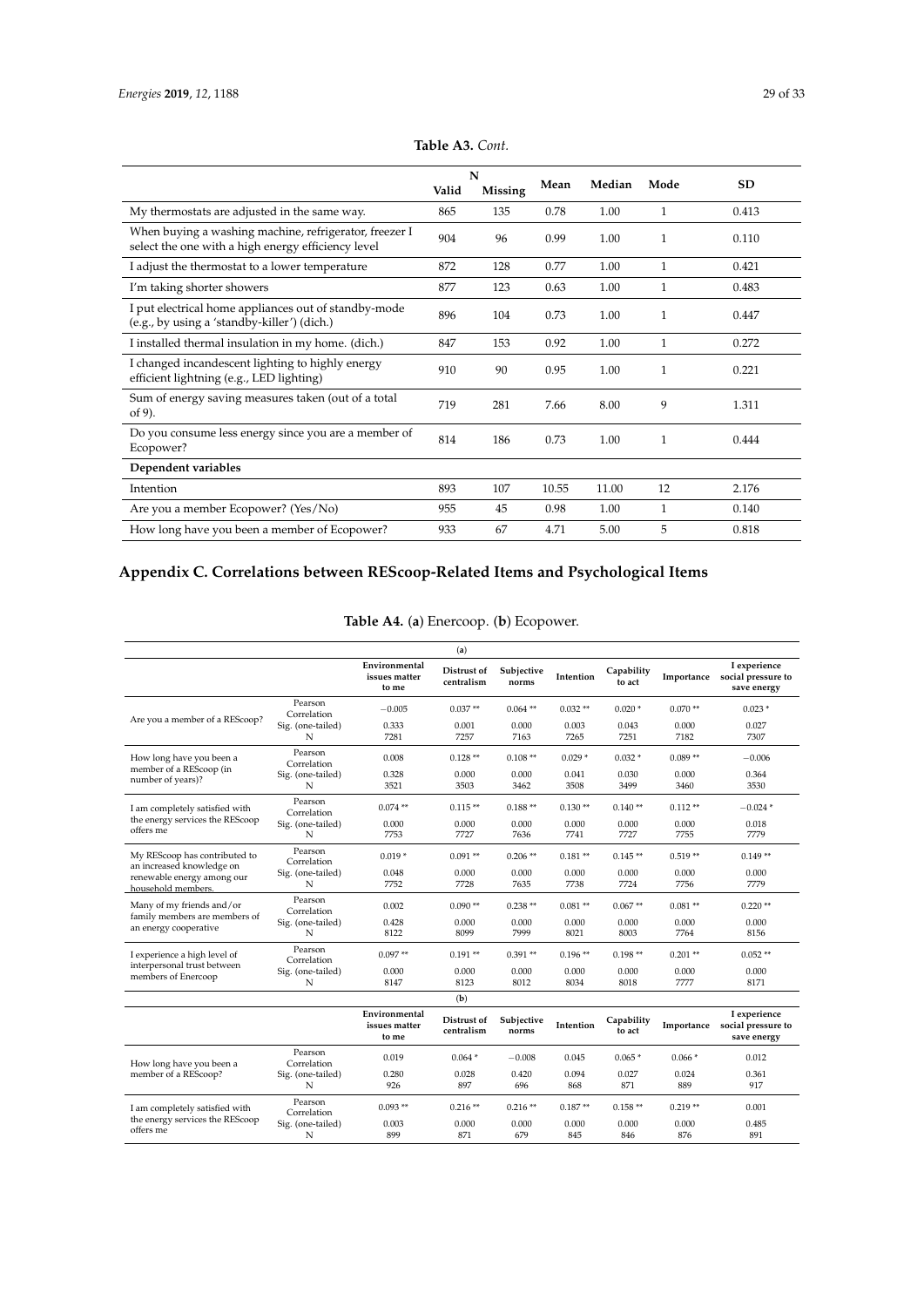**Table A3.** *Cont.*

| | N | | Mean | Median | Mode | SD |
|---|---|---|---|---|---|---|
| | Valid | Missing | | | | |
| My thermostats are adjusted in the same way. | 865 | 135 | 0.78 | 1.00 | 1 | 0.413 |
| When buying a washing machine, refrigerator, freezer I select the one with a high energy efficiency level | 904 | 96 | 0.99 | 1.00 | 1 | 0.110 |
| I adjust the thermostat to a lower temperature | 872 | 128 | 0.77 | 1.00 | 1 | 0.421 |
| I'm taking shorter showers | 877 | 123 | 0.63 | 1.00 | 1 | 0.483 |
| I put electrical home appliances out of standby-mode (e.g., by using a 'standby-killer') (dich.) | 896 | 104 | 0.73 | 1.00 | 1 | 0.447 |
| I installed thermal insulation in my home. (dich.) | 847 | 153 | 0.92 | 1.00 | 1 | 0.272 |
| I changed incandescent lighting to highly energy efficient lightning (e.g., LED lighting) | 910 | 90 | 0.95 | 1.00 | 1 | 0.221 |
| Sum of energy saving measures taken (out of a total of 9). | 719 | 281 | 7.66 | 8.00 | 9 | 1.311 |
| Do you consume less energy since you are a member of Ecopower? | 814 | 186 | 0.73 | 1.00 | 1 | 0.444 |
| **Dependent variables** | | | | | | |
| Intention | 893 | 107 | 10.55 | 11.00 | 12 | 2.176 |
| Are you a member Ecopower? (Yes/No) | 955 | 45 | 0.98 | 1.00 | 1 | 0.140 |
| How long have you been a member of Ecopower? | 933 | 67 | 4.71 | 5.00 | 5 | 0.818 |

## Appendix C. Correlations between REScoop-Related Items and Psychological Items

**Table A4.** (**a**) Enercoop. (**b**) Ecopower.

(**a**)

| | | Environmental issues matter to me | Distrust of centralism | Subjective norms | Intention | Capability to act | Importance | I experience social pressure to save energy |
|---|---|---|---|---|---|---|---|---|
| Are you a member of a REScoop? | Pearson Correlation | −0.005 | 0.037 ** | 0.064 ** | 0.032 ** | 0.020 * | 0.070 ** | 0.023 * |
| | Sig. (one-tailed) | 0.333 | 0.001 | 0.000 | 0.003 | 0.043 | 0.000 | 0.027 |
| | N | 7281 | 7257 | 7163 | 7265 | 7251 | 7182 | 7307 |
| How long have you been a member of a REScoop (in number of years)? | Pearson Correlation | 0.008 | 0.128 ** | 0.108 ** | 0.029 * | 0.032 * | 0.089 ** | −0.006 |
| | Sig. (one-tailed) | 0.328 | 0.000 | 0.000 | 0.041 | 0.030 | 0.000 | 0.364 |
| | N | 3521 | 3503 | 3462 | 3508 | 3499 | 3460 | 3530 |
| I am completely satisfied with the energy services the REScoop offers me | Pearson Correlation | 0.074 ** | 0.115 ** | 0.188 ** | 0.130 ** | 0.140 ** | 0.112 ** | −0.024 * |
| | Sig. (one-tailed) | 0.000 | 0.000 | 0.000 | 0.000 | 0.000 | 0.000 | 0.018 |
| | N | 7753 | 7727 | 7636 | 7741 | 7727 | 7755 | 7779 |
| My REScoop has contributed to an increased knowledge on renewable energy among our household members. | Pearson Correlation | 0.019 * | 0.091 ** | 0.206 ** | 0.181 ** | 0.145 ** | 0.519 ** | 0.149 ** |
| | Sig. (one-tailed) | 0.048 | 0.000 | 0.000 | 0.000 | 0.000 | 0.000 | 0.000 |
| | N | 7752 | 7728 | 7635 | 7738 | 7724 | 7756 | 7779 |
| Many of my friends and/or family members are members of an energy cooperative | Pearson Correlation | 0.002 | 0.090 ** | 0.238 ** | 0.081 ** | 0.067 ** | 0.081 ** | 0.220 ** |
| | Sig. (one-tailed) | 0.428 | 0.000 | 0.000 | 0.000 | 0.000 | 0.000 | 0.000 |
| | N | 8122 | 8099 | 7999 | 8021 | 8003 | 7764 | 8156 |
| I experience a high level of interpersonal trust between members of Enercoop | Pearson Correlation | 0.097 ** | 0.191 ** | 0.391 ** | 0.196 ** | 0.198 ** | 0.201 ** | 0.052 ** |
| | Sig. (one-tailed) | 0.000 | 0.000 | 0.000 | 0.000 | 0.000 | 0.000 | 0.000 |
| | N | 8147 | 8123 | 8012 | 8034 | 8018 | 7777 | 8171 |

(**b**)

| | | Environmental issues matter to me | Distrust of centralism | Subjective norms | Intention | Capability to act | Importance | I experience social pressure to save energy |
|---|---|---|---|---|---|---|---|---|
| How long have you been a member of a REScoop? | Pearson Correlation | 0.019 | 0.064 * | −0.008 | 0.045 | 0.065 * | 0.066 * | 0.012 |
| | Sig. (one-tailed) | 0.280 | 0.028 | 0.420 | 0.094 | 0.027 | 0.024 | 0.361 |
| | N | 926 | 897 | 696 | 868 | 871 | 889 | 917 |
| I am completely satisfied with the energy services the REScoop offers me | Pearson Correlation | 0.093 ** | 0.216 ** | 0.216 ** | 0.187 ** | 0.158 ** | 0.219 ** | 0.001 |
| | Sig. (one-tailed) | 0.003 | 0.000 | 0.000 | 0.000 | 0.000 | 0.000 | 0.485 |
| | N | 899 | 871 | 679 | 845 | 846 | 876 | 891 |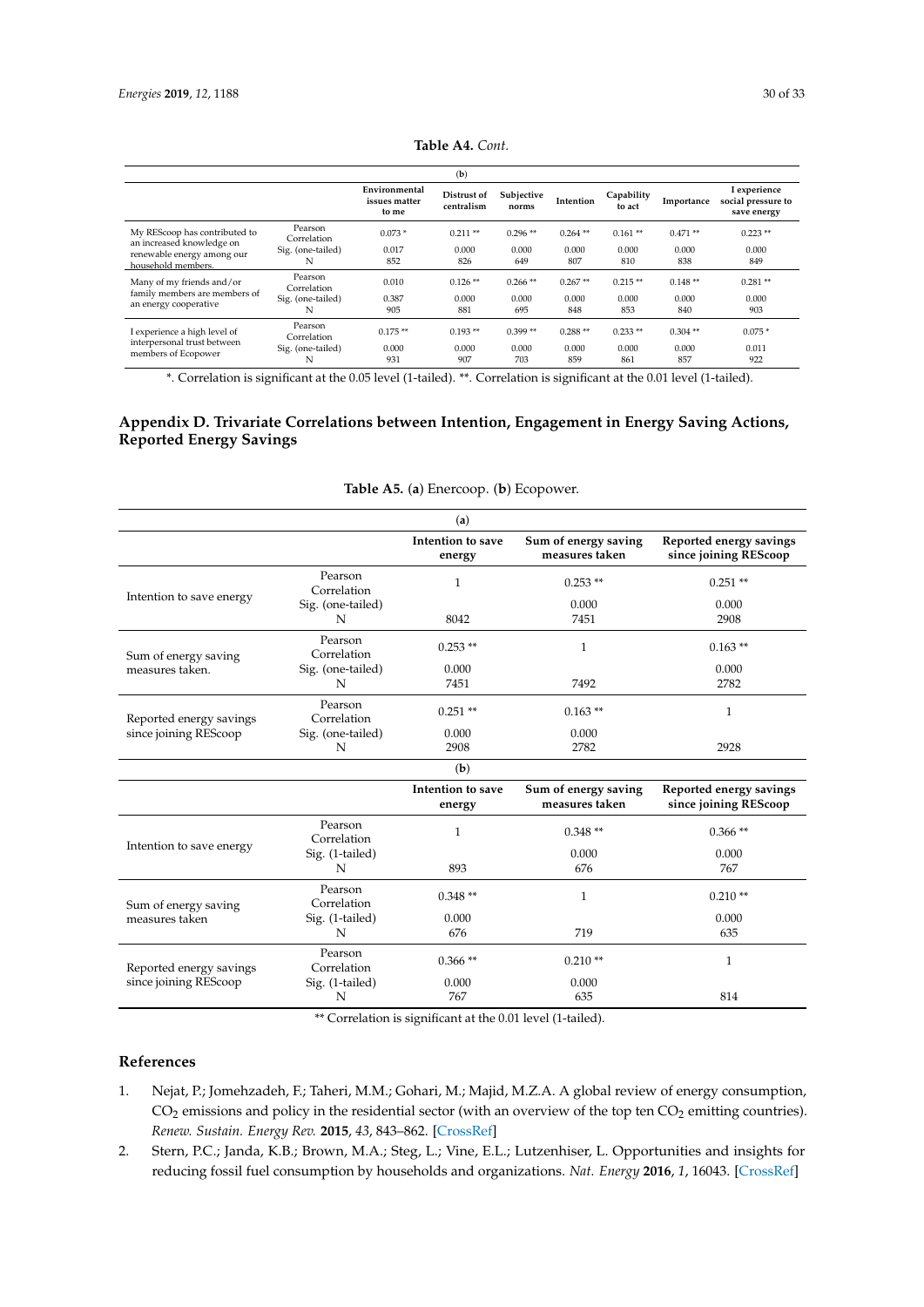**Table A4.** *Cont.*

| (b) | | Environmental issues matter to me | Distrust of centralism | Subjective norms | Intention | Capability to act | Importance | I experience social pressure to save energy |
|---|---|---|---|---|---|---|---|---|
| My REScoop has contributed to an increased knowledge on renewable energy among our household members. | Pearson Correlation | 0.073 * | 0.211 ** | 0.296 ** | 0.264 ** | 0.161 ** | 0.471 ** | 0.223 ** |
| | Sig. (one-tailed) | 0.017 | 0.000 | 0.000 | 0.000 | 0.000 | 0.000 | 0.000 |
| | N | 852 | 826 | 649 | 807 | 810 | 838 | 849 |
| Many of my friends and/or family members are members of an energy cooperative | Pearson Correlation | 0.010 | 0.126 ** | 0.266 ** | 0.267 ** | 0.215 ** | 0.148 ** | 0.281 ** |
| | Sig. (one-tailed) | 0.387 | 0.000 | 0.000 | 0.000 | 0.000 | 0.000 | 0.000 |
| | N | 905 | 881 | 695 | 848 | 853 | 840 | 903 |
| I experience a high level of interpersonal trust between members of Ecopower | Pearson Correlation | 0.175 ** | 0.193 ** | 0.399 ** | 0.288 ** | 0.233 ** | 0.304 ** | 0.075 * |
| | Sig. (one-tailed) | 0.000 | 0.000 | 0.000 | 0.000 | 0.000 | 0.000 | 0.011 |
| | N | 931 | 907 | 703 | 859 | 861 | 857 | 922 |

*. Correlation is significant at the 0.05 level (1-tailed). **. Correlation is significant at the 0.01 level (1-tailed).

## Appendix D. Trivariate Correlations between Intention, Engagement in Energy Saving Actions, Reported Energy Savings

**Table A5.** (**a**) Enercoop. (**b**) Ecopower.

| (a) | | Intention to save energy | Sum of energy saving measures taken | Reported energy savings since joining REScoop |
|---|---|---|---|---|
| Intention to save energy | Pearson Correlation | 1 | 0.253 ** | 0.251 ** |
| | Sig. (one-tailed) | | 0.000 | 0.000 |
| | N | 8042 | 7451 | 2908 |
| Sum of energy saving measures taken. | Pearson Correlation | 0.253 ** | 1 | 0.163 ** |
| | Sig. (one-tailed) | 0.000 | | 0.000 |
| | N | 7451 | 7492 | 2782 |
| Reported energy savings since joining REScoop | Pearson Correlation | 0.251 ** | 0.163 ** | 1 |
| | Sig. (one-tailed) | 0.000 | 0.000 | |
| | N | 2908 | 2782 | 2928 |

| (b) | | Intention to save energy | Sum of energy saving measures taken | Reported energy savings since joining REScoop |
|---|---|---|---|---|
| Intention to save energy | Pearson Correlation | 1 | 0.348 ** | 0.366 ** |
| | Sig. (1-tailed) | | 0.000 | 0.000 |
| | N | 893 | 676 | 767 |
| Sum of energy saving measures taken | Pearson Correlation | 0.348 ** | 1 | 0.210 ** |
| | Sig. (1-tailed) | 0.000 | | 0.000 |
| | N | 676 | 719 | 635 |
| Reported energy savings since joining REScoop | Pearson Correlation | 0.366 ** | 0.210 ** | 1 |
| | Sig. (1-tailed) | 0.000 | 0.000 | |
| | N | 767 | 635 | 814 |

** Correlation is significant at the 0.01 level (1-tailed).

## References

1. Nejat, P.; Jomehzadeh, F.; Taheri, M.M.; Gohari, M.; Majid, M.Z.A. A global review of energy consumption, $CO_2$ emissions and policy in the residential sector (with an overview of the top ten $CO_2$ emitting countries). *Renew. Sustain. Energy Rev.* **2015**, *43*, 843–862. [CrossRef]
2. Stern, P.C.; Janda, K.B.; Brown, M.A.; Steg, L.; Vine, E.L.; Lutzenhiser, L. Opportunities and insights for reducing fossil fuel consumption by households and organizations. *Nat. Energy* **2016**, *1*, 16043. [CrossRef]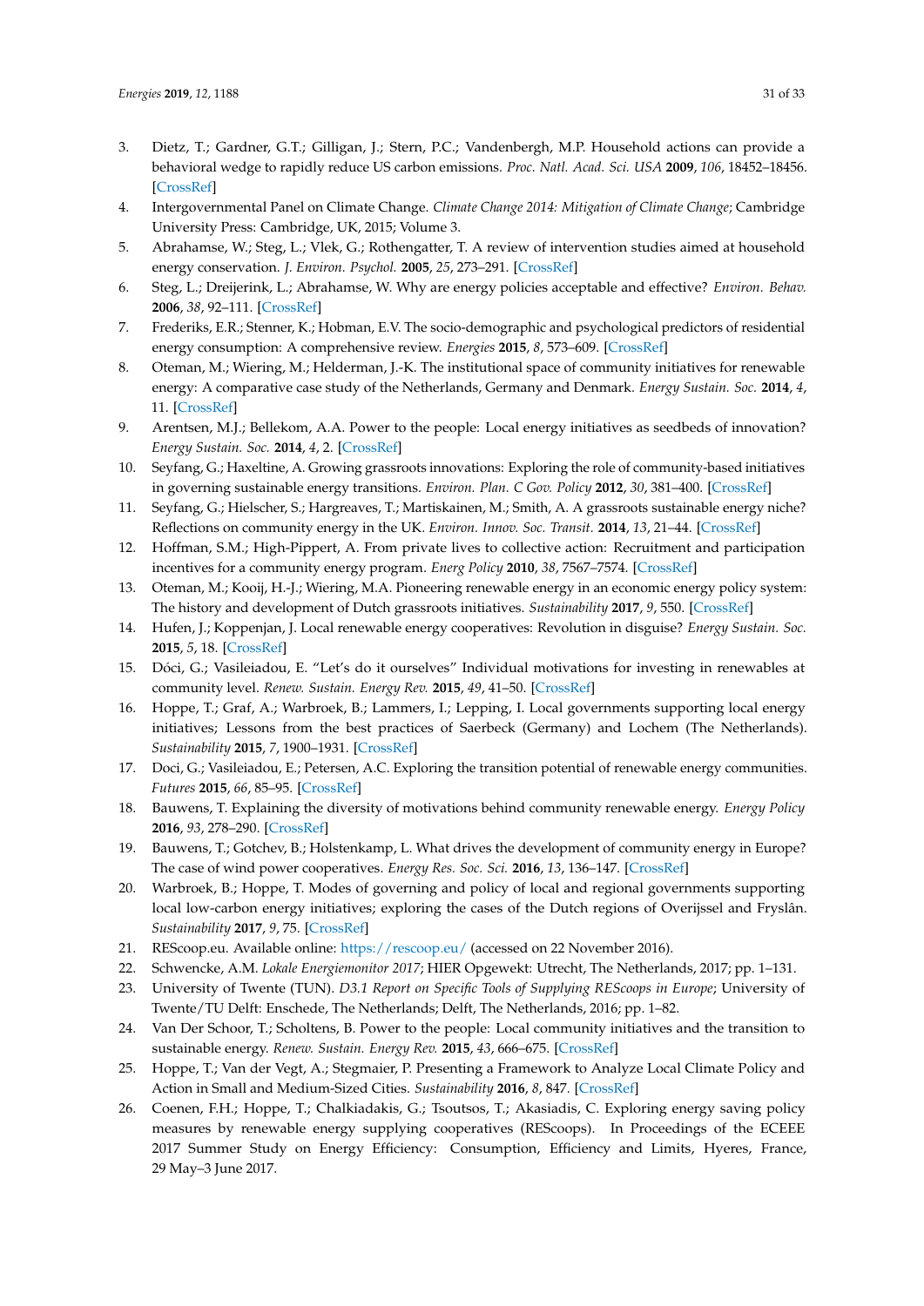3. Dietz, T.; Gardner, G.T.; Gilligan, J.; Stern, P.C.; Vandenbergh, M.P. Household actions can provide a behavioral wedge to rapidly reduce US carbon emissions. *Proc. Natl. Acad. Sci. USA* **2009**, *106*, 18452–18456. [CrossRef]
4. Intergovernmental Panel on Climate Change. *Climate Change 2014: Mitigation of Climate Change*; Cambridge University Press: Cambridge, UK, 2015; Volume 3.
5. Abrahamse, W.; Steg, L.; Vlek, G.; Rothengatter, T. A review of intervention studies aimed at household energy conservation. *J. Environ. Psychol.* **2005**, *25*, 273–291. [CrossRef]
6. Steg, L.; Dreijerink, L.; Abrahamse, W. Why are energy policies acceptable and effective? *Environ. Behav.* **2006**, *38*, 92–111. [CrossRef]
7. Frederiks, E.R.; Stenner, K.; Hobman, E.V. The socio-demographic and psychological predictors of residential energy consumption: A comprehensive review. *Energies* **2015**, *8*, 573–609. [CrossRef]
8. Oteman, M.; Wiering, M.; Helderman, J.-K. The institutional space of community initiatives for renewable energy: A comparative case study of the Netherlands, Germany and Denmark. *Energy Sustain. Soc.* **2014**, *4*, 11. [CrossRef]
9. Arentsen, M.J.; Bellekom, A.A. Power to the people: Local energy initiatives as seedbeds of innovation? *Energy Sustain. Soc.* **2014**, *4*, 2. [CrossRef]
10. Seyfang, G.; Haxeltine, A. Growing grassroots innovations: Exploring the role of community-based initiatives in governing sustainable energy transitions. *Environ. Plan. C Gov. Policy* **2012**, *30*, 381–400. [CrossRef]
11. Seyfang, G.; Hielscher, S.; Hargreaves, T.; Martiskainen, M.; Smith, A. A grassroots sustainable energy niche? Reflections on community energy in the UK. *Environ. Innov. Soc. Transit.* **2014**, *13*, 21–44. [CrossRef]
12. Hoffman, S.M.; High-Pippert, A. From private lives to collective action: Recruitment and participation incentives for a community energy program. *Energ Policy* **2010**, *38*, 7567–7574. [CrossRef]
13. Oteman, M.; Kooij, H.-J.; Wiering, M.A. Pioneering renewable energy in an economic energy policy system: The history and development of Dutch grassroots initiatives. *Sustainability* **2017**, *9*, 550. [CrossRef]
14. Hufen, J.; Koppenjan, J. Local renewable energy cooperatives: Revolution in disguise? *Energy Sustain. Soc.* **2015**, *5*, 18. [CrossRef]
15. Dóci, G.; Vasileiadou, E. "Let's do it ourselves" Individual motivations for investing in renewables at community level. *Renew. Sustain. Energy Rev.* **2015**, *49*, 41–50. [CrossRef]
16. Hoppe, T.; Graf, A.; Warbroek, B.; Lammers, I.; Lepping, I. Local governments supporting local energy initiatives; Lessons from the best practices of Saerbeck (Germany) and Lochem (The Netherlands). *Sustainability* **2015**, *7*, 1900–1931. [CrossRef]
17. Doci, G.; Vasileiadou, E.; Petersen, A.C. Exploring the transition potential of renewable energy communities. *Futures* **2015**, *66*, 85–95. [CrossRef]
18. Bauwens, T. Explaining the diversity of motivations behind community renewable energy. *Energy Policy* **2016**, *93*, 278–290. [CrossRef]
19. Bauwens, T.; Gotchev, B.; Holstenkamp, L. What drives the development of community energy in Europe? The case of wind power cooperatives. *Energy Res. Soc. Sci.* **2016**, *13*, 136–147. [CrossRef]
20. Warbroek, B.; Hoppe, T. Modes of governing and policy of local and regional governments supporting local low-carbon energy initiatives; exploring the cases of the Dutch regions of Overijssel and Fryslân. *Sustainability* **2017**, *9*, 75. [CrossRef]
21. REScoop.eu. Available online: https://rescoop.eu/ (accessed on 22 November 2016).
22. Schwencke, A.M. *Lokale Energiemonitor 2017*; HIER Opgewekt: Utrecht, The Netherlands, 2017; pp. 1–131.
23. University of Twente (TUN). *D3.1 Report on Specific Tools of Supplying REScoops in Europe*; University of Twente/TU Delft: Enschede, The Netherlands; Delft, The Netherlands, 2016; pp. 1–82.
24. Van Der Schoor, T.; Scholtens, B. Power to the people: Local community initiatives and the transition to sustainable energy. *Renew. Sustain. Energy Rev.* **2015**, *43*, 666–675. [CrossRef]
25. Hoppe, T.; Van der Vegt, A.; Stegmaier, P. Presenting a Framework to Analyze Local Climate Policy and Action in Small and Medium-Sized Cities. *Sustainability* **2016**, *8*, 847. [CrossRef]
26. Coenen, F.H.; Hoppe, T.; Chalkiadakis, G.; Tsoutsos, T.; Akasiadis, C. Exploring energy saving policy measures by renewable energy supplying cooperatives (REScoops). In Proceedings of the ECEEE 2017 Summer Study on Energy Efficiency: Consumption, Efficiency and Limits, Hyeres, France, 29 May–3 June 2017.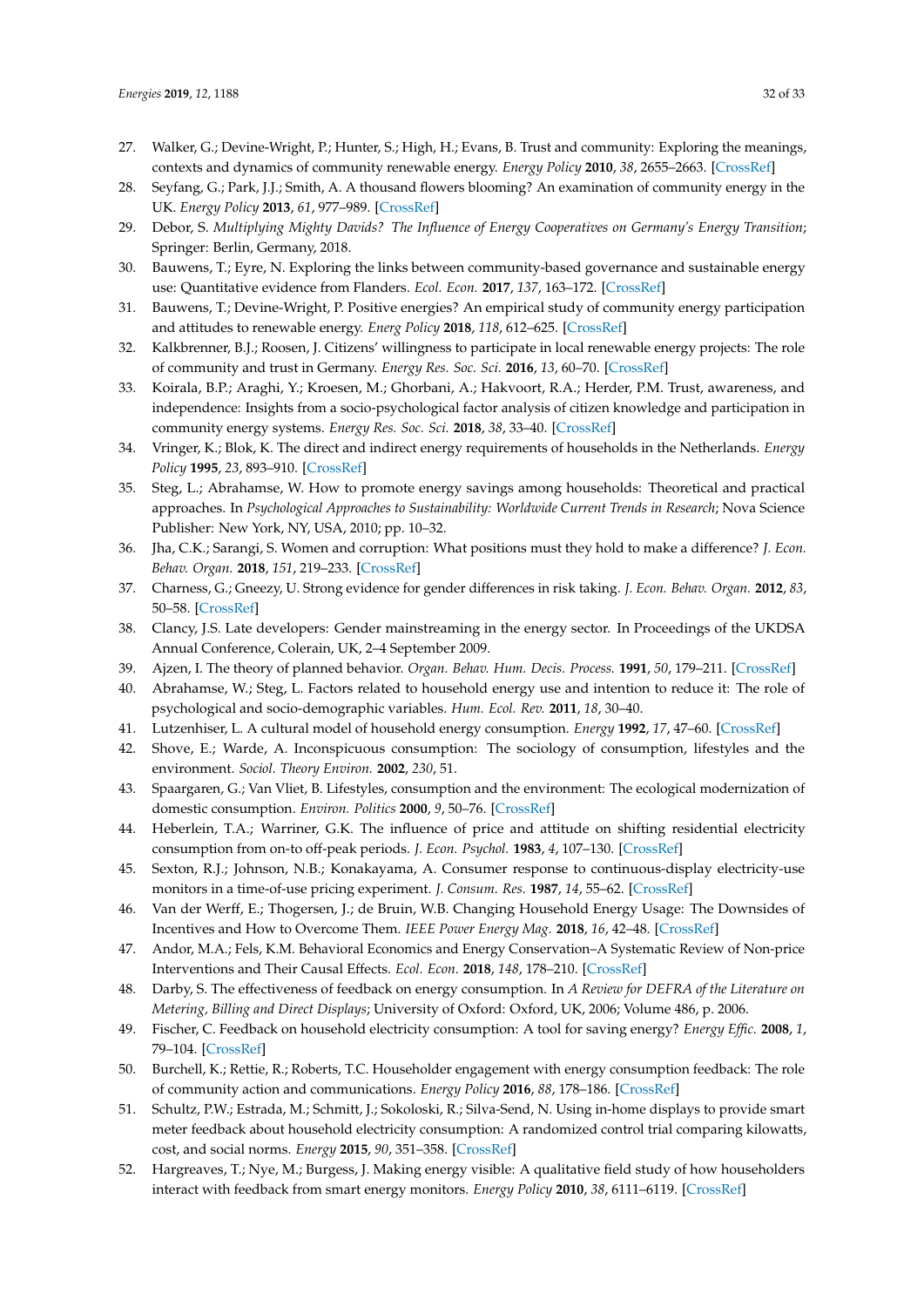27. Walker, G.; Devine-Wright, P.; Hunter, S.; High, H.; Evans, B. Trust and community: Exploring the meanings, contexts and dynamics of community renewable energy. *Energy Policy* **2010**, *38*, 2655–2663. [CrossRef]
28. Seyfang, G.; Park, J.J.; Smith, A. A thousand flowers blooming? An examination of community energy in the UK. *Energy Policy* **2013**, *61*, 977–989. [CrossRef]
29. Debor, S. *Multiplying Mighty Davids? The Influence of Energy Cooperatives on Germany's Energy Transition*; Springer: Berlin, Germany, 2018.
30. Bauwens, T.; Eyre, N. Exploring the links between community-based governance and sustainable energy use: Quantitative evidence from Flanders. *Ecol. Econ.* **2017**, *137*, 163–172. [CrossRef]
31. Bauwens, T.; Devine-Wright, P. Positive energies? An empirical study of community energy participation and attitudes to renewable energy. *Energ Policy* **2018**, *118*, 612–625. [CrossRef]
32. Kalkbrenner, B.J.; Roosen, J. Citizens' willingness to participate in local renewable energy projects: The role of community and trust in Germany. *Energy Res. Soc. Sci.* **2016**, *13*, 60–70. [CrossRef]
33. Koirala, B.P.; Araghi, Y.; Kroesen, M.; Ghorbani, A.; Hakvoort, R.A.; Herder, P.M. Trust, awareness, and independence: Insights from a socio-psychological factor analysis of citizen knowledge and participation in community energy systems. *Energy Res. Soc. Sci.* **2018**, *38*, 33–40. [CrossRef]
34. Vringer, K.; Blok, K. The direct and indirect energy requirements of households in the Netherlands. *Energy Policy* **1995**, *23*, 893–910. [CrossRef]
35. Steg, L.; Abrahamse, W. How to promote energy savings among households: Theoretical and practical approaches. In *Psychological Approaches to Sustainability: Worldwide Current Trends in Research*; Nova Science Publisher: New York, NY, USA, 2010; pp. 10–32.
36. Jha, C.K.; Sarangi, S. Women and corruption: What positions must they hold to make a difference? *J. Econ. Behav. Organ.* **2018**, *151*, 219–233. [CrossRef]
37. Charness, G.; Gneezy, U. Strong evidence for gender differences in risk taking. *J. Econ. Behav. Organ.* **2012**, *83*, 50–58. [CrossRef]
38. Clancy, J.S. Late developers: Gender mainstreaming in the energy sector. In Proceedings of the UKDSA Annual Conference, Colerain, UK, 2–4 September 2009.
39. Ajzen, I. The theory of planned behavior. *Organ. Behav. Hum. Decis. Process.* **1991**, *50*, 179–211. [CrossRef]
40. Abrahamse, W.; Steg, L. Factors related to household energy use and intention to reduce it: The role of psychological and socio-demographic variables. *Hum. Ecol. Rev.* **2011**, *18*, 30–40.
41. Lutzenhiser, L. A cultural model of household energy consumption. *Energy* **1992**, *17*, 47–60. [CrossRef]
42. Shove, E.; Warde, A. Inconspicuous consumption: The sociology of consumption, lifestyles and the environment. *Sociol. Theory Environ.* **2002**, *230*, 51.
43. Spaargaren, G.; Van Vliet, B. Lifestyles, consumption and the environment: The ecological modernization of domestic consumption. *Environ. Politics* **2000**, *9*, 50–76. [CrossRef]
44. Heberlein, T.A.; Warriner, G.K. The influence of price and attitude on shifting residential electricity consumption from on-to off-peak periods. *J. Econ. Psychol.* **1983**, *4*, 107–130. [CrossRef]
45. Sexton, R.J.; Johnson, N.B.; Konakayama, A. Consumer response to continuous-display electricity-use monitors in a time-of-use pricing experiment. *J. Consum. Res.* **1987**, *14*, 55–62. [CrossRef]
46. Van der Werff, E.; Thogersen, J.; de Bruin, W.B. Changing Household Energy Usage: The Downsides of Incentives and How to Overcome Them. *IEEE Power Energy Mag.* **2018**, *16*, 42–48. [CrossRef]
47. Andor, M.A.; Fels, K.M. Behavioral Economics and Energy Conservation–A Systematic Review of Non-price Interventions and Their Causal Effects. *Ecol. Econ.* **2018**, *148*, 178–210. [CrossRef]
48. Darby, S. The effectiveness of feedback on energy consumption. In *A Review for DEFRA of the Literature on Metering, Billing and Direct Displays*; University of Oxford: Oxford, UK, 2006; Volume 486, p. 2006.
49. Fischer, C. Feedback on household electricity consumption: A tool for saving energy? *Energy Effic.* **2008**, *1*, 79–104. [CrossRef]
50. Burchell, K.; Rettie, R.; Roberts, T.C. Householder engagement with energy consumption feedback: The role of community action and communications. *Energy Policy* **2016**, *88*, 178–186. [CrossRef]
51. Schultz, P.W.; Estrada, M.; Schmitt, J.; Sokoloski, R.; Silva-Send, N. Using in-home displays to provide smart meter feedback about household electricity consumption: A randomized control trial comparing kilowatts, cost, and social norms. *Energy* **2015**, *90*, 351–358. [CrossRef]
52. Hargreaves, T.; Nye, M.; Burgess, J. Making energy visible: A qualitative field study of how householders interact with feedback from smart energy monitors. *Energy Policy* **2010**, *38*, 6111–6119. [CrossRef]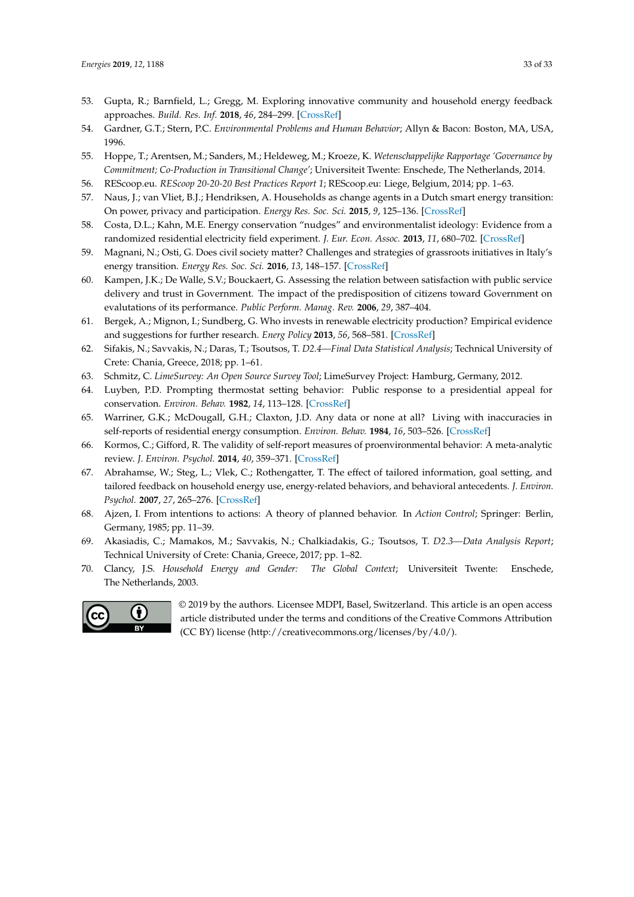53. Gupta, R.; Barnfield, L.; Gregg, M. Exploring innovative community and household energy feedback approaches. *Build. Res. Inf.* **2018**, *46*, 284–299. [CrossRef]
54. Gardner, G.T.; Stern, P.C. *Environmental Problems and Human Behavior*; Allyn & Bacon: Boston, MA, USA, 1996.
55. Hoppe, T.; Arentsen, M.; Sanders, M.; Heldeweg, M.; Kroeze, K. *Wetenschappelijke Rapportage 'Governance by Commitment; Co-Production in Transitional Change'*; Universiteit Twente: Enschede, The Netherlands, 2014.
56. REScoop.eu. *REScoop 20-20-20 Best Practices Report 1*; REScoop.eu: Liege, Belgium, 2014; pp. 1–63.
57. Naus, J.; van Vliet, B.J.; Hendriksen, A. Households as change agents in a Dutch smart energy transition: On power, privacy and participation. *Energy Res. Soc. Sci.* **2015**, *9*, 125–136. [CrossRef]
58. Costa, D.L.; Kahn, M.E. Energy conservation "nudges" and environmentalist ideology: Evidence from a randomized residential electricity field experiment. *J. Eur. Econ. Assoc.* **2013**, *11*, 680–702. [CrossRef]
59. Magnani, N.; Osti, G. Does civil society matter? Challenges and strategies of grassroots initiatives in Italy's energy transition. *Energy Res. Soc. Sci.* **2016**, *13*, 148–157. [CrossRef]
60. Kampen, J.K.; De Walle, S.V.; Bouckaert, G. Assessing the relation between satisfaction with public service delivery and trust in Government. The impact of the predisposition of citizens toward Government on evalutations of its performance. *Public Perform. Manag. Rev.* **2006**, *29*, 387–404.
61. Bergek, A.; Mignon, I.; Sundberg, G. Who invests in renewable electricity production? Empirical evidence and suggestions for further research. *Energ Policy* **2013**, *56*, 568–581. [CrossRef]
62. Sifakis, N.; Savvakis, N.; Daras, T.; Tsoutsos, T. *D2.4—Final Data Statistical Analysis*; Technical University of Crete: Chania, Greece, 2018; pp. 1–61.
63. Schmitz, C. *LimeSurvey: An Open Source Survey Tool*; LimeSurvey Project: Hamburg, Germany, 2012.
64. Luyben, P.D. Prompting thermostat setting behavior: Public response to a presidential appeal for conservation. *Environ. Behav.* **1982**, *14*, 113–128. [CrossRef]
65. Warriner, G.K.; McDougall, G.H.; Claxton, J.D. Any data or none at all? Living with inaccuracies in self-reports of residential energy consumption. *Environ. Behav.* **1984**, *16*, 503–526. [CrossRef]
66. Kormos, C.; Gifford, R. The validity of self-report measures of proenvironmental behavior: A meta-analytic review. *J. Environ. Psychol.* **2014**, *40*, 359–371. [CrossRef]
67. Abrahamse, W.; Steg, L.; Vlek, C.; Rothengatter, T. The effect of tailored information, goal setting, and tailored feedback on household energy use, energy-related behaviors, and behavioral antecedents. *J. Environ. Psychol.* **2007**, *27*, 265–276. [CrossRef]
68. Ajzen, I. From intentions to actions: A theory of planned behavior. In *Action Control*; Springer: Berlin, Germany, 1985; pp. 11–39.
69. Akasiadis, C.; Mamakos, M.; Savvakis, N.; Chalkiadakis, G.; Tsoutsos, T. *D2.3—Data Analysis Report*; Technical University of Crete: Chania, Greece, 2017; pp. 1–82.
70. Clancy, J.S. *Household Energy and Gender: The Global Context*; Universiteit Twente: Enschede, The Netherlands, 2003.

© 2019 by the authors. Licensee MDPI, Basel, Switzerland. This article is an open access article distributed under the terms and conditions of the Creative Commons Attribution (CC BY) license (http://creativecommons.org/licenses/by/4.0/).